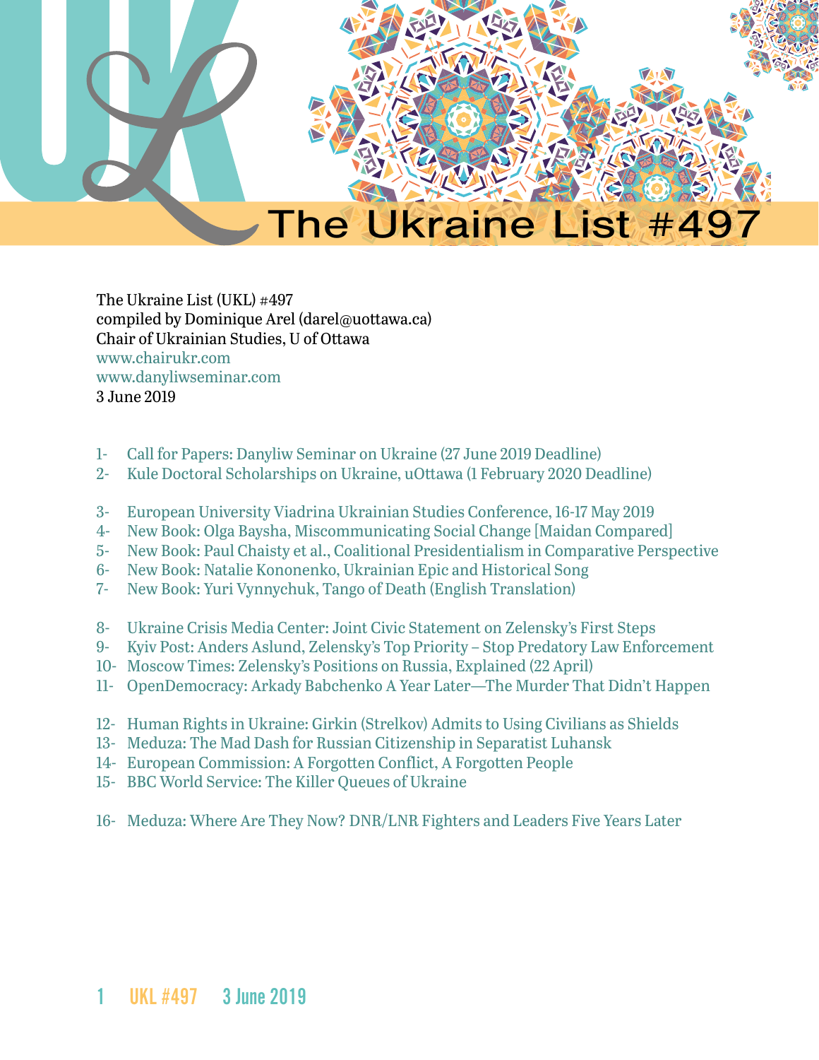# The Ukraine List #497

The Ukraine List (UKL) #497
compiled by Dominique Arel (darel@uottawa.ca)
Chair of Ukrainian Studies, U of Ottawa
www.chairukr.com
www.danyliwseminar.com
3 June 2019

1- Call for Papers: Danyliw Seminar on Ukraine (27 June 2019 Deadline)
2- Kule Doctoral Scholarships on Ukraine, uOttawa (1 February 2020 Deadline)

3- European University Viadrina Ukrainian Studies Conference, 16-17 May 2019
4- New Book: Olga Baysha, Miscommunicating Social Change [Maidan Compared]
5- New Book: Paul Chaisty et al., Coalitional Presidentialism in Comparative Perspective
6- New Book: Natalie Kononenko, Ukrainian Epic and Historical Song
7- New Book: Yuri Vynnychuk, Tango of Death (English Translation)

8- Ukraine Crisis Media Center: Joint Civic Statement on Zelensky's First Steps
9- Kyiv Post: Anders Aslund, Zelensky's Top Priority – Stop Predatory Law Enforcement
10- Moscow Times: Zelensky's Positions on Russia, Explained (22 April)
11- OpenDemocracy: Arkady Babchenko A Year Later—The Murder That Didn't Happen

12- Human Rights in Ukraine: Girkin (Strelkov) Admits to Using Civilians as Shields
13- Meduza: The Mad Dash for Russian Citizenship in Separatist Luhansk
14- European Commission: A Forgotten Conflict, A Forgotten People
15- BBC World Service: The Killer Queues of Ukraine

16- Meduza: Where Are They Now? DNR/LNR Fighters and Leaders Five Years Later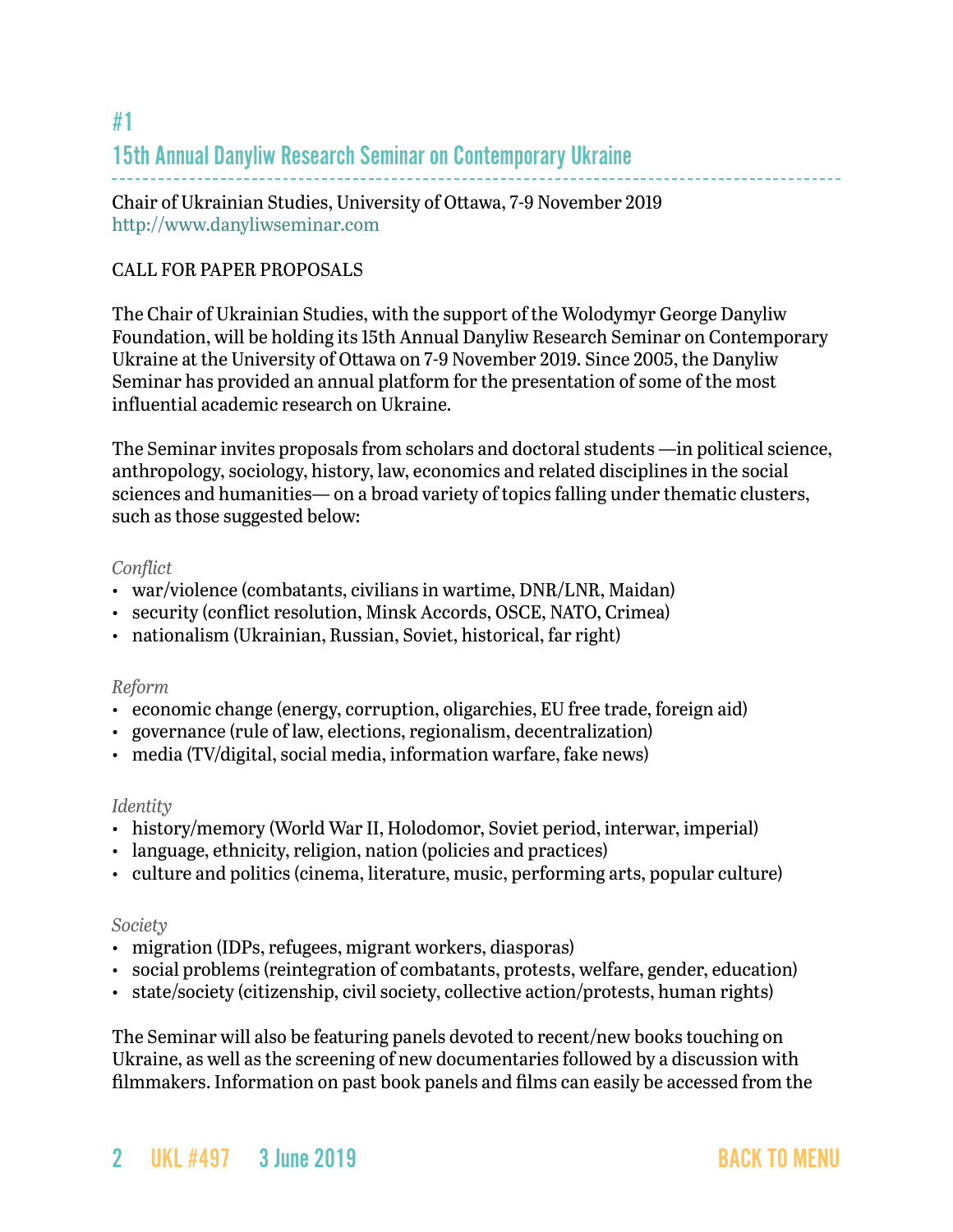# #1

## 15th Annual Danyliw Research Seminar on Contemporary Ukraine

Chair of Ukrainian Studies, University of Ottawa, 7-9 November 2019
http://www.danyliwseminar.com

CALL FOR PAPER PROPOSALS

The Chair of Ukrainian Studies, with the support of the Wolodymyr George Danyliw Foundation, will be holding its 15th Annual Danyliw Research Seminar on Contemporary Ukraine at the University of Ottawa on 7-9 November 2019. Since 2005, the Danyliw Seminar has provided an annual platform for the presentation of some of the most influential academic research on Ukraine.

The Seminar invites proposals from scholars and doctoral students —in political science, anthropology, sociology, history, law, economics and related disciplines in the social sciences and humanities— on a broad variety of topics falling under thematic clusters, such as those suggested below:

*Conflict*

- war/violence (combatants, civilians in wartime, DNR/LNR, Maidan)
- security (conflict resolution, Minsk Accords, OSCE, NATO, Crimea)
- nationalism (Ukrainian, Russian, Soviet, historical, far right)

*Reform*

- economic change (energy, corruption, oligarchies, EU free trade, foreign aid)
- governance (rule of law, elections, regionalism, decentralization)
- media (TV/digital, social media, information warfare, fake news)

*Identity*

- history/memory (World War II, Holodomor, Soviet period, interwar, imperial)
- language, ethnicity, religion, nation (policies and practices)
- culture and politics (cinema, literature, music, performing arts, popular culture)

*Society*

- migration (IDPs, refugees, migrant workers, diasporas)
- social problems (reintegration of combatants, protests, welfare, gender, education)
- state/society (citizenship, civil society, collective action/protests, human rights)

The Seminar will also be featuring panels devoted to recent/new books touching on Ukraine, as well as the screening of new documentaries followed by a discussion with filmmakers. Information on past book panels and films can easily be accessed from the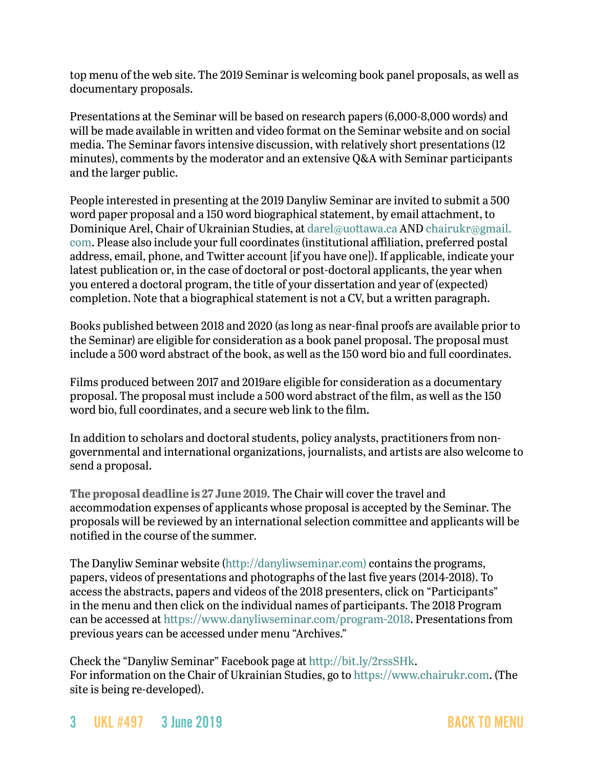top menu of the web site. The 2019 Seminar is welcoming book panel proposals, as well as documentary proposals.

Presentations at the Seminar will be based on research papers (6,000-8,000 words) and will be made available in written and video format on the Seminar website and on social media. The Seminar favors intensive discussion, with relatively short presentations (12 minutes), comments by the moderator and an extensive Q&A with Seminar participants and the larger public.

People interested in presenting at the 2019 Danyliw Seminar are invited to submit a 500 word paper proposal and a 150 word biographical statement, by email attachment, to Dominique Arel, Chair of Ukrainian Studies, at darel@uottawa.ca AND chairukr@gmail.com. Please also include your full coordinates (institutional affiliation, preferred postal address, email, phone, and Twitter account [if you have one]). If applicable, indicate your latest publication or, in the case of doctoral or post-doctoral applicants, the year when you entered a doctoral program, the title of your dissertation and year of (expected) completion. Note that a biographical statement is not a CV, but a written paragraph.

Books published between 2018 and 2020 (as long as near-final proofs are available prior to the Seminar) are eligible for consideration as a book panel proposal. The proposal must include a 500 word abstract of the book, as well as the 150 word bio and full coordinates.

Films produced between 2017 and 2019are eligible for consideration as a documentary proposal. The proposal must include a 500 word abstract of the film, as well as the 150 word bio, full coordinates, and a secure web link to the film.

In addition to scholars and doctoral students, policy analysts, practitioners from non-governmental and international organizations, journalists, and artists are also welcome to send a proposal.

**The proposal deadline is 27 June 2019.** The Chair will cover the travel and accommodation expenses of applicants whose proposal is accepted by the Seminar. The proposals will be reviewed by an international selection committee and applicants will be notified in the course of the summer.

The Danyliw Seminar website (http://danyliwseminar.com) contains the programs, papers, videos of presentations and photographs of the last five years (2014-2018). To access the abstracts, papers and videos of the 2018 presenters, click on "Participants" in the menu and then click on the individual names of participants. The 2018 Program can be accessed at https://www.danyliwseminar.com/program-2018. Presentations from previous years can be accessed under menu "Archives."

Check the "Danyliw Seminar" Facebook page at http://bit.ly/2rssSHk.
For information on the Chair of Ukrainian Studies, go to https://www.chairukr.com. (The site is being re-developed).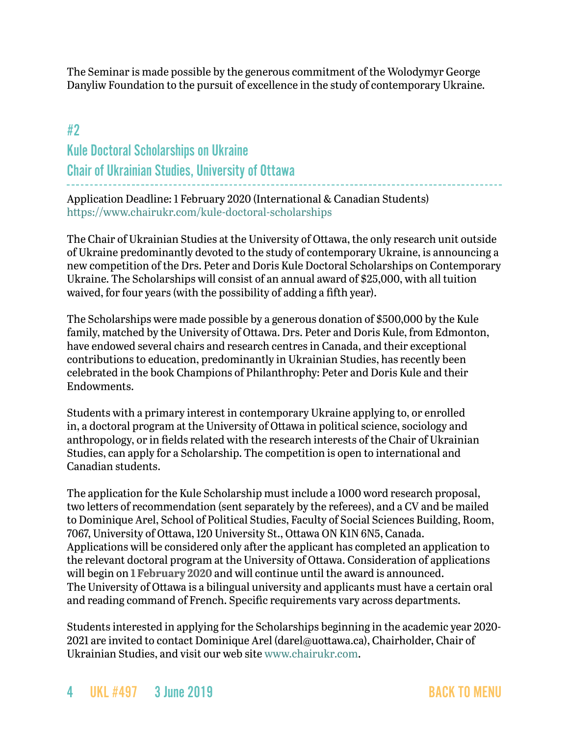The Seminar is made possible by the generous commitment of the Wolodymyr George Danyliw Foundation to the pursuit of excellence in the study of contemporary Ukraine.

## #2

## Kule Doctoral Scholarships on Ukraine
## Chair of Ukrainian Studies, University of Ottawa

Application Deadline: 1 February 2020 (International & Canadian Students)
https://www.chairukr.com/kule-doctoral-scholarships

The Chair of Ukrainian Studies at the University of Ottawa, the only research unit outside of Ukraine predominantly devoted to the study of contemporary Ukraine, is announcing a new competition of the Drs. Peter and Doris Kule Doctoral Scholarships on Contemporary Ukraine. The Scholarships will consist of an annual award of $25,000, with all tuition waived, for four years (with the possibility of adding a fifth year).

The Scholarships were made possible by a generous donation of $500,000 by the Kule family, matched by the University of Ottawa. Drs. Peter and Doris Kule, from Edmonton, have endowed several chairs and research centres in Canada, and their exceptional contributions to education, predominantly in Ukrainian Studies, has recently been celebrated in the book Champions of Philanthropy: Peter and Doris Kule and their Endowments.

Students with a primary interest in contemporary Ukraine applying to, or enrolled in, a doctoral program at the University of Ottawa in political science, sociology and anthropology, or in fields related with the research interests of the Chair of Ukrainian Studies, can apply for a Scholarship. The competition is open to international and Canadian students.

The application for the Kule Scholarship must include a 1000 word research proposal, two letters of recommendation (sent separately by the referees), and a CV and be mailed to Dominique Arel, School of Political Studies, Faculty of Social Sciences Building, Room, 7067, University of Ottawa, 120 University St., Ottawa ON K1N 6N5, Canada. Applications will be considered only after the applicant has completed an application to the relevant doctoral program at the University of Ottawa. Consideration of applications will begin on **1 February 2020** and will continue until the award is announced. The University of Ottawa is a bilingual university and applicants must have a certain oral and reading command of French. Specific requirements vary across departments.

Students interested in applying for the Scholarships beginning in the academic year 2020-2021 are invited to contact Dominique Arel (darel@uottawa.ca), Chairholder, Chair of Ukrainian Studies, and visit our web site www.chairukr.com.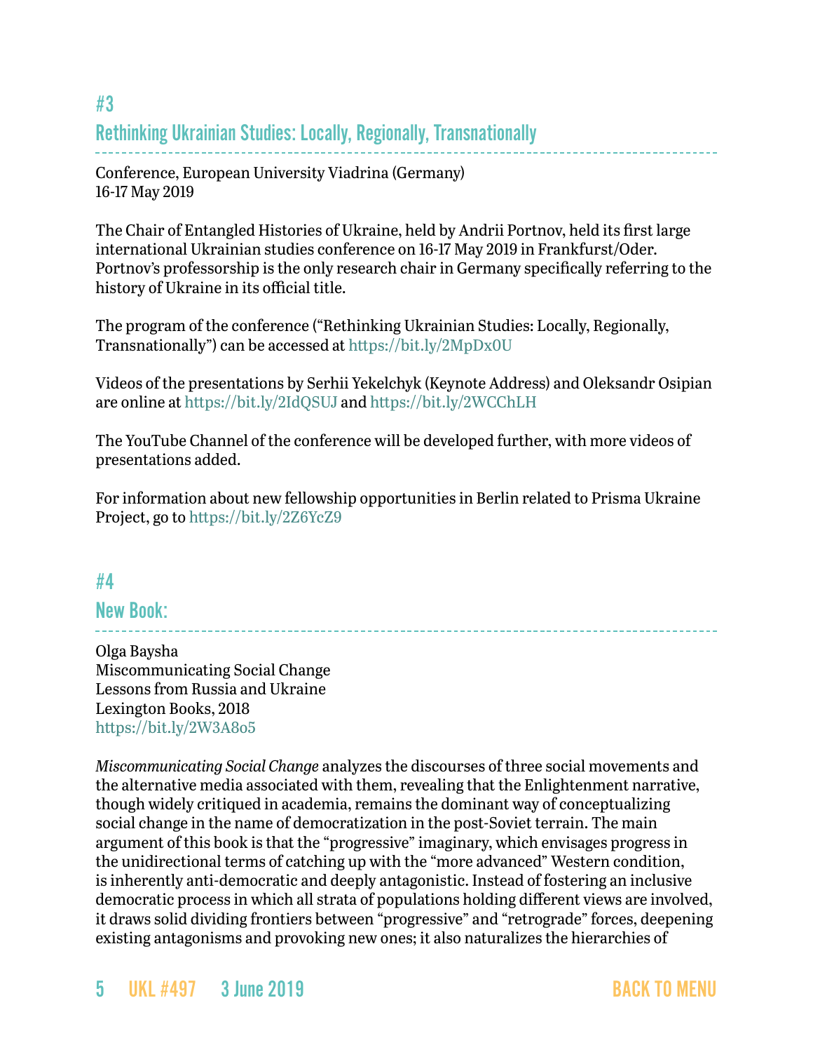## #3

## Rethinking Ukrainian Studies: Locally, Regionally, Transnationally

Conference, European University Viadrina (Germany)
16-17 May 2019

The Chair of Entangled Histories of Ukraine, held by Andrii Portnov, held its first large international Ukrainian studies conference on 16-17 May 2019 in Frankfurst/Oder. Portnov's professorship is the only research chair in Germany specifically referring to the history of Ukraine in its official title.

The program of the conference ("Rethinking Ukrainian Studies: Locally, Regionally, Transnationally") can be accessed at https://bit.ly/2MpDx0U

Videos of the presentations by Serhii Yekelchyk (Keynote Address) and Oleksandr Osipian are online at https://bit.ly/2IdQSUJ and https://bit.ly/2WCChLH

The YouTube Channel of the conference will be developed further, with more videos of presentations added.

For information about new fellowship opportunities in Berlin related to Prisma Ukraine Project, go to https://bit.ly/2Z6YcZ9

## #4

## New Book:

Olga Baysha
Miscommunicating Social Change
Lessons from Russia and Ukraine
Lexington Books, 2018
https://bit.ly/2W3A8o5

*Miscommunicating Social Change* analyzes the discourses of three social movements and the alternative media associated with them, revealing that the Enlightenment narrative, though widely critiqued in academia, remains the dominant way of conceptualizing social change in the name of democratization in the post-Soviet terrain. The main argument of this book is that the "progressive" imaginary, which envisages progress in the unidirectional terms of catching up with the "more advanced" Western condition, is inherently anti-democratic and deeply antagonistic. Instead of fostering an inclusive democratic process in which all strata of populations holding different views are involved, it draws solid dividing frontiers between "progressive" and "retrograde" forces, deepening existing antagonisms and provoking new ones; it also naturalizes the hierarchies of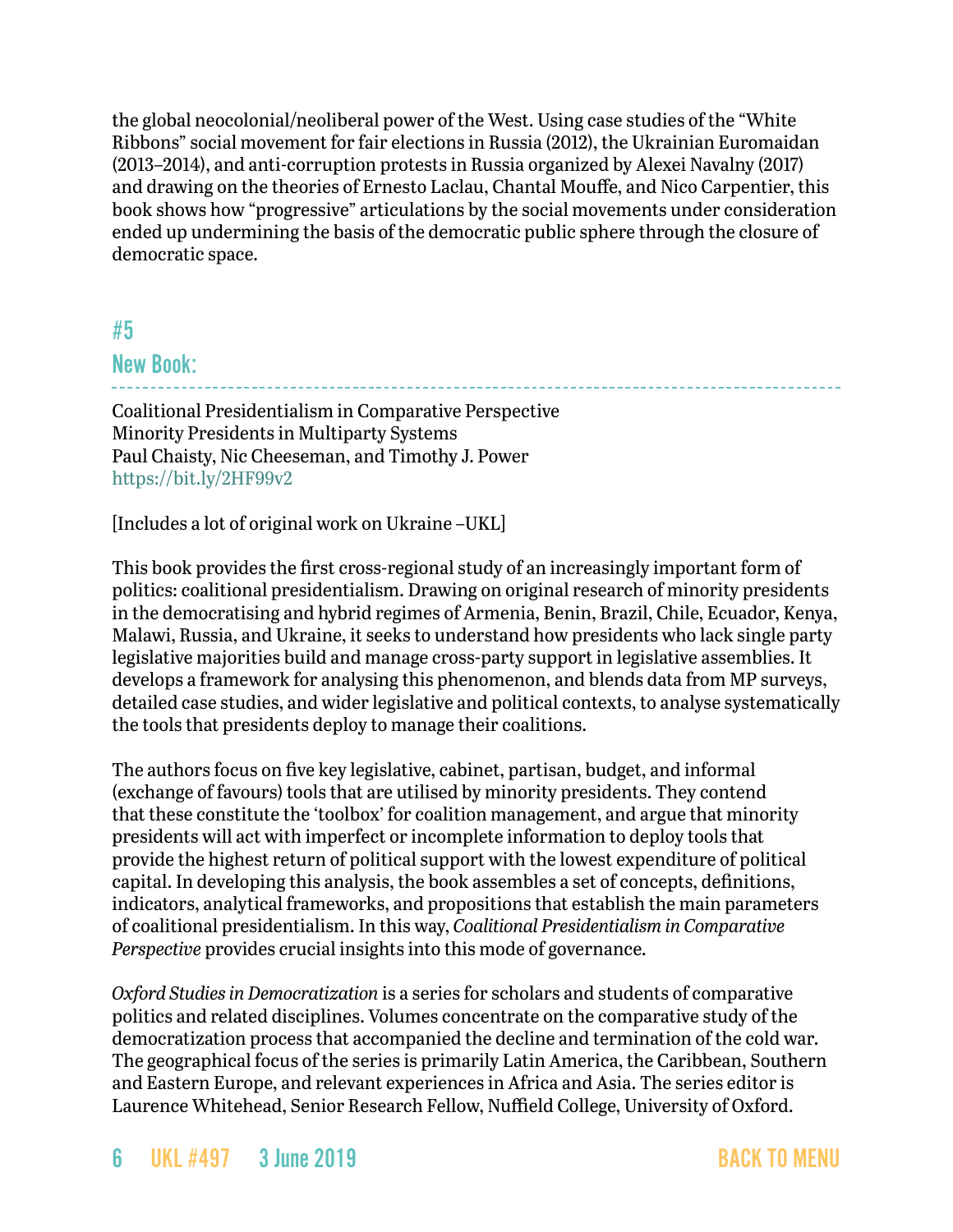the global neocolonial/neoliberal power of the West. Using case studies of the "White Ribbons" social movement for fair elections in Russia (2012), the Ukrainian Euromaidan (2013–2014), and anti-corruption protests in Russia organized by Alexei Navalny (2017) and drawing on the theories of Ernesto Laclau, Chantal Mouffe, and Nico Carpentier, this book shows how "progressive" articulations by the social movements under consideration ended up undermining the basis of the democratic public sphere through the closure of democratic space.

## #5

## New Book:

Coalitional Presidentialism in Comparative Perspective
Minority Presidents in Multiparty Systems
Paul Chaisty, Nic Cheeseman, and Timothy J. Power
https://bit.ly/2HF99v2

[Includes a lot of original work on Ukraine –UKL]

This book provides the first cross-regional study of an increasingly important form of politics: coalitional presidentialism. Drawing on original research of minority presidents in the democratising and hybrid regimes of Armenia, Benin, Brazil, Chile, Ecuador, Kenya, Malawi, Russia, and Ukraine, it seeks to understand how presidents who lack single party legislative majorities build and manage cross-party support in legislative assemblies. It develops a framework for analysing this phenomenon, and blends data from MP surveys, detailed case studies, and wider legislative and political contexts, to analyse systematically the tools that presidents deploy to manage their coalitions.

The authors focus on five key legislative, cabinet, partisan, budget, and informal (exchange of favours) tools that are utilised by minority presidents. They contend that these constitute the 'toolbox' for coalition management, and argue that minority presidents will act with imperfect or incomplete information to deploy tools that provide the highest return of political support with the lowest expenditure of political capital. In developing this analysis, the book assembles a set of concepts, definitions, indicators, analytical frameworks, and propositions that establish the main parameters of coalitional presidentialism. In this way, *Coalitional Presidentialism in Comparative Perspective* provides crucial insights into this mode of governance.

*Oxford Studies in Democratization* is a series for scholars and students of comparative politics and related disciplines. Volumes concentrate on the comparative study of the democratization process that accompanied the decline and termination of the cold war. The geographical focus of the series is primarily Latin America, the Caribbean, Southern and Eastern Europe, and relevant experiences in Africa and Asia. The series editor is Laurence Whitehead, Senior Research Fellow, Nuffield College, University of Oxford.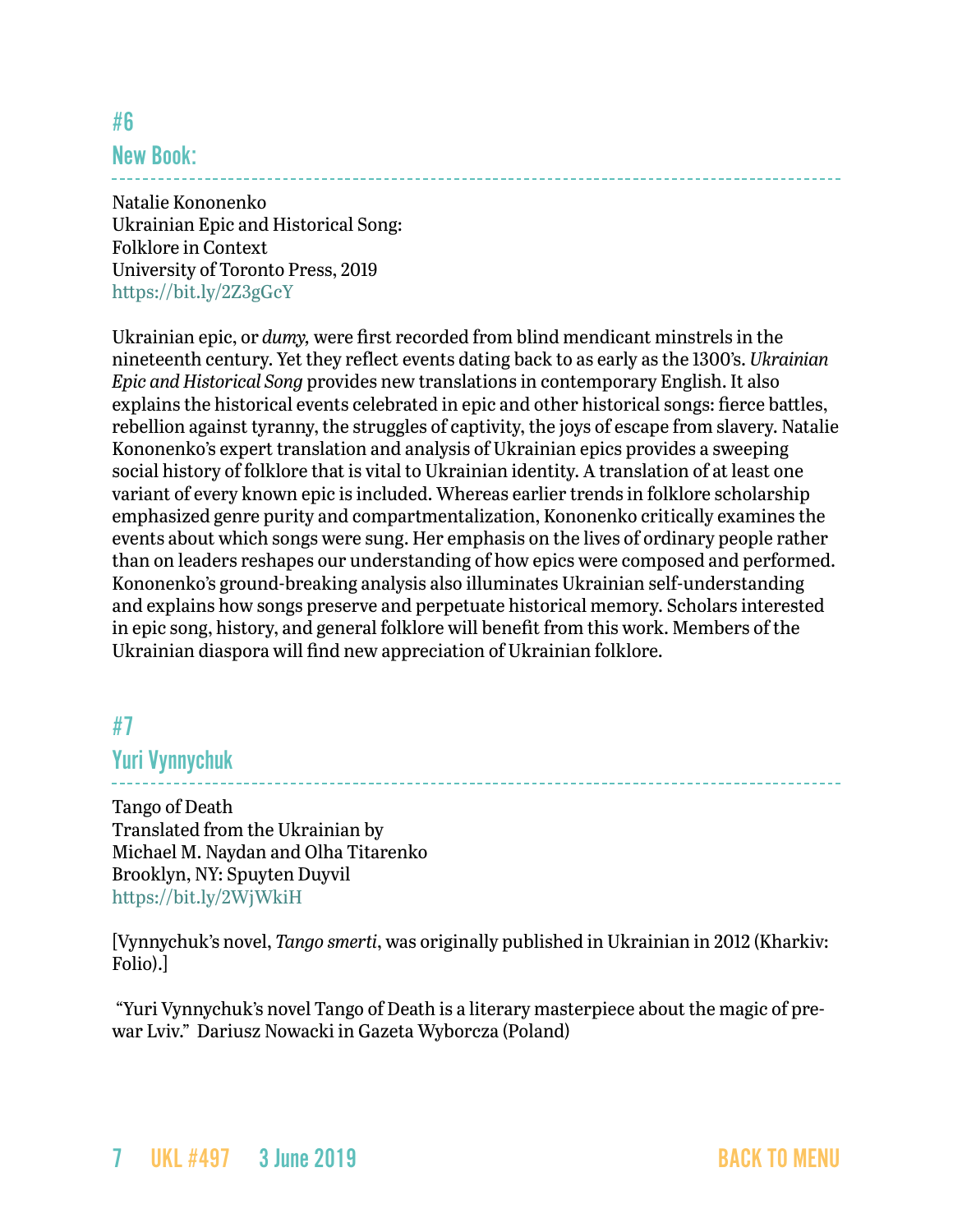## #6

## New Book:

Natalie Kononenko
Ukrainian Epic and Historical Song:
Folklore in Context
University of Toronto Press, 2019
https://bit.ly/2Z3gGcY

Ukrainian epic, or *dumy,* were first recorded from blind mendicant minstrels in the nineteenth century. Yet they reflect events dating back to as early as the 1300's. *Ukrainian Epic and Historical Song* provides new translations in contemporary English. It also explains the historical events celebrated in epic and other historical songs: fierce battles, rebellion against tyranny, the struggles of captivity, the joys of escape from slavery. Natalie Kononenko's expert translation and analysis of Ukrainian epics provides a sweeping social history of folklore that is vital to Ukrainian identity. A translation of at least one variant of every known epic is included. Whereas earlier trends in folklore scholarship emphasized genre purity and compartmentalization, Kononenko critically examines the events about which songs were sung. Her emphasis on the lives of ordinary people rather than on leaders reshapes our understanding of how epics were composed and performed. Kononenko's ground-breaking analysis also illuminates Ukrainian self-understanding and explains how songs preserve and perpetuate historical memory. Scholars interested in epic song, history, and general folklore will benefit from this work. Members of the Ukrainian diaspora will find new appreciation of Ukrainian folklore.

## #7

## Yuri Vynnychuk

Tango of Death
Translated from the Ukrainian by
Michael M. Naydan and Olha Titarenko
Brooklyn, NY: Spuyten Duyvil
https://bit.ly/2WjWkiH

[Vynnychuk's novel, *Tango smerti*, was originally published in Ukrainian in 2012 (Kharkiv: Folio).]

"Yuri Vynnychuk's novel Tango of Death is a literary masterpiece about the magic of pre-war Lviv." Dariusz Nowacki in Gazeta Wyborcza (Poland)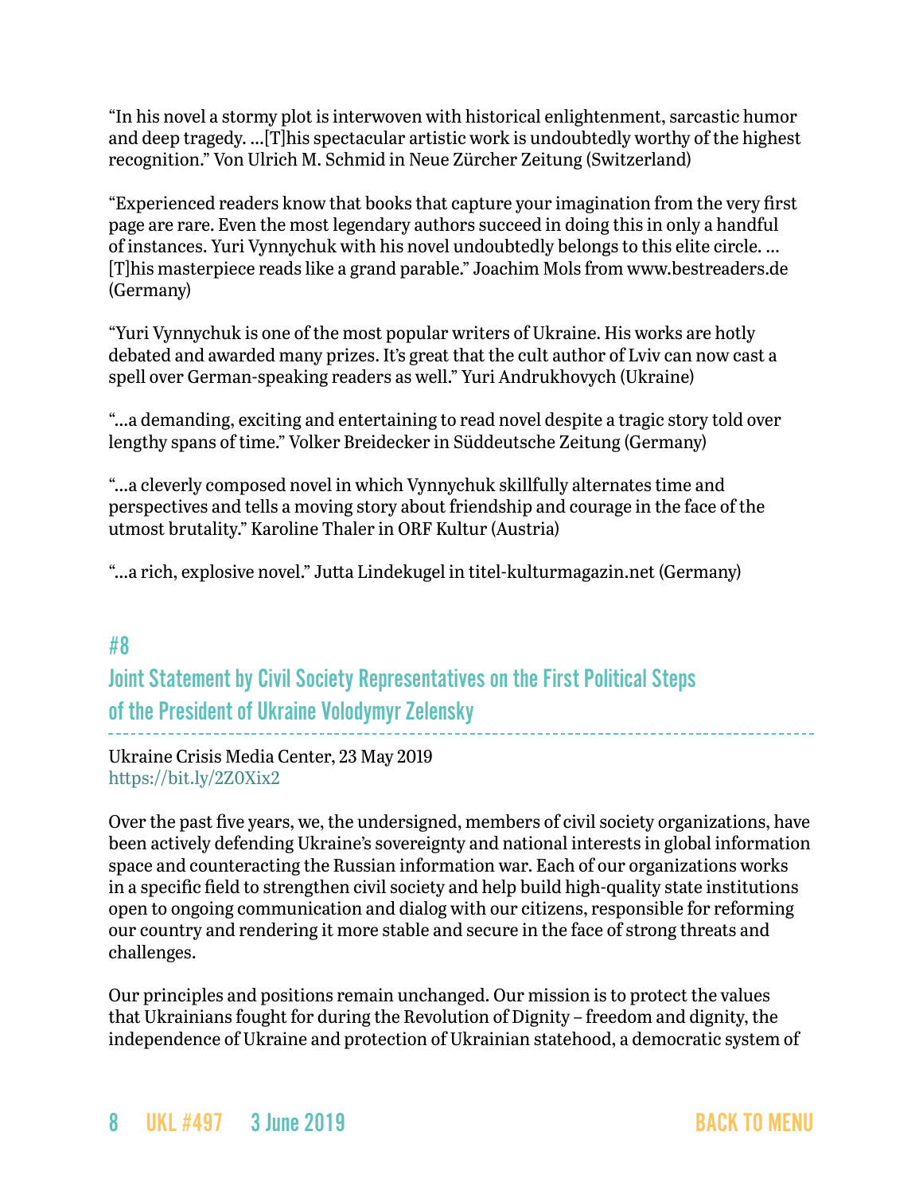"In his novel a stormy plot is interwoven with historical enlightenment, sarcastic humor and deep tragedy. ...[T]his spectacular artistic work is undoubtedly worthy of the highest recognition." Von Ulrich M. Schmid in Neue Zürcher Zeitung (Switzerland)

"Experienced readers know that books that capture your imagination from the very first page are rare. Even the most legendary authors succeed in doing this in only a handful of instances. Yuri Vynnychuk with his novel undoubtedly belongs to this elite circle. ...[T]his masterpiece reads like a grand parable." Joachim Mols from www.bestreaders.de (Germany)

"Yuri Vynnychuk is one of the most popular writers of Ukraine. His works are hotly debated and awarded many prizes. It's great that the cult author of Lviv can now cast a spell over German-speaking readers as well." Yuri Andrukhovych (Ukraine)

"...a demanding, exciting and entertaining to read novel despite a tragic story told over lengthy spans of time." Volker Breidecker in Süddeutsche Zeitung (Germany)

"...a cleverly composed novel in which Vynnychuk skillfully alternates time and perspectives and tells a moving story about friendship and courage in the face of the utmost brutality." Karoline Thaler in ORF Kultur (Austria)

"...a rich, explosive novel." Jutta Lindekugel in titel-kulturmagazin.net (Germany)

## #8
## Joint Statement by Civil Society Representatives on the First Political Steps of the President of Ukraine Volodymyr Zelensky

Ukraine Crisis Media Center, 23 May 2019
https://bit.ly/2Z0Xix2

Over the past five years, we, the undersigned, members of civil society organizations, have been actively defending Ukraine's sovereignty and national interests in global information space and counteracting the Russian information war. Each of our organizations works in a specific field to strengthen civil society and help build high-quality state institutions open to ongoing communication and dialog with our citizens, responsible for reforming our country and rendering it more stable and secure in the face of strong threats and challenges.

Our principles and positions remain unchanged. Our mission is to protect the values that Ukrainians fought for during the Revolution of Dignity – freedom and dignity, the independence of Ukraine and protection of Ukrainian statehood, a democratic system of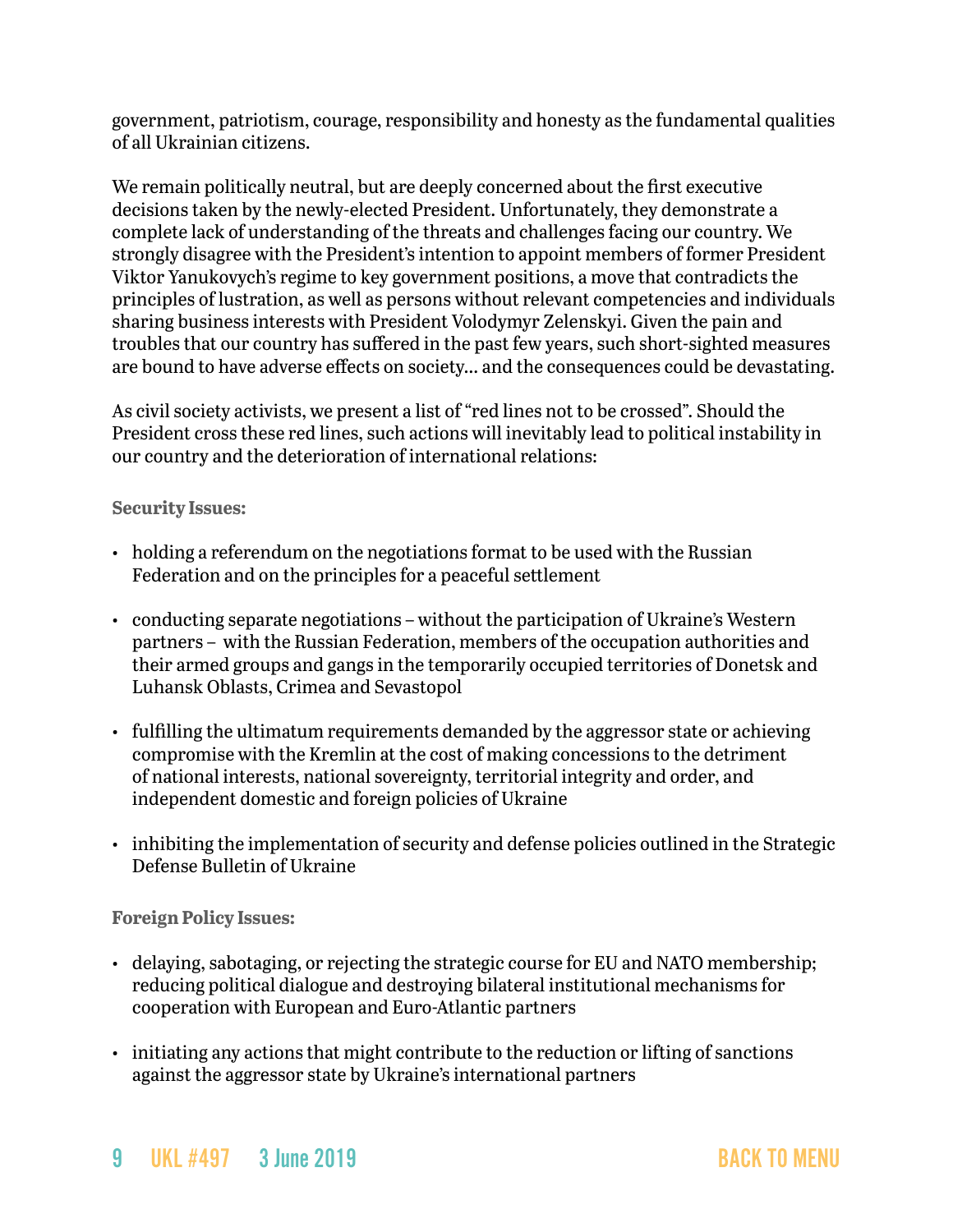government, patriotism, courage, responsibility and honesty as the fundamental qualities of all Ukrainian citizens.

We remain politically neutral, but are deeply concerned about the first executive decisions taken by the newly-elected President. Unfortunately, they demonstrate a complete lack of understanding of the threats and challenges facing our country. We strongly disagree with the President's intention to appoint members of former President Viktor Yanukovych's regime to key government positions, a move that contradicts the principles of lustration, as well as persons without relevant competencies and individuals sharing business interests with President Volodymyr Zelenskyi. Given the pain and troubles that our country has suffered in the past few years, such short-sighted measures are bound to have adverse effects on society… and the consequences could be devastating.

As civil society activists, we present a list of "red lines not to be crossed". Should the President cross these red lines, such actions will inevitably lead to political instability in our country and the deterioration of international relations:

**Security Issues:**

- holding a referendum on the negotiations format to be used with the Russian Federation and on the principles for a peaceful settlement
- conducting separate negotiations – without the participation of Ukraine's Western partners – with the Russian Federation, members of the occupation authorities and their armed groups and gangs in the temporarily occupied territories of Donetsk and Luhansk Oblasts, Crimea and Sevastopol
- fulfilling the ultimatum requirements demanded by the aggressor state or achieving compromise with the Kremlin at the cost of making concessions to the detriment of national interests, national sovereignty, territorial integrity and order, and independent domestic and foreign policies of Ukraine
- inhibiting the implementation of security and defense policies outlined in the Strategic Defense Bulletin of Ukraine

**Foreign Policy Issues:**

- delaying, sabotaging, or rejecting the strategic course for EU and NATO membership; reducing political dialogue and destroying bilateral institutional mechanisms for cooperation with European and Euro-Atlantic partners
- initiating any actions that might contribute to the reduction or lifting of sanctions against the aggressor state by Ukraine's international partners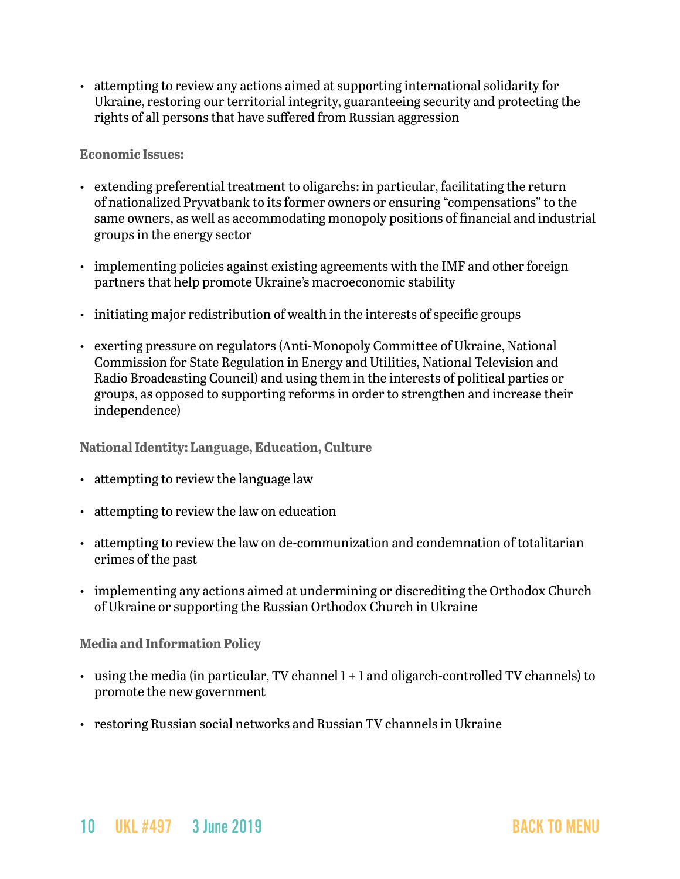- attempting to review any actions aimed at supporting international solidarity for Ukraine, restoring our territorial integrity, guaranteeing security and protecting the rights of all persons that have suffered from Russian aggression

**Economic Issues:**

- extending preferential treatment to oligarchs: in particular, facilitating the return of nationalized Pryvatbank to its former owners or ensuring "compensations" to the same owners, as well as accommodating monopoly positions of financial and industrial groups in the energy sector

- implementing policies against existing agreements with the IMF and other foreign partners that help promote Ukraine's macroeconomic stability

- initiating major redistribution of wealth in the interests of specific groups

- exerting pressure on regulators (Anti-Monopoly Committee of Ukraine, National Commission for State Regulation in Energy and Utilities, National Television and Radio Broadcasting Council) and using them in the interests of political parties or groups, as opposed to supporting reforms in order to strengthen and increase their independence)

**National Identity: Language, Education, Culture**

- attempting to review the language law

- attempting to review the law on education

- attempting to review the law on de-communization and condemnation of totalitarian crimes of the past

- implementing any actions aimed at undermining or discrediting the Orthodox Church of Ukraine or supporting the Russian Orthodox Church in Ukraine

**Media and Information Policy**

- using the media (in particular, TV channel 1 + 1 and oligarch-controlled TV channels) to promote the new government

- restoring Russian social networks and Russian TV channels in Ukraine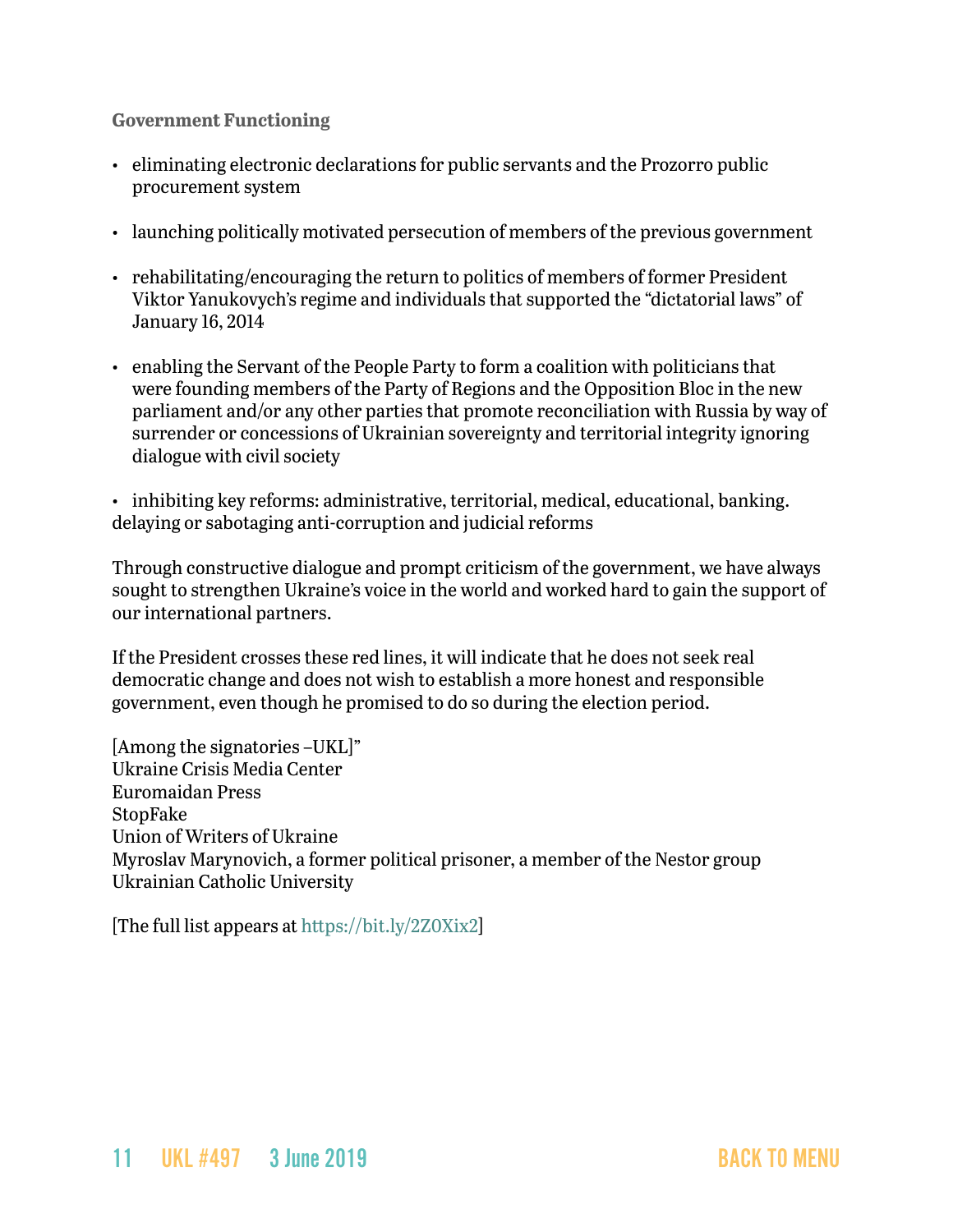**Government Functioning**

- eliminating electronic declarations for public servants and the Prozorro public procurement system
- launching politically motivated persecution of members of the previous government
- rehabilitating/encouraging the return to politics of members of former President Viktor Yanukovych's regime and individuals that supported the "dictatorial laws" of January 16, 2014
- enabling the Servant of the People Party to form a coalition with politicians that were founding members of the Party of Regions and the Opposition Bloc in the new parliament and/or any other parties that promote reconciliation with Russia by way of surrender or concessions of Ukrainian sovereignty and territorial integrity ignoring dialogue with civil society
- inhibiting key reforms: administrative, territorial, medical, educational, banking. delaying or sabotaging anti-corruption and judicial reforms

Through constructive dialogue and prompt criticism of the government, we have always sought to strengthen Ukraine's voice in the world and worked hard to gain the support of our international partners.

If the President crosses these red lines, it will indicate that he does not seek real democratic change and does not wish to establish a more honest and responsible government, even though he promised to do so during the election period.

[Among the signatories –UKL]"
Ukraine Crisis Media Center
Euromaidan Press
StopFake
Union of Writers of Ukraine
Myroslav Marynovich, a former political prisoner, a member of the Nestor group
Ukrainian Catholic University

[The full list appears at https://bit.ly/2Z0Xix2]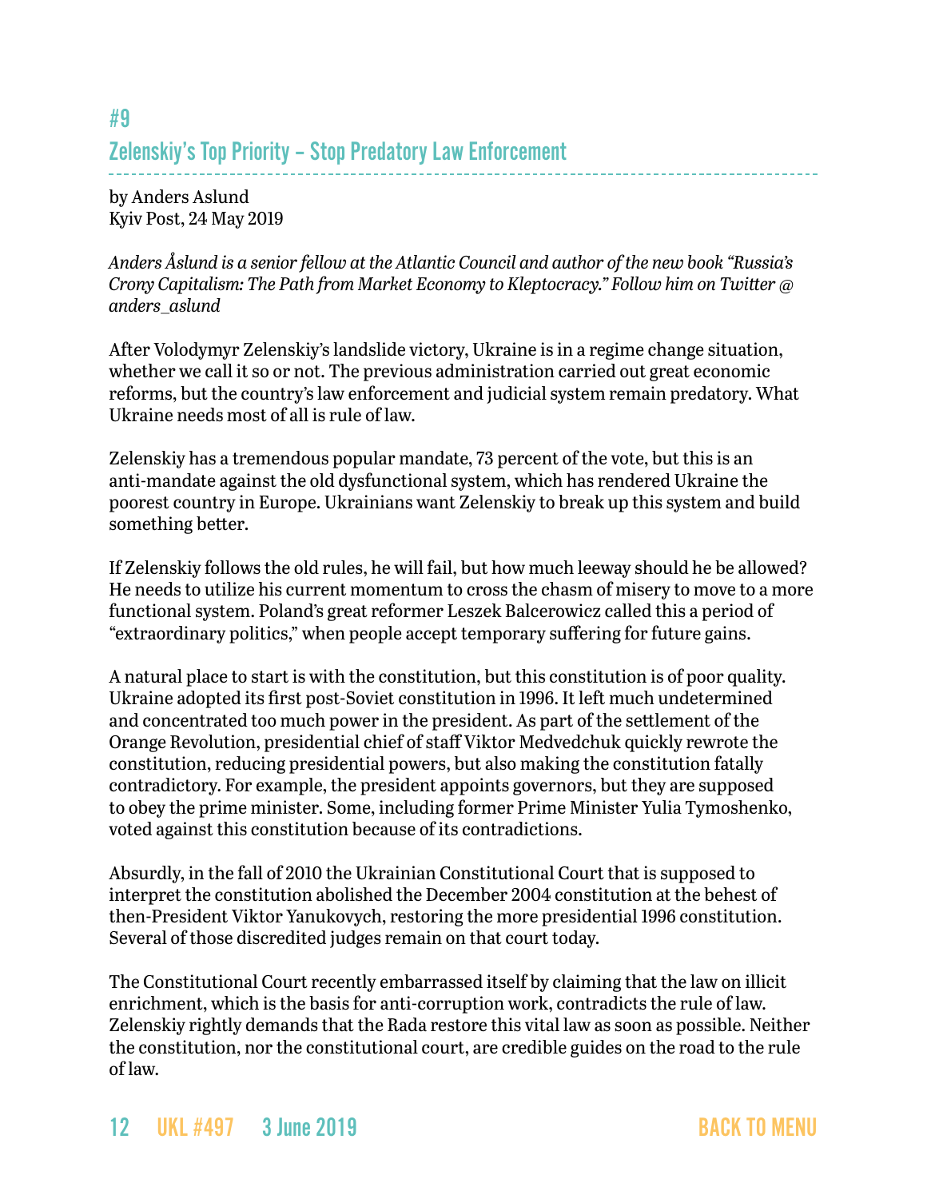## #9

## Zelenskiy's Top Priority – Stop Predatory Law Enforcement

by Anders Aslund
Kyiv Post, 24 May 2019

*Anders Åslund is a senior fellow at the Atlantic Council and author of the new book "Russia's Crony Capitalism: The Path from Market Economy to Kleptocracy." Follow him on Twitter @ anders_aslund*

After Volodymyr Zelenskiy's landslide victory, Ukraine is in a regime change situation, whether we call it so or not. The previous administration carried out great economic reforms, but the country's law enforcement and judicial system remain predatory. What Ukraine needs most of all is rule of law.

Zelenskiy has a tremendous popular mandate, 73 percent of the vote, but this is an anti-mandate against the old dysfunctional system, which has rendered Ukraine the poorest country in Europe. Ukrainians want Zelenskiy to break up this system and build something better.

If Zelenskiy follows the old rules, he will fail, but how much leeway should he be allowed? He needs to utilize his current momentum to cross the chasm of misery to move to a more functional system. Poland's great reformer Leszek Balcerowicz called this a period of "extraordinary politics," when people accept temporary suffering for future gains.

A natural place to start is with the constitution, but this constitution is of poor quality. Ukraine adopted its first post-Soviet constitution in 1996. It left much undetermined and concentrated too much power in the president. As part of the settlement of the Orange Revolution, presidential chief of staff Viktor Medvedchuk quickly rewrote the constitution, reducing presidential powers, but also making the constitution fatally contradictory. For example, the president appoints governors, but they are supposed to obey the prime minister. Some, including former Prime Minister Yulia Tymoshenko, voted against this constitution because of its contradictions.

Absurdly, in the fall of 2010 the Ukrainian Constitutional Court that is supposed to interpret the constitution abolished the December 2004 constitution at the behest of then-President Viktor Yanukovych, restoring the more presidential 1996 constitution. Several of those discredited judges remain on that court today.

The Constitutional Court recently embarrassed itself by claiming that the law on illicit enrichment, which is the basis for anti-corruption work, contradicts the rule of law. Zelenskiy rightly demands that the Rada restore this vital law as soon as possible. Neither the constitution, nor the constitutional court, are credible guides on the road to the rule of law.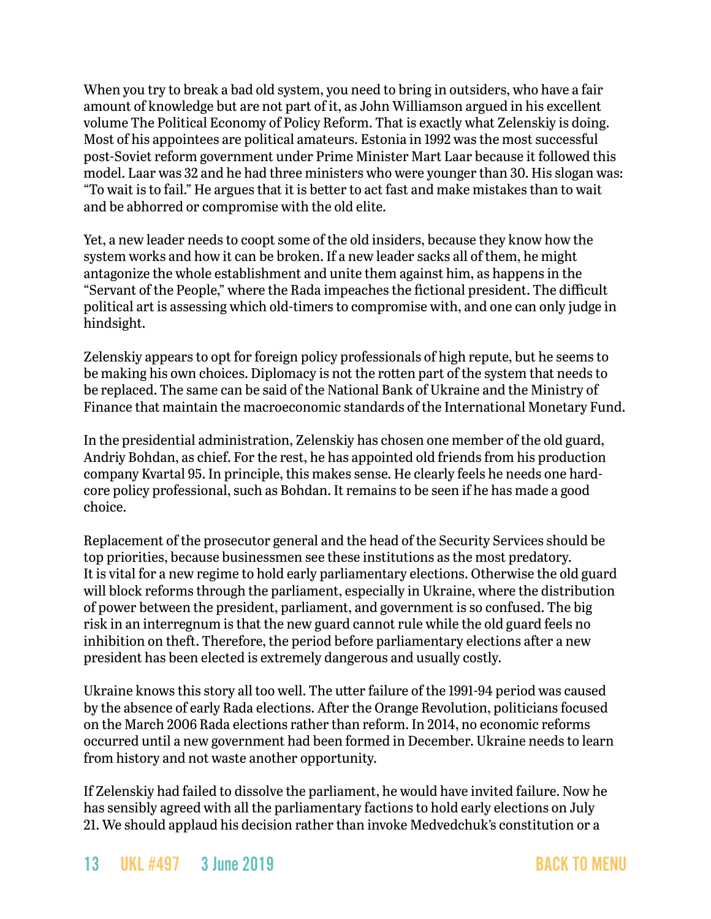When you try to break a bad old system, you need to bring in outsiders, who have a fair amount of knowledge but are not part of it, as John Williamson argued in his excellent volume The Political Economy of Policy Reform. That is exactly what Zelenskiy is doing. Most of his appointees are political amateurs. Estonia in 1992 was the most successful post-Soviet reform government under Prime Minister Mart Laar because it followed this model. Laar was 32 and he had three ministers who were younger than 30. His slogan was: "To wait is to fail." He argues that it is better to act fast and make mistakes than to wait and be abhorred or compromise with the old elite.

Yet, a new leader needs to coopt some of the old insiders, because they know how the system works and how it can be broken. If a new leader sacks all of them, he might antagonize the whole establishment and unite them against him, as happens in the "Servant of the People," where the Rada impeaches the fictional president. The difficult political art is assessing which old-timers to compromise with, and one can only judge in hindsight.

Zelenskiy appears to opt for foreign policy professionals of high repute, but he seems to be making his own choices. Diplomacy is not the rotten part of the system that needs to be replaced. The same can be said of the National Bank of Ukraine and the Ministry of Finance that maintain the macroeconomic standards of the International Monetary Fund.

In the presidential administration, Zelenskiy has chosen one member of the old guard, Andriy Bohdan, as chief. For the rest, he has appointed old friends from his production company Kvartal 95. In principle, this makes sense. He clearly feels he needs one hard-core policy professional, such as Bohdan. It remains to be seen if he has made a good choice.

Replacement of the prosecutor general and the head of the Security Services should be top priorities, because businessmen see these institutions as the most predatory. It is vital for a new regime to hold early parliamentary elections. Otherwise the old guard will block reforms through the parliament, especially in Ukraine, where the distribution of power between the president, parliament, and government is so confused. The big risk in an interregnum is that the new guard cannot rule while the old guard feels no inhibition on theft. Therefore, the period before parliamentary elections after a new president has been elected is extremely dangerous and usually costly.

Ukraine knows this story all too well. The utter failure of the 1991-94 period was caused by the absence of early Rada elections. After the Orange Revolution, politicians focused on the March 2006 Rada elections rather than reform. In 2014, no economic reforms occurred until a new government had been formed in December. Ukraine needs to learn from history and not waste another opportunity.

If Zelenskiy had failed to dissolve the parliament, he would have invited failure. Now he has sensibly agreed with all the parliamentary factions to hold early elections on July 21. We should applaud his decision rather than invoke Medvedchuk's constitution or a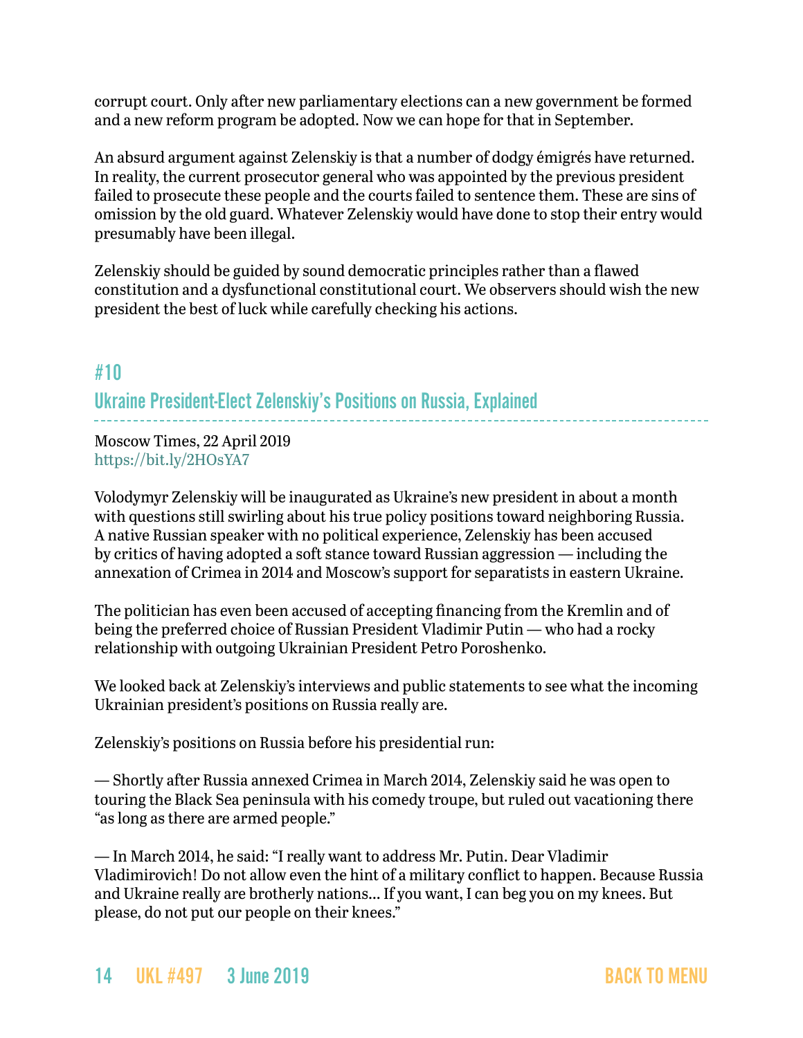corrupt court. Only after new parliamentary elections can a new government be formed and a new reform program be adopted. Now we can hope for that in September.

An absurd argument against Zelenskiy is that a number of dodgy émigrés have returned. In reality, the current prosecutor general who was appointed by the previous president failed to prosecute these people and the courts failed to sentence them. These are sins of omission by the old guard. Whatever Zelenskiy would have done to stop their entry would presumably have been illegal.

Zelenskiy should be guided by sound democratic principles rather than a flawed constitution and a dysfunctional constitutional court. We observers should wish the new president the best of luck while carefully checking his actions.

## #10

## Ukraine President-Elect Zelenskiy's Positions on Russia, Explained

Moscow Times, 22 April 2019
https://bit.ly/2HOsYA7

Volodymyr Zelenskiy will be inaugurated as Ukraine's new president in about a month with questions still swirling about his true policy positions toward neighboring Russia. A native Russian speaker with no political experience, Zelenskiy has been accused by critics of having adopted a soft stance toward Russian aggression — including the annexation of Crimea in 2014 and Moscow's support for separatists in eastern Ukraine.

The politician has even been accused of accepting financing from the Kremlin and of being the preferred choice of Russian President Vladimir Putin — who had a rocky relationship with outgoing Ukrainian President Petro Poroshenko.

We looked back at Zelenskiy's interviews and public statements to see what the incoming Ukrainian president's positions on Russia really are.

Zelenskiy's positions on Russia before his presidential run:

— Shortly after Russia annexed Crimea in March 2014, Zelenskiy said he was open to touring the Black Sea peninsula with his comedy troupe, but ruled out vacationing there "as long as there are armed people."

— In March 2014, he said: "I really want to address Mr. Putin. Dear Vladimir Vladimirovich! Do not allow even the hint of a military conflict to happen. Because Russia and Ukraine really are brotherly nations… If you want, I can beg you on my knees. But please, do not put our people on their knees."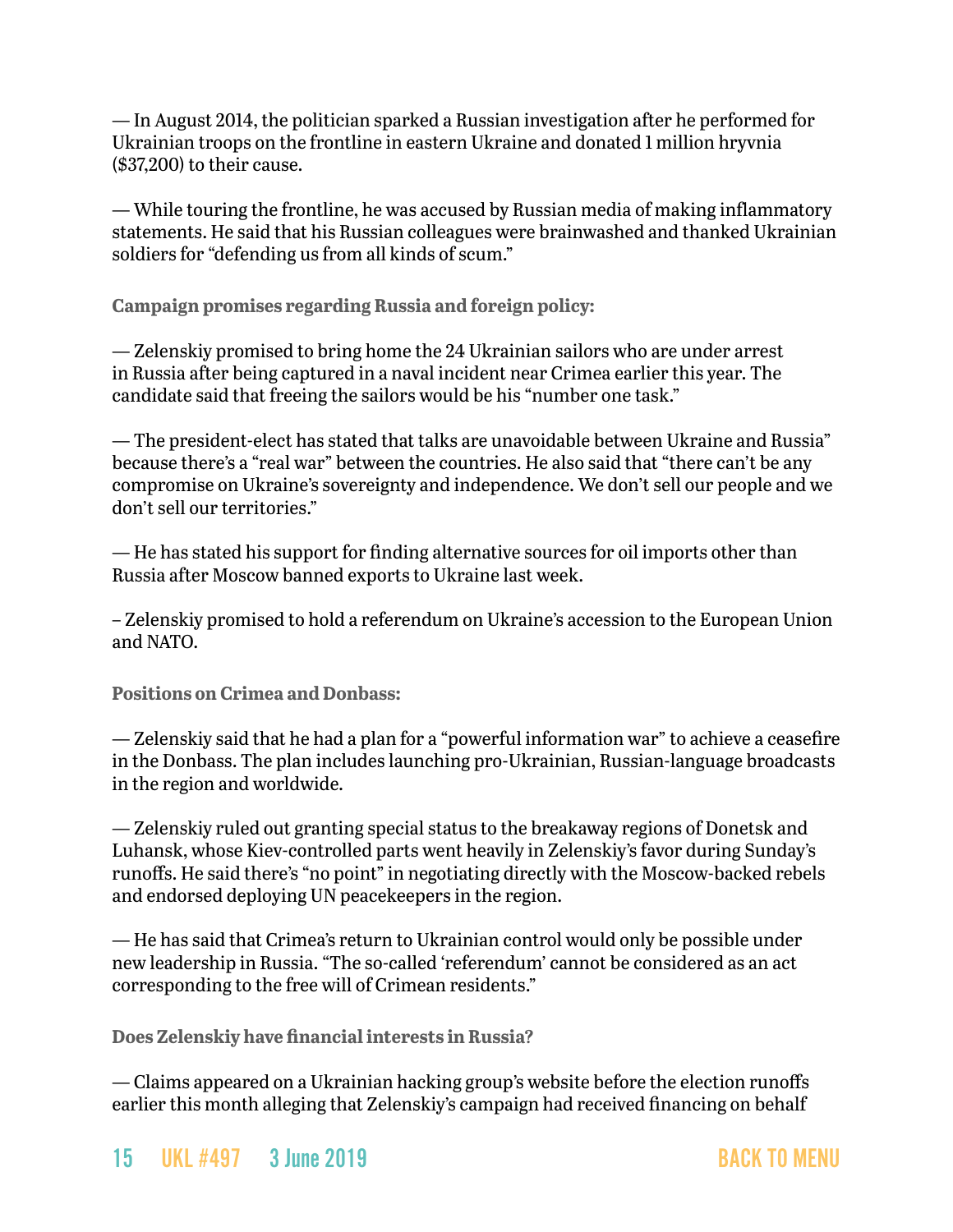— In August 2014, the politician sparked a Russian investigation after he performed for Ukrainian troops on the frontline in eastern Ukraine and donated 1 million hryvnia ($37,200) to their cause.

— While touring the frontline, he was accused by Russian media of making inflammatory statements. He said that his Russian colleagues were brainwashed and thanked Ukrainian soldiers for "defending us from all kinds of scum."

**Campaign promises regarding Russia and foreign policy:**

— Zelenskiy promised to bring home the 24 Ukrainian sailors who are under arrest in Russia after being captured in a naval incident near Crimea earlier this year. The candidate said that freeing the sailors would be his "number one task."

— The president-elect has stated that talks are unavoidable between Ukraine and Russia" because there's a "real war" between the countries. He also said that "there can't be any compromise on Ukraine's sovereignty and independence. We don't sell our people and we don't sell our territories."

— He has stated his support for finding alternative sources for oil imports other than Russia after Moscow banned exports to Ukraine last week.

– Zelenskiy promised to hold a referendum on Ukraine's accession to the European Union and NATO.

**Positions on Crimea and Donbass:**

— Zelenskiy said that he had a plan for a "powerful information war" to achieve a ceasefire in the Donbass. The plan includes launching pro-Ukrainian, Russian-language broadcasts in the region and worldwide.

— Zelenskiy ruled out granting special status to the breakaway regions of Donetsk and Luhansk, whose Kiev-controlled parts went heavily in Zelenskiy's favor during Sunday's runoffs. He said there's "no point" in negotiating directly with the Moscow-backed rebels and endorsed deploying UN peacekeepers in the region.

— He has said that Crimea's return to Ukrainian control would only be possible under new leadership in Russia. "The so-called 'referendum' cannot be considered as an act corresponding to the free will of Crimean residents."

**Does Zelenskiy have financial interests in Russia?**

— Claims appeared on a Ukrainian hacking group's website before the election runoffs earlier this month alleging that Zelenskiy's campaign had received financing on behalf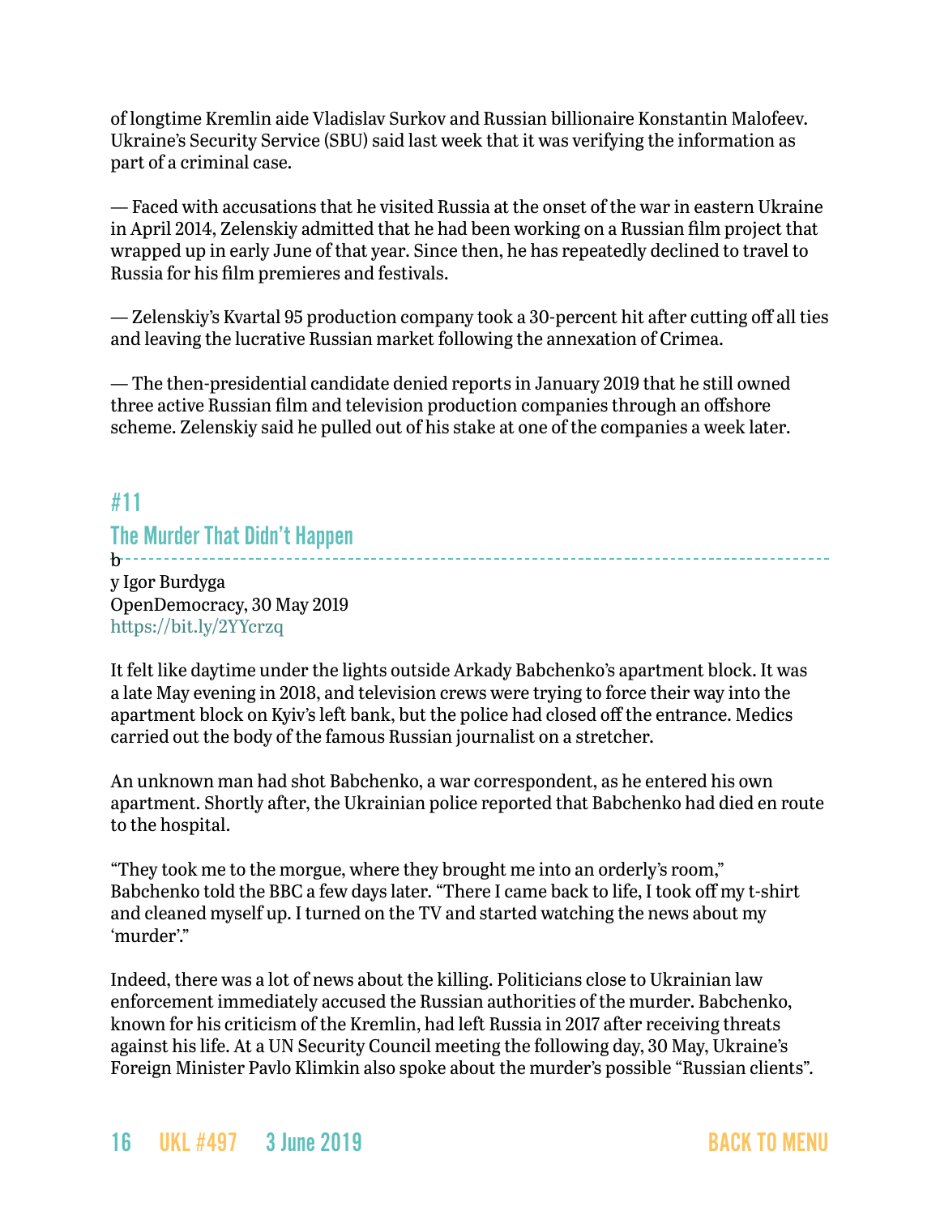of longtime Kremlin aide Vladislav Surkov and Russian billionaire Konstantin Malofeev. Ukraine's Security Service (SBU) said last week that it was verifying the information as part of a criminal case.

— Faced with accusations that he visited Russia at the onset of the war in eastern Ukraine in April 2014, Zelenskiy admitted that he had been working on a Russian film project that wrapped up in early June of that year. Since then, he has repeatedly declined to travel to Russia for his film premieres and festivals.

— Zelenskiy's Kvartal 95 production company took a 30-percent hit after cutting off all ties and leaving the lucrative Russian market following the annexation of Crimea.

— The then-presidential candidate denied reports in January 2019 that he still owned three active Russian film and television production companies through an offshore scheme. Zelenskiy said he pulled out of his stake at one of the companies a week later.

## #11

## The Murder That Didn't Happen

b

y Igor Burdyga
OpenDemocracy, 30 May 2019
https://bit.ly/2YYcrzq

It felt like daytime under the lights outside Arkady Babchenko's apartment block. It was a late May evening in 2018, and television crews were trying to force their way into the apartment block on Kyiv's left bank, but the police had closed off the entrance. Medics carried out the body of the famous Russian journalist on a stretcher.

An unknown man had shot Babchenko, a war correspondent, as he entered his own apartment. Shortly after, the Ukrainian police reported that Babchenko had died en route to the hospital.

"They took me to the morgue, where they brought me into an orderly's room," Babchenko told the BBC a few days later. "There I came back to life, I took off my t-shirt and cleaned myself up. I turned on the TV and started watching the news about my 'murder'."

Indeed, there was a lot of news about the killing. Politicians close to Ukrainian law enforcement immediately accused the Russian authorities of the murder. Babchenko, known for his criticism of the Kremlin, had left Russia in 2017 after receiving threats against his life. At a UN Security Council meeting the following day, 30 May, Ukraine's Foreign Minister Pavlo Klimkin also spoke about the murder's possible "Russian clients".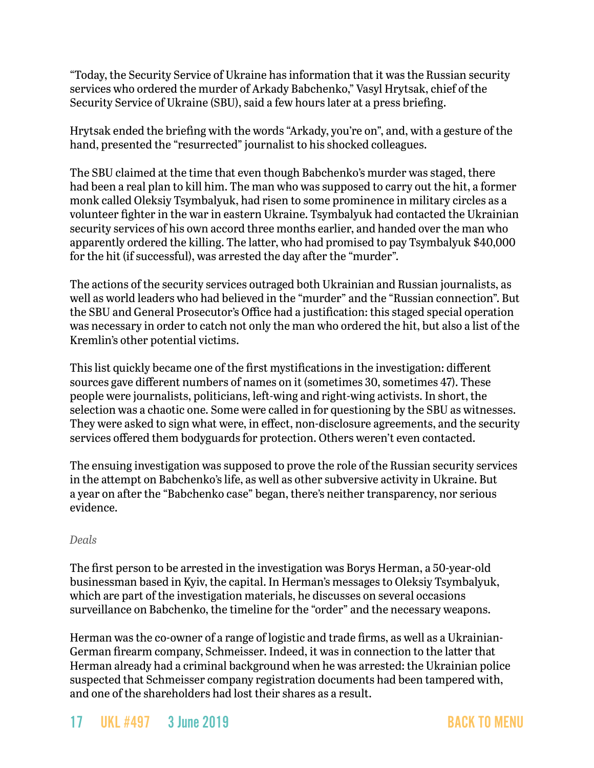"Today, the Security Service of Ukraine has information that it was the Russian security services who ordered the murder of Arkady Babchenko," Vasyl Hrytsak, chief of the Security Service of Ukraine (SBU), said a few hours later at a press briefing.

Hrytsak ended the briefing with the words "Arkady, you're on", and, with a gesture of the hand, presented the "resurrected" journalist to his shocked colleagues.

The SBU claimed at the time that even though Babchenko's murder was staged, there had been a real plan to kill him. The man who was supposed to carry out the hit, a former monk called Oleksiy Tsymbalyuk, had risen to some prominence in military circles as a volunteer fighter in the war in eastern Ukraine. Tsymbalyuk had contacted the Ukrainian security services of his own accord three months earlier, and handed over the man who apparently ordered the killing. The latter, who had promised to pay Tsymbalyuk $40,000 for the hit (if successful), was arrested the day after the "murder".

The actions of the security services outraged both Ukrainian and Russian journalists, as well as world leaders who had believed in the "murder" and the "Russian connection". But the SBU and General Prosecutor's Office had a justification: this staged special operation was necessary in order to catch not only the man who ordered the hit, but also a list of the Kremlin's other potential victims.

This list quickly became one of the first mystifications in the investigation: different sources gave different numbers of names on it (sometimes 30, sometimes 47). These people were journalists, politicians, left-wing and right-wing activists. In short, the selection was a chaotic one. Some were called in for questioning by the SBU as witnesses. They were asked to sign what were, in effect, non-disclosure agreements, and the security services offered them bodyguards for protection. Others weren't even contacted.

The ensuing investigation was supposed to prove the role of the Russian security services in the attempt on Babchenko's life, as well as other subversive activity in Ukraine. But a year on after the "Babchenko case" began, there's neither transparency, nor serious evidence.

*Deals*

The first person to be arrested in the investigation was Borys Herman, a 50-year-old businessman based in Kyiv, the capital. In Herman's messages to Oleksiy Tsymbalyuk, which are part of the investigation materials, he discusses on several occasions surveillance on Babchenko, the timeline for the "order" and the necessary weapons.

Herman was the co-owner of a range of logistic and trade firms, as well as a Ukrainian-German firearm company, Schmeisser. Indeed, it was in connection to the latter that Herman already had a criminal background when he was arrested: the Ukrainian police suspected that Schmeisser company registration documents had been tampered with, and one of the shareholders had lost their shares as a result.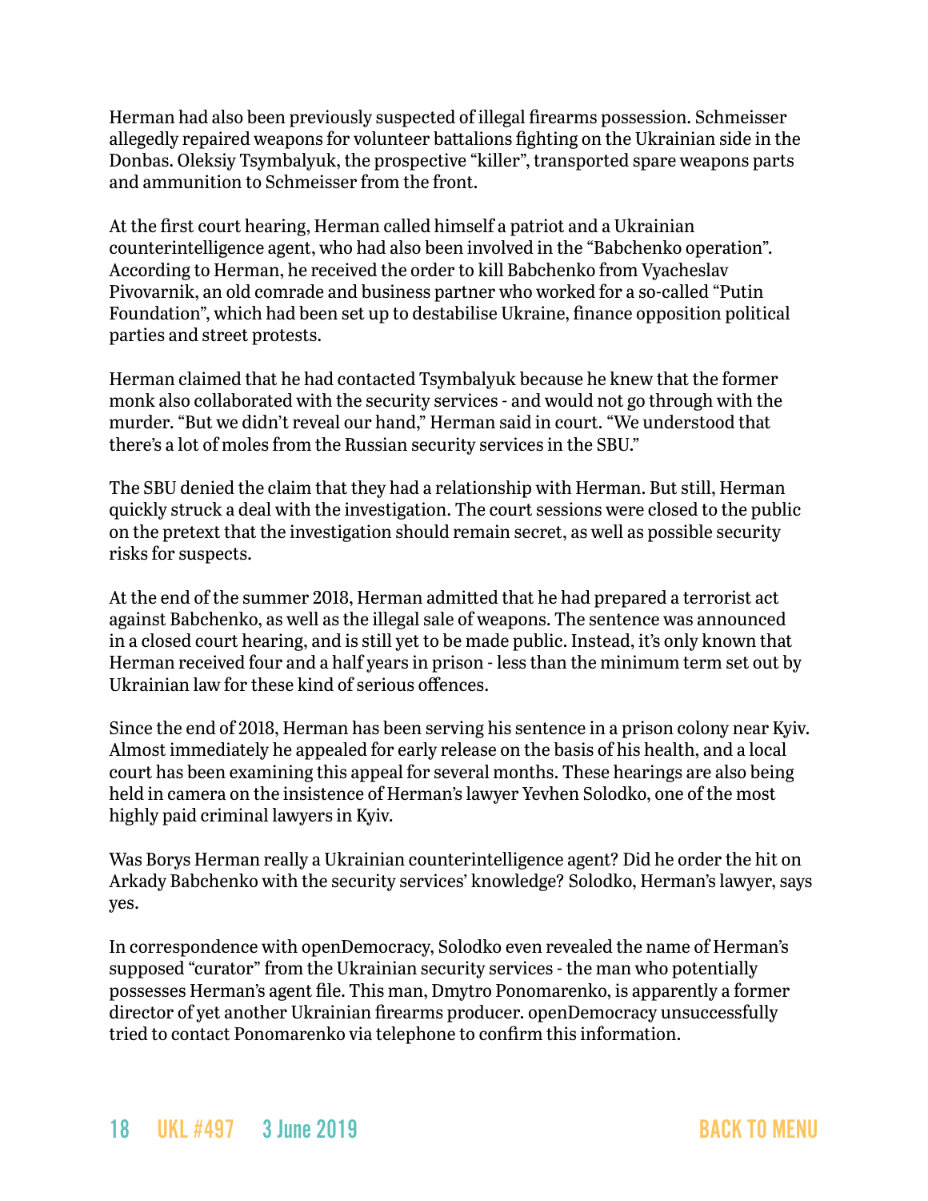Herman had also been previously suspected of illegal firearms possession. Schmeisser allegedly repaired weapons for volunteer battalions fighting on the Ukrainian side in the Donbas. Oleksiy Tsymbalyuk, the prospective "killer", transported spare weapons parts and ammunition to Schmeisser from the front.

At the first court hearing, Herman called himself a patriot and a Ukrainian counterintelligence agent, who had also been involved in the "Babchenko operation". According to Herman, he received the order to kill Babchenko from Vyacheslav Pivovarnik, an old comrade and business partner who worked for a so-called "Putin Foundation", which had been set up to destabilise Ukraine, finance opposition political parties and street protests.

Herman claimed that he had contacted Tsymbalyuk because he knew that the former monk also collaborated with the security services - and would not go through with the murder. "But we didn't reveal our hand," Herman said in court. "We understood that there's a lot of moles from the Russian security services in the SBU."

The SBU denied the claim that they had a relationship with Herman. But still, Herman quickly struck a deal with the investigation. The court sessions were closed to the public on the pretext that the investigation should remain secret, as well as possible security risks for suspects.

At the end of the summer 2018, Herman admitted that he had prepared a terrorist act against Babchenko, as well as the illegal sale of weapons. The sentence was announced in a closed court hearing, and is still yet to be made public. Instead, it's only known that Herman received four and a half years in prison - less than the minimum term set out by Ukrainian law for these kind of serious offences.

Since the end of 2018, Herman has been serving his sentence in a prison colony near Kyiv. Almost immediately he appealed for early release on the basis of his health, and a local court has been examining this appeal for several months. These hearings are also being held in camera on the insistence of Herman's lawyer Yevhen Solodko, one of the most highly paid criminal lawyers in Kyiv.

Was Borys Herman really a Ukrainian counterintelligence agent? Did he order the hit on Arkady Babchenko with the security services' knowledge? Solodko, Herman's lawyer, says yes.

In correspondence with openDemocracy, Solodko even revealed the name of Herman's supposed "curator" from the Ukrainian security services - the man who potentially possesses Herman's agent file. This man, Dmytro Ponomarenko, is apparently a former director of yet another Ukrainian firearms producer. openDemocracy unsuccessfully tried to contact Ponomarenko via telephone to confirm this information.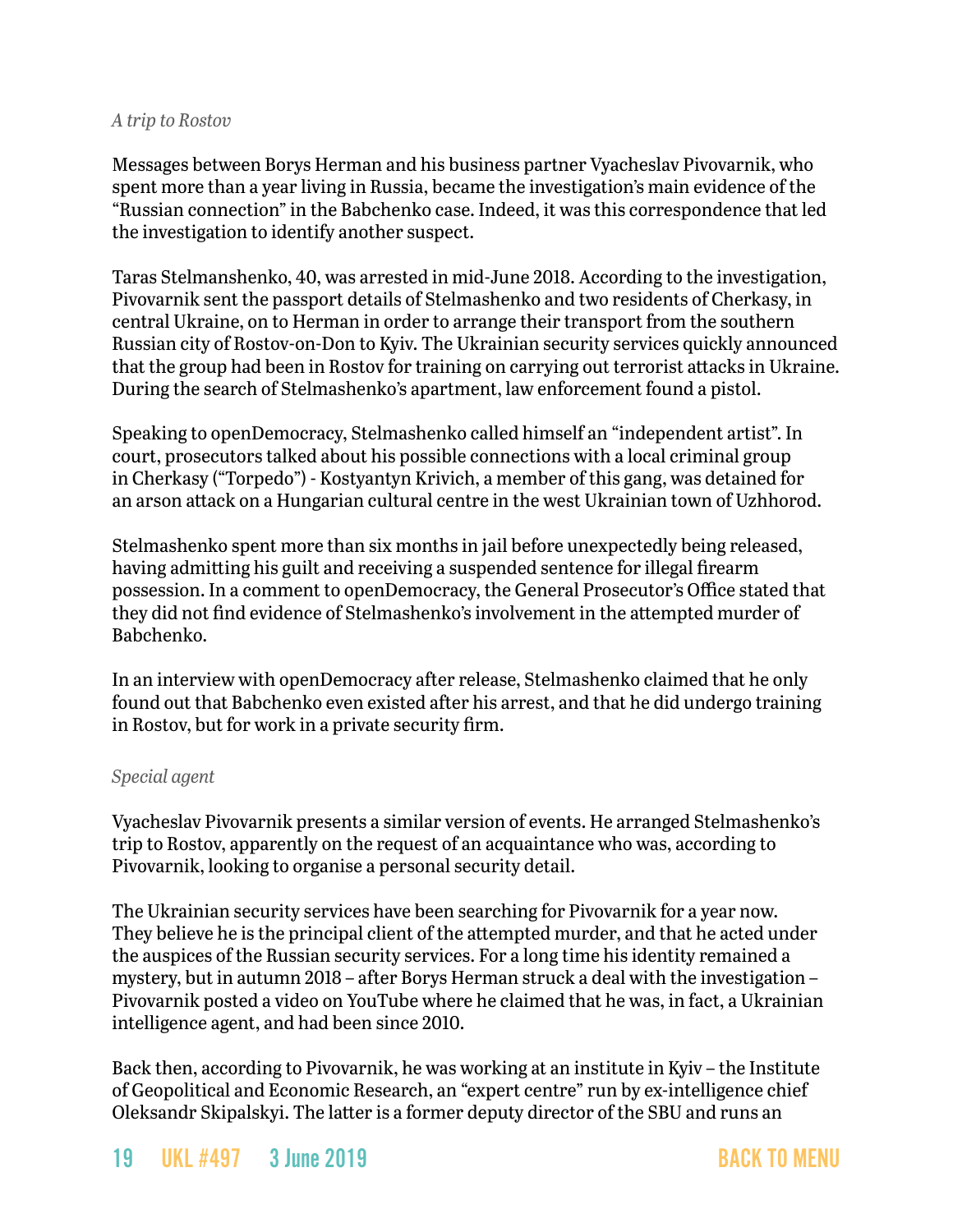*A trip to Rostov*

Messages between Borys Herman and his business partner Vyacheslav Pivovarnik, who spent more than a year living in Russia, became the investigation's main evidence of the "Russian connection" in the Babchenko case. Indeed, it was this correspondence that led the investigation to identify another suspect.

Taras Stelmanshenko, 40, was arrested in mid-June 2018. According to the investigation, Pivovarnik sent the passport details of Stelmashenko and two residents of Cherkasy, in central Ukraine, on to Herman in order to arrange their transport from the southern Russian city of Rostov-on-Don to Kyiv. The Ukrainian security services quickly announced that the group had been in Rostov for training on carrying out terrorist attacks in Ukraine. During the search of Stelmashenko's apartment, law enforcement found a pistol.

Speaking to openDemocracy, Stelmashenko called himself an "independent artist". In court, prosecutors talked about his possible connections with a local criminal group in Cherkasy ("Torpedo") - Kostyantyn Krivich, a member of this gang, was detained for an arson attack on a Hungarian cultural centre in the west Ukrainian town of Uzhhorod.

Stelmashenko spent more than six months in jail before unexpectedly being released, having admitting his guilt and receiving a suspended sentence for illegal firearm possession. In a comment to openDemocracy, the General Prosecutor's Office stated that they did not find evidence of Stelmashenko's involvement in the attempted murder of Babchenko.

In an interview with openDemocracy after release, Stelmashenko claimed that he only found out that Babchenko even existed after his arrest, and that he did undergo training in Rostov, but for work in a private security firm.

*Special agent*

Vyacheslav Pivovarnik presents a similar version of events. He arranged Stelmashenko's trip to Rostov, apparently on the request of an acquaintance who was, according to Pivovarnik, looking to organise a personal security detail.

The Ukrainian security services have been searching for Pivovarnik for a year now. They believe he is the principal client of the attempted murder, and that he acted under the auspices of the Russian security services. For a long time his identity remained a mystery, but in autumn 2018 – after Borys Herman struck a deal with the investigation – Pivovarnik posted a video on YouTube where he claimed that he was, in fact, a Ukrainian intelligence agent, and had been since 2010.

Back then, according to Pivovarnik, he was working at an institute in Kyiv – the Institute of Geopolitical and Economic Research, an "expert centre" run by ex-intelligence chief Oleksandr Skipalskyi. The latter is a former deputy director of the SBU and runs an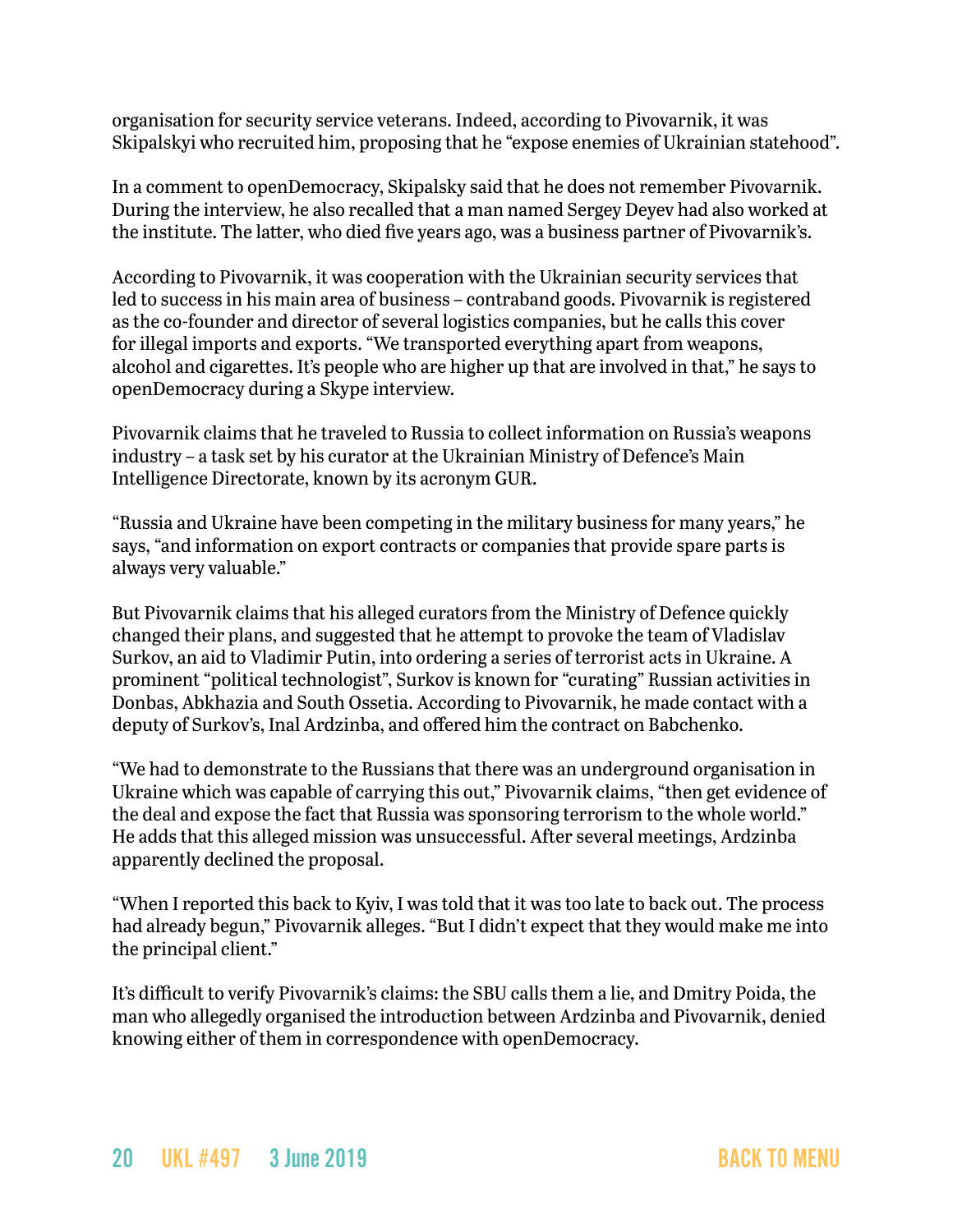organisation for security service veterans. Indeed, according to Pivovarnik, it was Skipalskyi who recruited him, proposing that he "expose enemies of Ukrainian statehood".

In a comment to openDemocracy, Skipalsky said that he does not remember Pivovarnik. During the interview, he also recalled that a man named Sergey Deyev had also worked at the institute. The latter, who died five years ago, was a business partner of Pivovarnik's.

According to Pivovarnik, it was cooperation with the Ukrainian security services that led to success in his main area of business – contraband goods. Pivovarnik is registered as the co-founder and director of several logistics companies, but he calls this cover for illegal imports and exports. "We transported everything apart from weapons, alcohol and cigarettes. It's people who are higher up that are involved in that," he says to openDemocracy during a Skype interview.

Pivovarnik claims that he traveled to Russia to collect information on Russia's weapons industry – a task set by his curator at the Ukrainian Ministry of Defence's Main Intelligence Directorate, known by its acronym GUR.

"Russia and Ukraine have been competing in the military business for many years," he says, "and information on export contracts or companies that provide spare parts is always very valuable."

But Pivovarnik claims that his alleged curators from the Ministry of Defence quickly changed their plans, and suggested that he attempt to provoke the team of Vladislav Surkov, an aid to Vladimir Putin, into ordering a series of terrorist acts in Ukraine. A prominent "political technologist", Surkov is known for "curating" Russian activities in Donbas, Abkhazia and South Ossetia. According to Pivovarnik, he made contact with a deputy of Surkov's, Inal Ardzinba, and offered him the contract on Babchenko.

"We had to demonstrate to the Russians that there was an underground organisation in Ukraine which was capable of carrying this out," Pivovarnik claims, "then get evidence of the deal and expose the fact that Russia was sponsoring terrorism to the whole world." He adds that this alleged mission was unsuccessful. After several meetings, Ardzinba apparently declined the proposal.

"When I reported this back to Kyiv, I was told that it was too late to back out. The process had already begun," Pivovarnik alleges. "But I didn't expect that they would make me into the principal client."

It's difficult to verify Pivovarnik's claims: the SBU calls them a lie, and Dmitry Poida, the man who allegedly organised the introduction between Ardzinba and Pivovarnik, denied knowing either of them in correspondence with openDemocracy.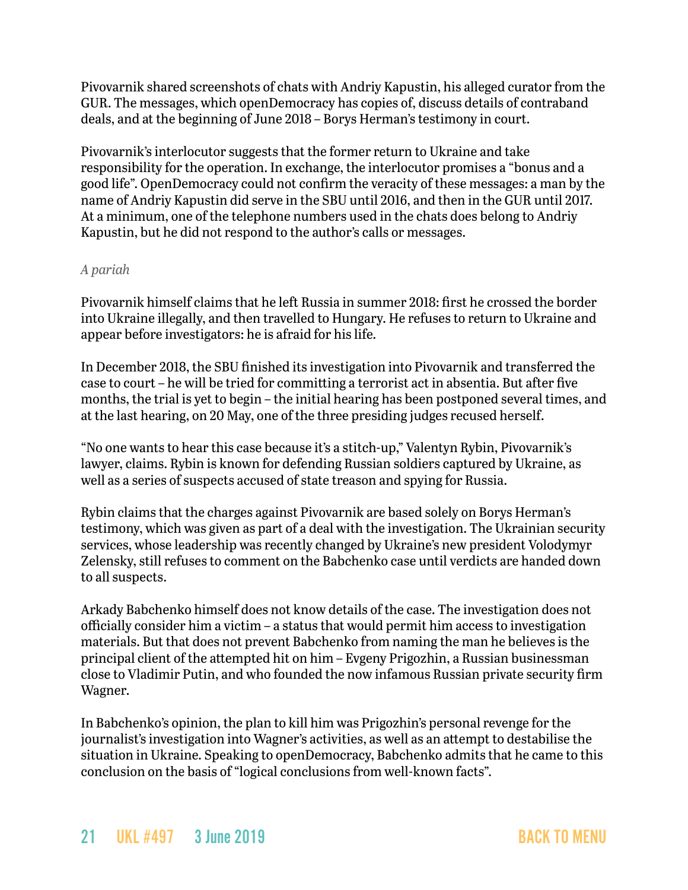Pivovarnik shared screenshots of chats with Andriy Kapustin, his alleged curator from the GUR. The messages, which openDemocracy has copies of, discuss details of contraband deals, and at the beginning of June 2018 – Borys Herman's testimony in court.

Pivovarnik's interlocutor suggests that the former return to Ukraine and take responsibility for the operation. In exchange, the interlocutor promises a "bonus and a good life". OpenDemocracy could not confirm the veracity of these messages: a man by the name of Andriy Kapustin did serve in the SBU until 2016, and then in the GUR until 2017. At a minimum, one of the telephone numbers used in the chats does belong to Andriy Kapustin, but he did not respond to the author's calls or messages.

*A pariah*

Pivovarnik himself claims that he left Russia in summer 2018: first he crossed the border into Ukraine illegally, and then travelled to Hungary. He refuses to return to Ukraine and appear before investigators: he is afraid for his life.

In December 2018, the SBU finished its investigation into Pivovarnik and transferred the case to court – he will be tried for committing a terrorist act in absentia. But after five months, the trial is yet to begin – the initial hearing has been postponed several times, and at the last hearing, on 20 May, one of the three presiding judges recused herself.

"No one wants to hear this case because it's a stitch-up," Valentyn Rybin, Pivovarnik's lawyer, claims. Rybin is known for defending Russian soldiers captured by Ukraine, as well as a series of suspects accused of state treason and spying for Russia.

Rybin claims that the charges against Pivovarnik are based solely on Borys Herman's testimony, which was given as part of a deal with the investigation. The Ukrainian security services, whose leadership was recently changed by Ukraine's new president Volodymyr Zelensky, still refuses to comment on the Babchenko case until verdicts are handed down to all suspects.

Arkady Babchenko himself does not know details of the case. The investigation does not officially consider him a victim – a status that would permit him access to investigation materials. But that does not prevent Babchenko from naming the man he believes is the principal client of the attempted hit on him – Evgeny Prigozhin, a Russian businessman close to Vladimir Putin, and who founded the now infamous Russian private security firm Wagner.

In Babchenko's opinion, the plan to kill him was Prigozhin's personal revenge for the journalist's investigation into Wagner's activities, as well as an attempt to destabilise the situation in Ukraine. Speaking to openDemocracy, Babchenko admits that he came to this conclusion on the basis of "logical conclusions from well-known facts".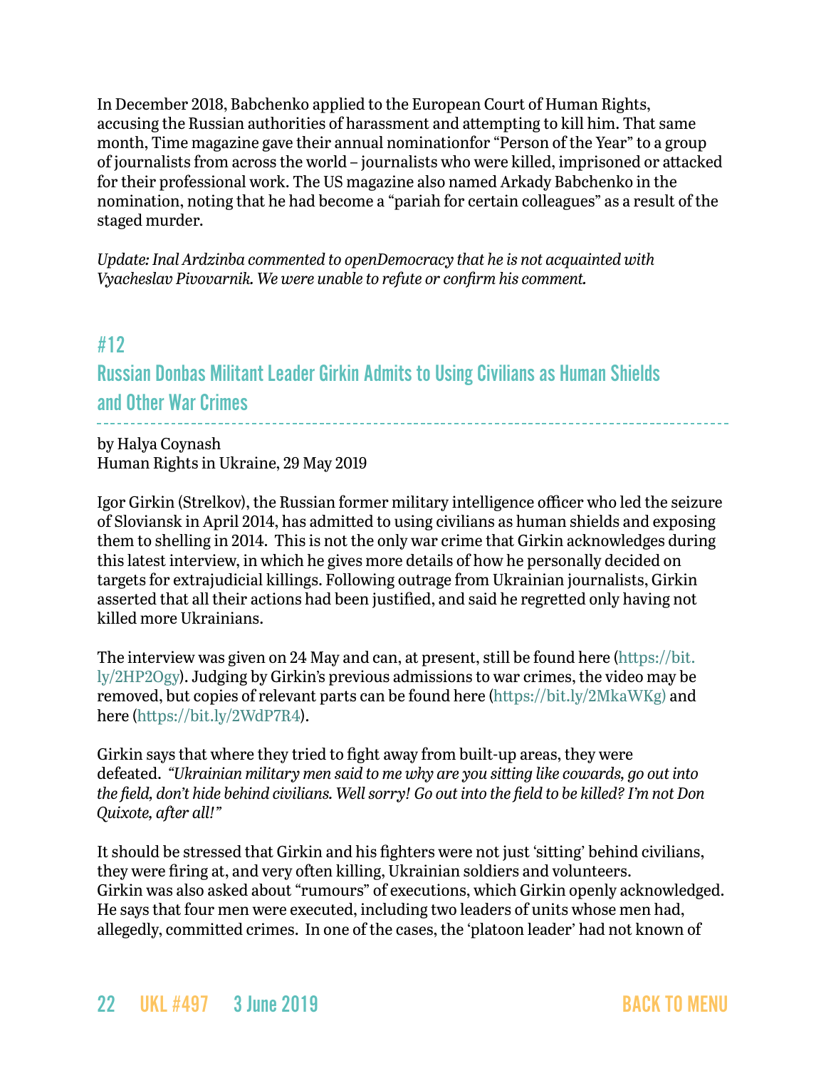In December 2018, Babchenko applied to the European Court of Human Rights, accusing the Russian authorities of harassment and attempting to kill him. That same month, Time magazine gave their annual nominationfor "Person of the Year" to a group of journalists from across the world – journalists who were killed, imprisoned or attacked for their professional work. The US magazine also named Arkady Babchenko in the nomination, noting that he had become a "pariah for certain colleagues" as a result of the staged murder.

*Update: Inal Ardzinba commented to openDemocracy that he is not acquainted with Vyacheslav Pivovarnik. We were unable to refute or confirm his comment.*

## #12
## Russian Donbas Militant Leader Girkin Admits to Using Civilians as Human Shields and Other War Crimes

by Halya Coynash
Human Rights in Ukraine, 29 May 2019

Igor Girkin (Strelkov), the Russian former military intelligence officer who led the seizure of Sloviansk in April 2014, has admitted to using civilians as human shields and exposing them to shelling in 2014. This is not the only war crime that Girkin acknowledges during this latest interview, in which he gives more details of how he personally decided on targets for extrajudicial killings. Following outrage from Ukrainian journalists, Girkin asserted that all their actions had been justified, and said he regretted only having not killed more Ukrainians.

The interview was given on 24 May and can, at present, still be found here (https://bit.ly/2HP2Ogy). Judging by Girkin's previous admissions to war crimes, the video may be removed, but copies of relevant parts can be found here (https://bit.ly/2MkaWKg) and here (https://bit.ly/2WdP7R4).

Girkin says that where they tried to fight away from built-up areas, they were defeated. *"Ukrainian military men said to me why are you sitting like cowards, go out into the field, don't hide behind civilians. Well sorry! Go out into the field to be killed? I'm not Don Quixote, after all!"*

It should be stressed that Girkin and his fighters were not just 'sitting' behind civilians, they were firing at, and very often killing, Ukrainian soldiers and volunteers. Girkin was also asked about "rumours" of executions, which Girkin openly acknowledged. He says that four men were executed, including two leaders of units whose men had, allegedly, committed crimes. In one of the cases, the 'platoon leader' had not known of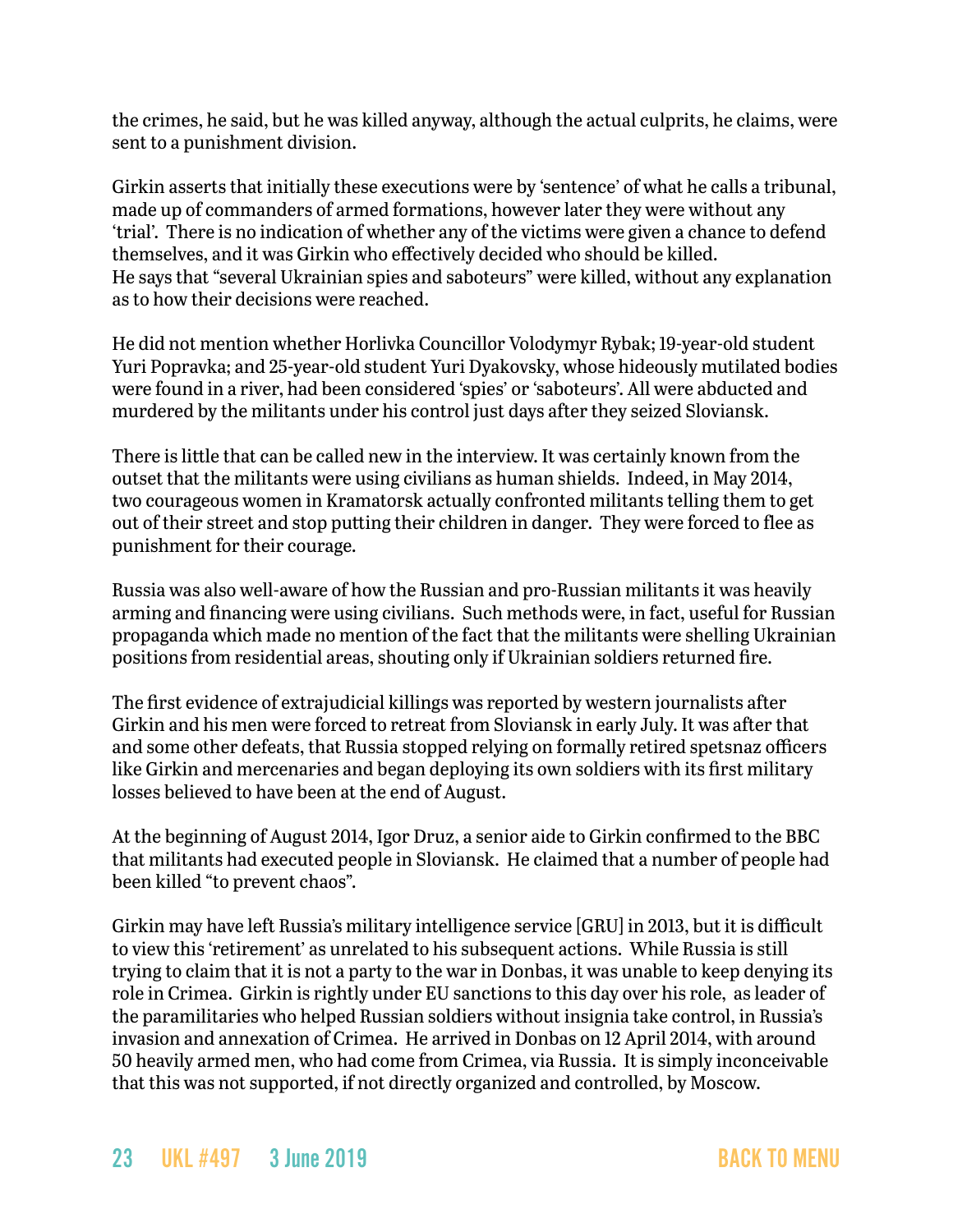the crimes, he said, but he was killed anyway, although the actual culprits, he claims, were sent to a punishment division.

Girkin asserts that initially these executions were by 'sentence' of what he calls a tribunal, made up of commanders of armed formations, however later they were without any 'trial'. There is no indication of whether any of the victims were given a chance to defend themselves, and it was Girkin who effectively decided who should be killed.
He says that "several Ukrainian spies and saboteurs" were killed, without any explanation as to how their decisions were reached.

He did not mention whether Horlivka Councillor Volodymyr Rybak; 19-year-old student Yuri Popravka; and 25-year-old student Yuri Dyakovsky, whose hideously mutilated bodies were found in a river, had been considered 'spies' or 'saboteurs'. All were abducted and murdered by the militants under his control just days after they seized Sloviansk.

There is little that can be called new in the interview. It was certainly known from the outset that the militants were using civilians as human shields. Indeed, in May 2014, two courageous women in Kramatorsk actually confronted militants telling them to get out of their street and stop putting their children in danger. They were forced to flee as punishment for their courage.

Russia was also well-aware of how the Russian and pro-Russian militants it was heavily arming and financing were using civilians. Such methods were, in fact, useful for Russian propaganda which made no mention of the fact that the militants were shelling Ukrainian positions from residential areas, shouting only if Ukrainian soldiers returned fire.

The first evidence of extrajudicial killings was reported by western journalists after Girkin and his men were forced to retreat from Sloviansk in early July. It was after that and some other defeats, that Russia stopped relying on formally retired spetsnaz officers like Girkin and mercenaries and began deploying its own soldiers with its first military losses believed to have been at the end of August.

At the beginning of August 2014, Igor Druz, a senior aide to Girkin confirmed to the BBC that militants had executed people in Sloviansk. He claimed that a number of people had been killed "to prevent chaos".

Girkin may have left Russia's military intelligence service [GRU] in 2013, but it is difficult to view this 'retirement' as unrelated to his subsequent actions. While Russia is still trying to claim that it is not a party to the war in Donbas, it was unable to keep denying its role in Crimea. Girkin is rightly under EU sanctions to this day over his role, as leader of the paramilitaries who helped Russian soldiers without insignia take control, in Russia's invasion and annexation of Crimea. He arrived in Donbas on 12 April 2014, with around 50 heavily armed men, who had come from Crimea, via Russia. It is simply inconceivable that this was not supported, if not directly organized and controlled, by Moscow.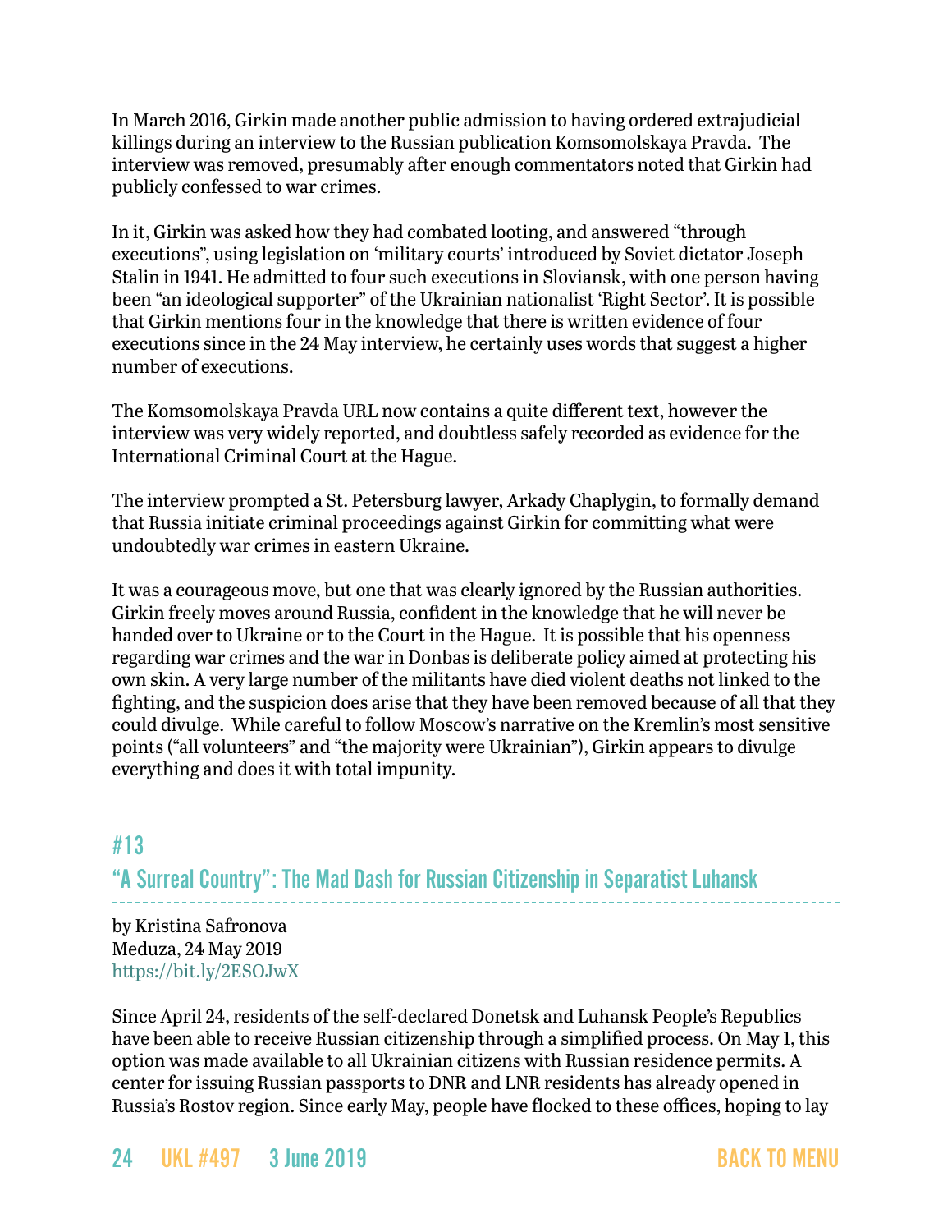In March 2016, Girkin made another public admission to having ordered extrajudicial killings during an interview to the Russian publication Komsomolskaya Pravda. The interview was removed, presumably after enough commentators noted that Girkin had publicly confessed to war crimes.

In it, Girkin was asked how they had combated looting, and answered "through executions", using legislation on 'military courts' introduced by Soviet dictator Joseph Stalin in 1941. He admitted to four such executions in Sloviansk, with one person having been "an ideological supporter" of the Ukrainian nationalist 'Right Sector'. It is possible that Girkin mentions four in the knowledge that there is written evidence of four executions since in the 24 May interview, he certainly uses words that suggest a higher number of executions.

The Komsomolskaya Pravda URL now contains a quite different text, however the interview was very widely reported, and doubtless safely recorded as evidence for the International Criminal Court at the Hague.

The interview prompted a St. Petersburg lawyer, Arkady Chaplygin, to formally demand that Russia initiate criminal proceedings against Girkin for committing what were undoubtedly war crimes in eastern Ukraine.

It was a courageous move, but one that was clearly ignored by the Russian authorities. Girkin freely moves around Russia, confident in the knowledge that he will never be handed over to Ukraine or to the Court in the Hague. It is possible that his openness regarding war crimes and the war in Donbas is deliberate policy aimed at protecting his own skin. A very large number of the militants have died violent deaths not linked to the fighting, and the suspicion does arise that they have been removed because of all that they could divulge. While careful to follow Moscow's narrative on the Kremlin's most sensitive points ("all volunteers" and "the majority were Ukrainian"), Girkin appears to divulge everything and does it with total impunity.

## #13

## "A Surreal Country": The Mad Dash for Russian Citizenship in Separatist Luhansk

by Kristina Safronova
Meduza, 24 May 2019
https://bit.ly/2ESOJwX

Since April 24, residents of the self-declared Donetsk and Luhansk People's Republics have been able to receive Russian citizenship through a simplified process. On May 1, this option was made available to all Ukrainian citizens with Russian residence permits. A center for issuing Russian passports to DNR and LNR residents has already opened in Russia's Rostov region. Since early May, people have flocked to these offices, hoping to lay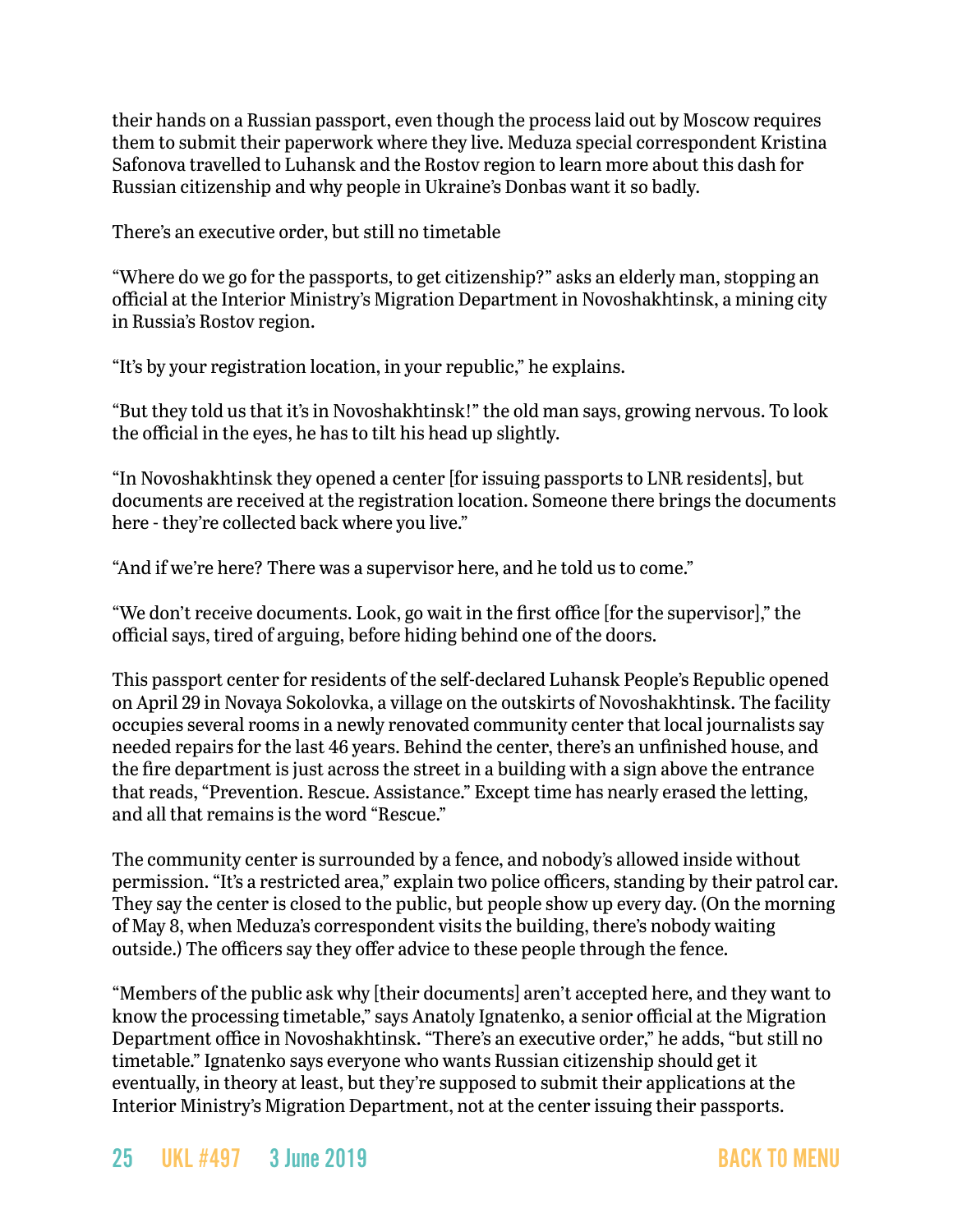their hands on a Russian passport, even though the process laid out by Moscow requires them to submit their paperwork where they live. Meduza special correspondent Kristina Safonova travelled to Luhansk and the Rostov region to learn more about this dash for Russian citizenship and why people in Ukraine's Donbas want it so badly.

There's an executive order, but still no timetable

"Where do we go for the passports, to get citizenship?" asks an elderly man, stopping an official at the Interior Ministry's Migration Department in Novoshakhtinsk, a mining city in Russia's Rostov region.

"It's by your registration location, in your republic," he explains.

"But they told us that it's in Novoshakhtinsk!" the old man says, growing nervous. To look the official in the eyes, he has to tilt his head up slightly.

"In Novoshakhtinsk they opened a center [for issuing passports to LNR residents], but documents are received at the registration location. Someone there brings the documents here - they're collected back where you live."

"And if we're here? There was a supervisor here, and he told us to come."

"We don't receive documents. Look, go wait in the first office [for the supervisor]," the official says, tired of arguing, before hiding behind one of the doors.

This passport center for residents of the self-declared Luhansk People's Republic opened on April 29 in Novaya Sokolovka, a village on the outskirts of Novoshakhtinsk. The facility occupies several rooms in a newly renovated community center that local journalists say needed repairs for the last 46 years. Behind the center, there's an unfinished house, and the fire department is just across the street in a building with a sign above the entrance that reads, "Prevention. Rescue. Assistance." Except time has nearly erased the letting, and all that remains is the word "Rescue."

The community center is surrounded by a fence, and nobody's allowed inside without permission. "It's a restricted area," explain two police officers, standing by their patrol car. They say the center is closed to the public, but people show up every day. (On the morning of May 8, when Meduza's correspondent visits the building, there's nobody waiting outside.) The officers say they offer advice to these people through the fence.

"Members of the public ask why [their documents] aren't accepted here, and they want to know the processing timetable," says Anatoly Ignatenko, a senior official at the Migration Department office in Novoshakhtinsk. "There's an executive order," he adds, "but still no timetable." Ignatenko says everyone who wants Russian citizenship should get it eventually, in theory at least, but they're supposed to submit their applications at the Interior Ministry's Migration Department, not at the center issuing their passports.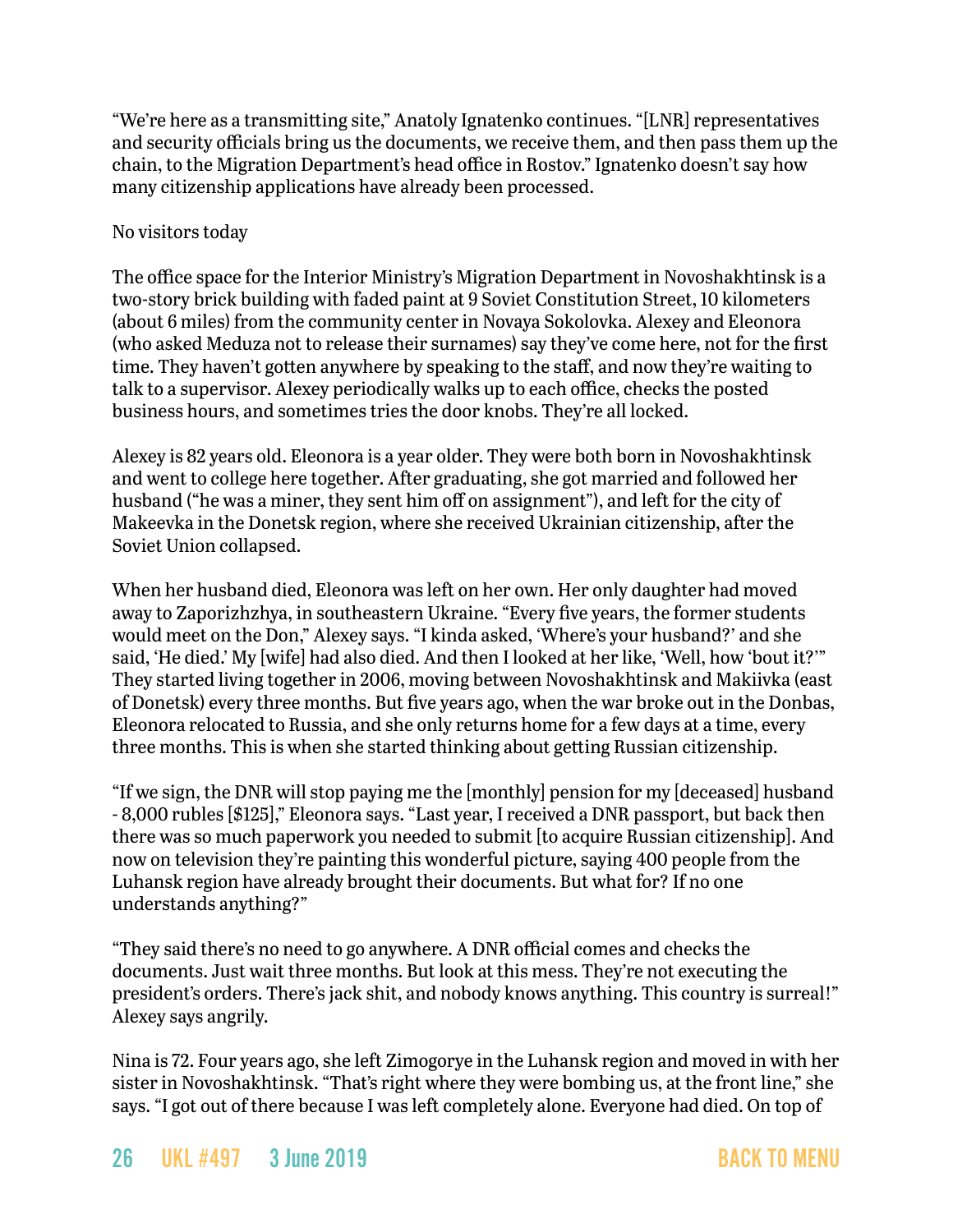"We're here as a transmitting site," Anatoly Ignatenko continues. "[LNR] representatives and security officials bring us the documents, we receive them, and then pass them up the chain, to the Migration Department's head office in Rostov." Ignatenko doesn't say how many citizenship applications have already been processed.

No visitors today

The office space for the Interior Ministry's Migration Department in Novoshakhtinsk is a two-story brick building with faded paint at 9 Soviet Constitution Street, 10 kilometers (about 6 miles) from the community center in Novaya Sokolovka. Alexey and Eleonora (who asked Meduza not to release their surnames) say they've come here, not for the first time. They haven't gotten anywhere by speaking to the staff, and now they're waiting to talk to a supervisor. Alexey periodically walks up to each office, checks the posted business hours, and sometimes tries the door knobs. They're all locked.

Alexey is 82 years old. Eleonora is a year older. They were both born in Novoshakhtinsk and went to college here together. After graduating, she got married and followed her husband ("he was a miner, they sent him off on assignment"), and left for the city of Makeevka in the Donetsk region, where she received Ukrainian citizenship, after the Soviet Union collapsed.

When her husband died, Eleonora was left on her own. Her only daughter had moved away to Zaporizhzhya, in southeastern Ukraine. "Every five years, the former students would meet on the Don," Alexey says. "I kinda asked, 'Where's your husband?' and she said, 'He died.' My [wife] had also died. And then I looked at her like, 'Well, how 'bout it?'" They started living together in 2006, moving between Novoshakhtinsk and Makiivka (east of Donetsk) every three months. But five years ago, when the war broke out in the Donbas, Eleonora relocated to Russia, and she only returns home for a few days at a time, every three months. This is when she started thinking about getting Russian citizenship.

"If we sign, the DNR will stop paying me the [monthly] pension for my [deceased] husband - 8,000 rubles [$125]," Eleonora says. "Last year, I received a DNR passport, but back then there was so much paperwork you needed to submit [to acquire Russian citizenship]. And now on television they're painting this wonderful picture, saying 400 people from the Luhansk region have already brought their documents. But what for? If no one understands anything?"

"They said there's no need to go anywhere. A DNR official comes and checks the documents. Just wait three months. But look at this mess. They're not executing the president's orders. There's jack shit, and nobody knows anything. This country is surreal!" Alexey says angrily.

Nina is 72. Four years ago, she left Zimogorye in the Luhansk region and moved in with her sister in Novoshakhtinsk. "That's right where they were bombing us, at the front line," she says. "I got out of there because I was left completely alone. Everyone had died. On top of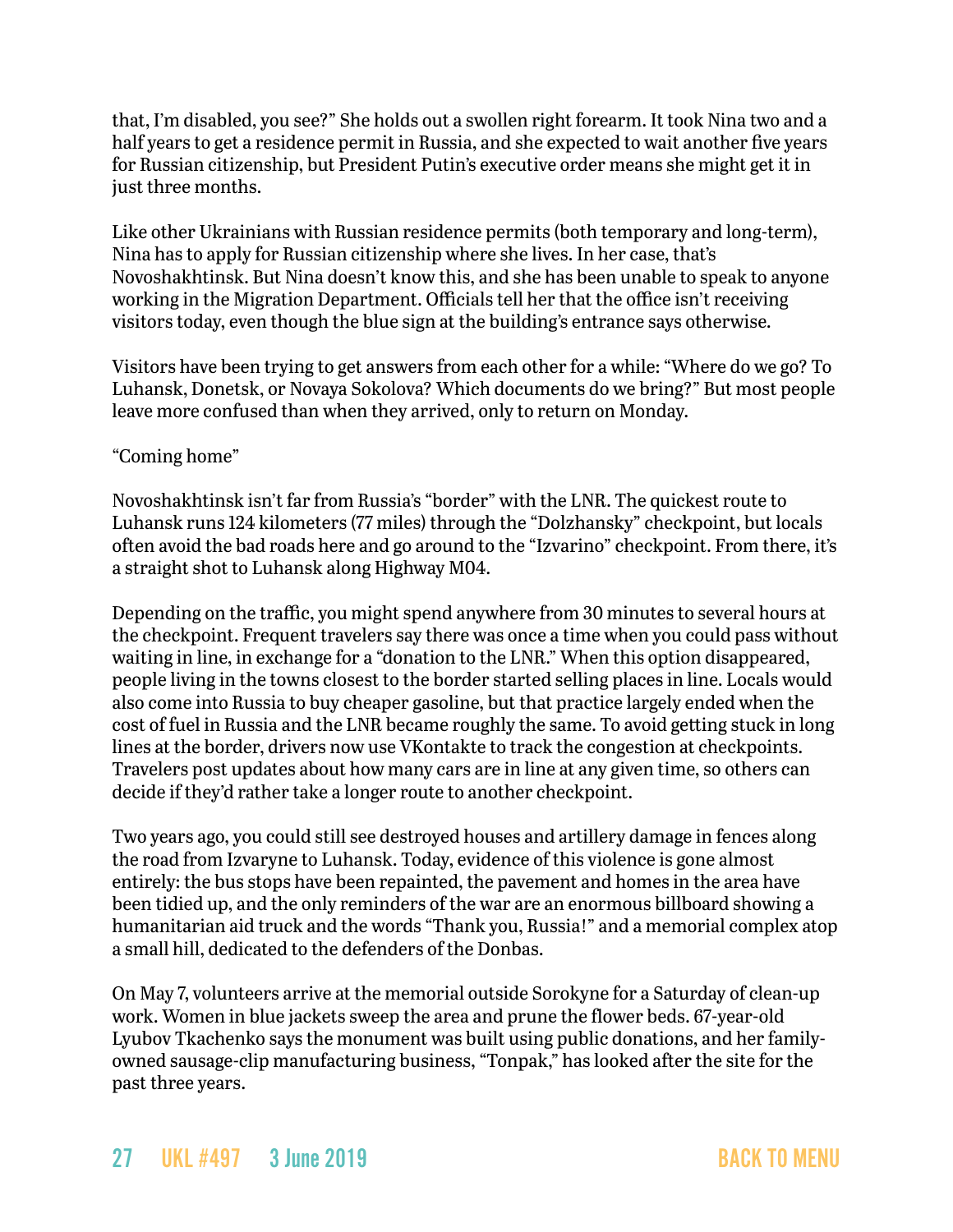that, I'm disabled, you see?" She holds out a swollen right forearm. It took Nina two and a half years to get a residence permit in Russia, and she expected to wait another five years for Russian citizenship, but President Putin's executive order means she might get it in just three months.

Like other Ukrainians with Russian residence permits (both temporary and long-term), Nina has to apply for Russian citizenship where she lives. In her case, that's Novoshakhtinsk. But Nina doesn't know this, and she has been unable to speak to anyone working in the Migration Department. Officials tell her that the office isn't receiving visitors today, even though the blue sign at the building's entrance says otherwise.

Visitors have been trying to get answers from each other for a while: "Where do we go? To Luhansk, Donetsk, or Novaya Sokolova? Which documents do we bring?" But most people leave more confused than when they arrived, only to return on Monday.

"Coming home"

Novoshakhtinsk isn't far from Russia's "border" with the LNR. The quickest route to Luhansk runs 124 kilometers (77 miles) through the "Dolzhansky" checkpoint, but locals often avoid the bad roads here and go around to the "Izvarino" checkpoint. From there, it's a straight shot to Luhansk along Highway M04.

Depending on the traffic, you might spend anywhere from 30 minutes to several hours at the checkpoint. Frequent travelers say there was once a time when you could pass without waiting in line, in exchange for a "donation to the LNR." When this option disappeared, people living in the towns closest to the border started selling places in line. Locals would also come into Russia to buy cheaper gasoline, but that practice largely ended when the cost of fuel in Russia and the LNR became roughly the same. To avoid getting stuck in long lines at the border, drivers now use VKontakte to track the congestion at checkpoints. Travelers post updates about how many cars are in line at any given time, so others can decide if they'd rather take a longer route to another checkpoint.

Two years ago, you could still see destroyed houses and artillery damage in fences along the road from Izvaryne to Luhansk. Today, evidence of this violence is gone almost entirely: the bus stops have been repainted, the pavement and homes in the area have been tidied up, and the only reminders of the war are an enormous billboard showing a humanitarian aid truck and the words "Thank you, Russia!" and a memorial complex atop a small hill, dedicated to the defenders of the Donbas.

On May 7, volunteers arrive at the memorial outside Sorokyne for a Saturday of clean-up work. Women in blue jackets sweep the area and prune the flower beds. 67-year-old Lyubov Tkachenko says the monument was built using public donations, and her family-owned sausage-clip manufacturing business, "Tonpak," has looked after the site for the past three years.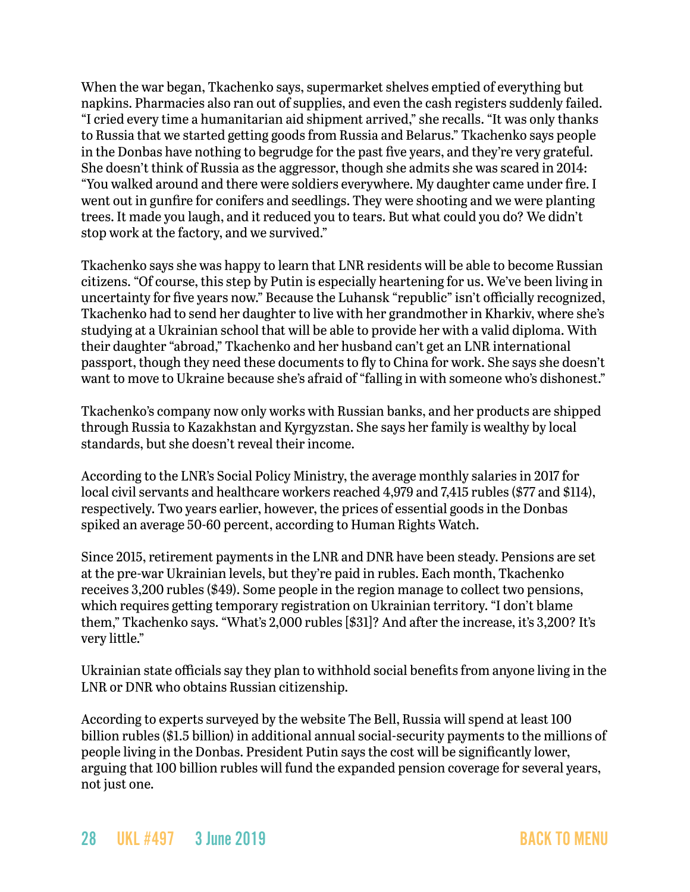When the war began, Tkachenko says, supermarket shelves emptied of everything but napkins. Pharmacies also ran out of supplies, and even the cash registers suddenly failed. "I cried every time a humanitarian aid shipment arrived," she recalls. "It was only thanks to Russia that we started getting goods from Russia and Belarus." Tkachenko says people in the Donbas have nothing to begrudge for the past five years, and they're very grateful. She doesn't think of Russia as the aggressor, though she admits she was scared in 2014: "You walked around and there were soldiers everywhere. My daughter came under fire. I went out in gunfire for conifers and seedlings. They were shooting and we were planting trees. It made you laugh, and it reduced you to tears. But what could you do? We didn't stop work at the factory, and we survived."

Tkachenko says she was happy to learn that LNR residents will be able to become Russian citizens. "Of course, this step by Putin is especially heartening for us. We've been living in uncertainty for five years now." Because the Luhansk "republic" isn't officially recognized, Tkachenko had to send her daughter to live with her grandmother in Kharkiv, where she's studying at a Ukrainian school that will be able to provide her with a valid diploma. With their daughter "abroad," Tkachenko and her husband can't get an LNR international passport, though they need these documents to fly to China for work. She says she doesn't want to move to Ukraine because she's afraid of "falling in with someone who's dishonest."

Tkachenko's company now only works with Russian banks, and her products are shipped through Russia to Kazakhstan and Kyrgyzstan. She says her family is wealthy by local standards, but she doesn't reveal their income.

According to the LNR's Social Policy Ministry, the average monthly salaries in 2017 for local civil servants and healthcare workers reached 4,979 and 7,415 rubles ($77 and $114), respectively. Two years earlier, however, the prices of essential goods in the Donbas spiked an average 50-60 percent, according to Human Rights Watch.

Since 2015, retirement payments in the LNR and DNR have been steady. Pensions are set at the pre-war Ukrainian levels, but they're paid in rubles. Each month, Tkachenko receives 3,200 rubles ($49). Some people in the region manage to collect two pensions, which requires getting temporary registration on Ukrainian territory. "I don't blame them," Tkachenko says. "What's 2,000 rubles [$31]? And after the increase, it's 3,200? It's very little."

Ukrainian state officials say they plan to withhold social benefits from anyone living in the LNR or DNR who obtains Russian citizenship.

According to experts surveyed by the website The Bell, Russia will spend at least 100 billion rubles ($1.5 billion) in additional annual social-security payments to the millions of people living in the Donbas. President Putin says the cost will be significantly lower, arguing that 100 billion rubles will fund the expanded pension coverage for several years, not just one.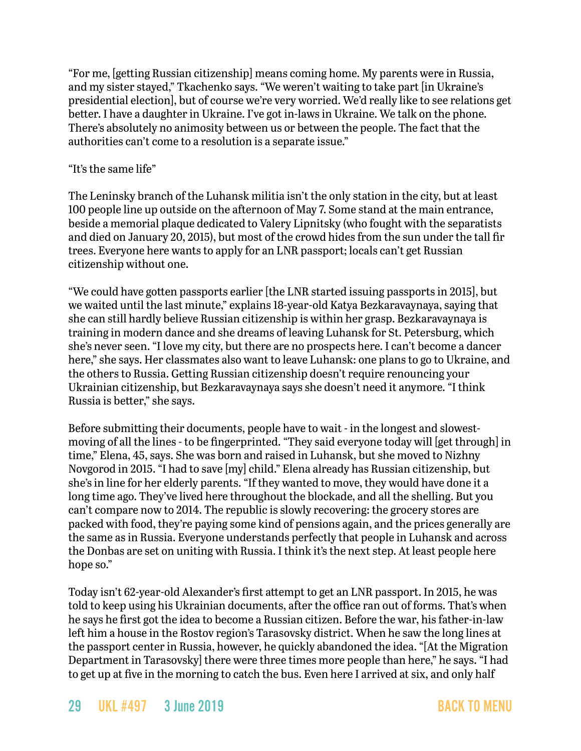"For me, [getting Russian citizenship] means coming home. My parents were in Russia, and my sister stayed," Tkachenko says. "We weren't waiting to take part [in Ukraine's presidential election], but of course we're very worried. We'd really like to see relations get better. I have a daughter in Ukraine. I've got in-laws in Ukraine. We talk on the phone. There's absolutely no animosity between us or between the people. The fact that the authorities can't come to a resolution is a separate issue."

### "It's the same life"

The Leninsky branch of the Luhansk militia isn't the only station in the city, but at least 100 people line up outside on the afternoon of May 7. Some stand at the main entrance, beside a memorial plaque dedicated to Valery Lipnitsky (who fought with the separatists and died on January 20, 2015), but most of the crowd hides from the sun under the tall fir trees. Everyone here wants to apply for an LNR passport; locals can't get Russian citizenship without one.

"We could have gotten passports earlier [the LNR started issuing passports in 2015], but we waited until the last minute," explains 18-year-old Katya Bezkaravaynaya, saying that she can still hardly believe Russian citizenship is within her grasp. Bezkaravaynaya is training in modern dance and she dreams of leaving Luhansk for St. Petersburg, which she's never seen. "I love my city, but there are no prospects here. I can't become a dancer here," she says. Her classmates also want to leave Luhansk: one plans to go to Ukraine, and the others to Russia. Getting Russian citizenship doesn't require renouncing your Ukrainian citizenship, but Bezkaravaynaya says she doesn't need it anymore. "I think Russia is better," she says.

Before submitting their documents, people have to wait - in the longest and slowest-moving of all the lines - to be fingerprinted. "They said everyone today will [get through] in time," Elena, 45, says. She was born and raised in Luhansk, but she moved to Nizhny Novgorod in 2015. "I had to save [my] child." Elena already has Russian citizenship, but she's in line for her elderly parents. "If they wanted to move, they would have done it a long time ago. They've lived here throughout the blockade, and all the shelling. But you can't compare now to 2014. The republic is slowly recovering: the grocery stores are packed with food, they're paying some kind of pensions again, and the prices generally are the same as in Russia. Everyone understands perfectly that people in Luhansk and across the Donbas are set on uniting with Russia. I think it's the next step. At least people here hope so."

Today isn't 62-year-old Alexander's first attempt to get an LNR passport. In 2015, he was told to keep using his Ukrainian documents, after the office ran out of forms. That's when he says he first got the idea to become a Russian citizen. Before the war, his father-in-law left him a house in the Rostov region's Tarasovsky district. When he saw the long lines at the passport center in Russia, however, he quickly abandoned the idea. "[At the Migration Department in Tarasovsky] there were three times more people than here," he says. "I had to get up at five in the morning to catch the bus. Even here I arrived at six, and only half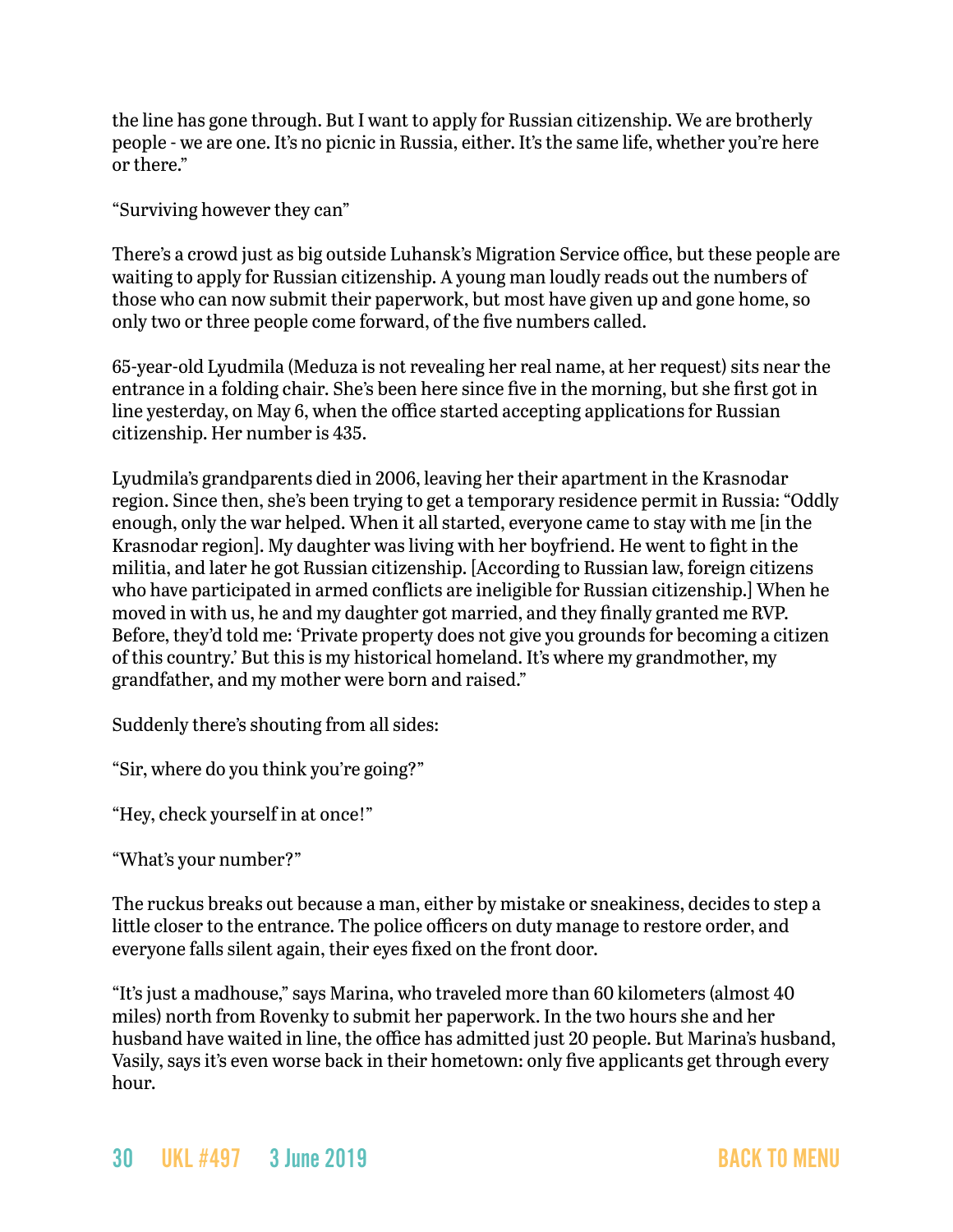the line has gone through. But I want to apply for Russian citizenship. We are brotherly people - we are one. It's no picnic in Russia, either. It's the same life, whether you're here or there."

"Surviving however they can"

There's a crowd just as big outside Luhansk's Migration Service office, but these people are waiting to apply for Russian citizenship. A young man loudly reads out the numbers of those who can now submit their paperwork, but most have given up and gone home, so only two or three people come forward, of the five numbers called.

65-year-old Lyudmila (Meduza is not revealing her real name, at her request) sits near the entrance in a folding chair. She's been here since five in the morning, but she first got in line yesterday, on May 6, when the office started accepting applications for Russian citizenship. Her number is 435.

Lyudmila's grandparents died in 2006, leaving her their apartment in the Krasnodar region. Since then, she's been trying to get a temporary residence permit in Russia: "Oddly enough, only the war helped. When it all started, everyone came to stay with me [in the Krasnodar region]. My daughter was living with her boyfriend. He went to fight in the militia, and later he got Russian citizenship. [According to Russian law, foreign citizens who have participated in armed conflicts are ineligible for Russian citizenship.] When he moved in with us, he and my daughter got married, and they finally granted me RVP. Before, they'd told me: 'Private property does not give you grounds for becoming a citizen of this country.' But this is my historical homeland. It's where my grandmother, my grandfather, and my mother were born and raised."

Suddenly there's shouting from all sides:

"Sir, where do you think you're going?"

"Hey, check yourself in at once!"

"What's your number?"

The ruckus breaks out because a man, either by mistake or sneakiness, decides to step a little closer to the entrance. The police officers on duty manage to restore order, and everyone falls silent again, their eyes fixed on the front door.

"It's just a madhouse," says Marina, who traveled more than 60 kilometers (almost 40 miles) north from Rovenky to submit her paperwork. In the two hours she and her husband have waited in line, the office has admitted just 20 people. But Marina's husband, Vasily, says it's even worse back in their hometown: only five applicants get through every hour.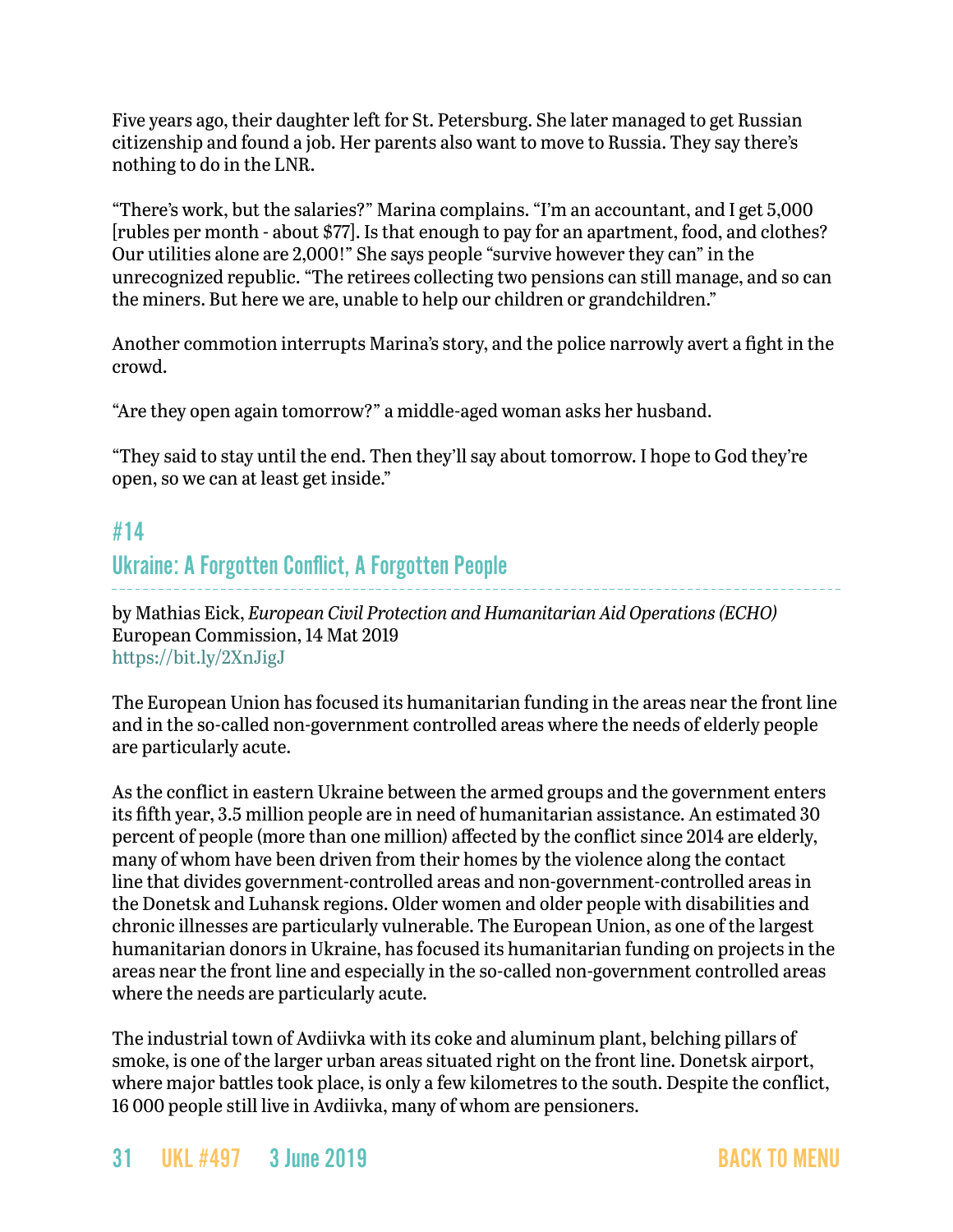Five years ago, their daughter left for St. Petersburg. She later managed to get Russian citizenship and found a job. Her parents also want to move to Russia. They say there's nothing to do in the LNR.

"There's work, but the salaries?" Marina complains. "I'm an accountant, and I get 5,000 [rubles per month - about $77]. Is that enough to pay for an apartment, food, and clothes? Our utilities alone are 2,000!" She says people "survive however they can" in the unrecognized republic. "The retirees collecting two pensions can still manage, and so can the miners. But here we are, unable to help our children or grandchildren."

Another commotion interrupts Marina's story, and the police narrowly avert a fight in the crowd.

"Are they open again tomorrow?" a middle-aged woman asks her husband.

"They said to stay until the end. Then they'll say about tomorrow. I hope to God they're open, so we can at least get inside."

## #14

## Ukraine: A Forgotten Conflict, A Forgotten People

by Mathias Eick, *European Civil Protection and Humanitarian Aid Operations (ECHO)*
European Commission, 14 Mat 2019
https://bit.ly/2XnJigJ

The European Union has focused its humanitarian funding in the areas near the front line and in the so-called non-government controlled areas where the needs of elderly people are particularly acute.

As the conflict in eastern Ukraine between the armed groups and the government enters its fifth year, 3.5 million people are in need of humanitarian assistance. An estimated 30 percent of people (more than one million) affected by the conflict since 2014 are elderly, many of whom have been driven from their homes by the violence along the contact line that divides government-controlled areas and non-government-controlled areas in the Donetsk and Luhansk regions. Older women and older people with disabilities and chronic illnesses are particularly vulnerable. The European Union, as one of the largest humanitarian donors in Ukraine, has focused its humanitarian funding on projects in the areas near the front line and especially in the so-called non-government controlled areas where the needs are particularly acute.

The industrial town of Avdiivka with its coke and aluminum plant, belching pillars of smoke, is one of the larger urban areas situated right on the front line. Donetsk airport, where major battles took place, is only a few kilometres to the south. Despite the conflict, 16 000 people still live in Avdiivka, many of whom are pensioners.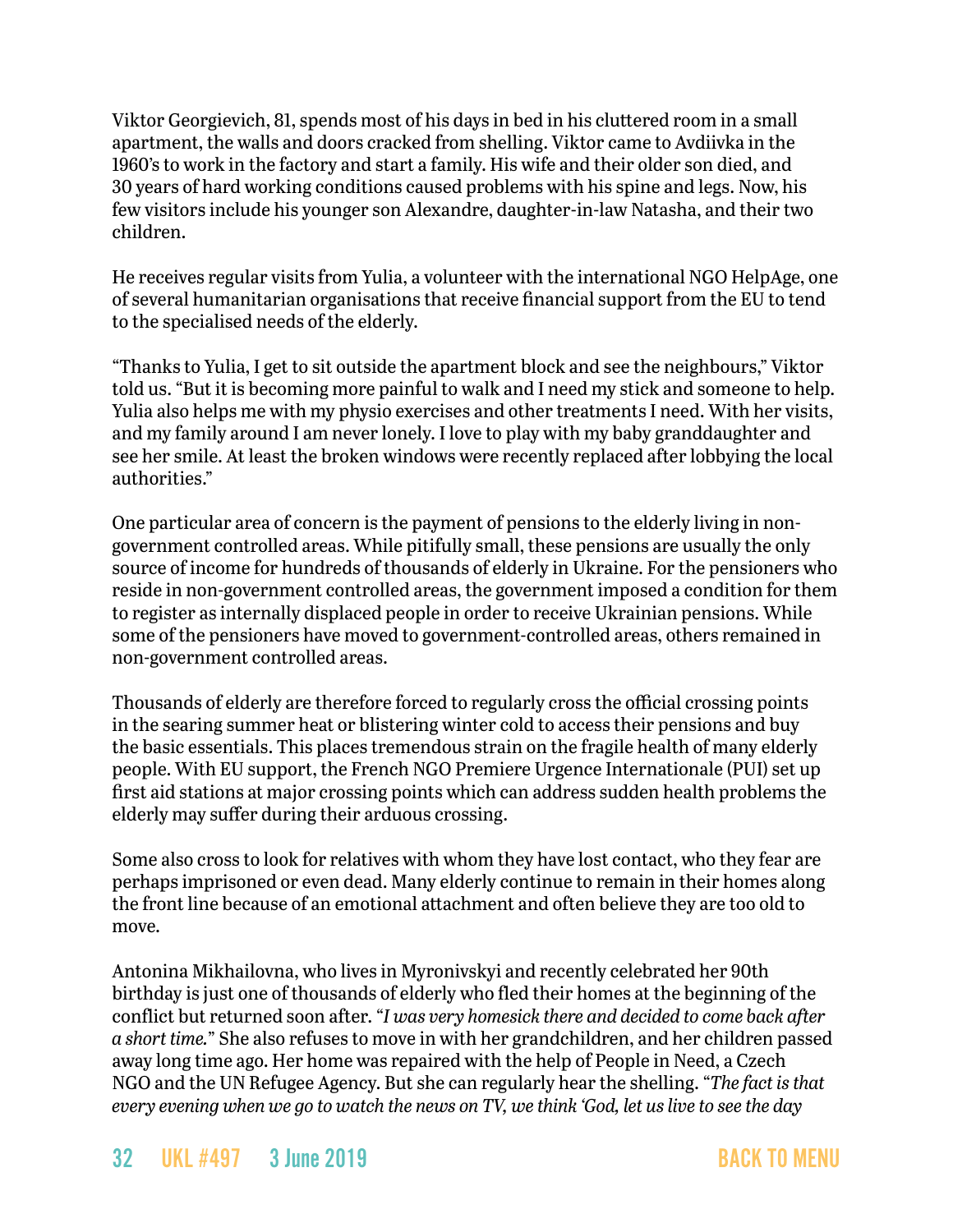Viktor Georgievich, 81, spends most of his days in bed in his cluttered room in a small apartment, the walls and doors cracked from shelling. Viktor came to Avdiivka in the 1960's to work in the factory and start a family. His wife and their older son died, and 30 years of hard working conditions caused problems with his spine and legs. Now, his few visitors include his younger son Alexandre, daughter-in-law Natasha, and their two children.

He receives regular visits from Yulia, a volunteer with the international NGO HelpAge, one of several humanitarian organisations that receive financial support from the EU to tend to the specialised needs of the elderly.

"Thanks to Yulia, I get to sit outside the apartment block and see the neighbours," Viktor told us. "But it is becoming more painful to walk and I need my stick and someone to help. Yulia also helps me with my physio exercises and other treatments I need. With her visits, and my family around I am never lonely. I love to play with my baby granddaughter and see her smile. At least the broken windows were recently replaced after lobbying the local authorities."

One particular area of concern is the payment of pensions to the elderly living in non-government controlled areas. While pitifully small, these pensions are usually the only source of income for hundreds of thousands of elderly in Ukraine. For the pensioners who reside in non-government controlled areas, the government imposed a condition for them to register as internally displaced people in order to receive Ukrainian pensions. While some of the pensioners have moved to government-controlled areas, others remained in non-government controlled areas.

Thousands of elderly are therefore forced to regularly cross the official crossing points in the searing summer heat or blistering winter cold to access their pensions and buy the basic essentials. This places tremendous strain on the fragile health of many elderly people. With EU support, the French NGO Premiere Urgence Internationale (PUI) set up first aid stations at major crossing points which can address sudden health problems the elderly may suffer during their arduous crossing.

Some also cross to look for relatives with whom they have lost contact, who they fear are perhaps imprisoned or even dead. Many elderly continue to remain in their homes along the front line because of an emotional attachment and often believe they are too old to move.

Antonina Mikhailovna, who lives in Myronivskyi and recently celebrated her 90th birthday is just one of thousands of elderly who fled their homes at the beginning of the conflict but returned soon after. "*I was very homesick there and decided to come back after a short time.*" She also refuses to move in with her grandchildren, and her children passed away long time ago. Her home was repaired with the help of People in Need, a Czech NGO and the UN Refugee Agency. But she can regularly hear the shelling. "*The fact is that every evening when we go to watch the news on TV, we think 'God, let us live to see the day*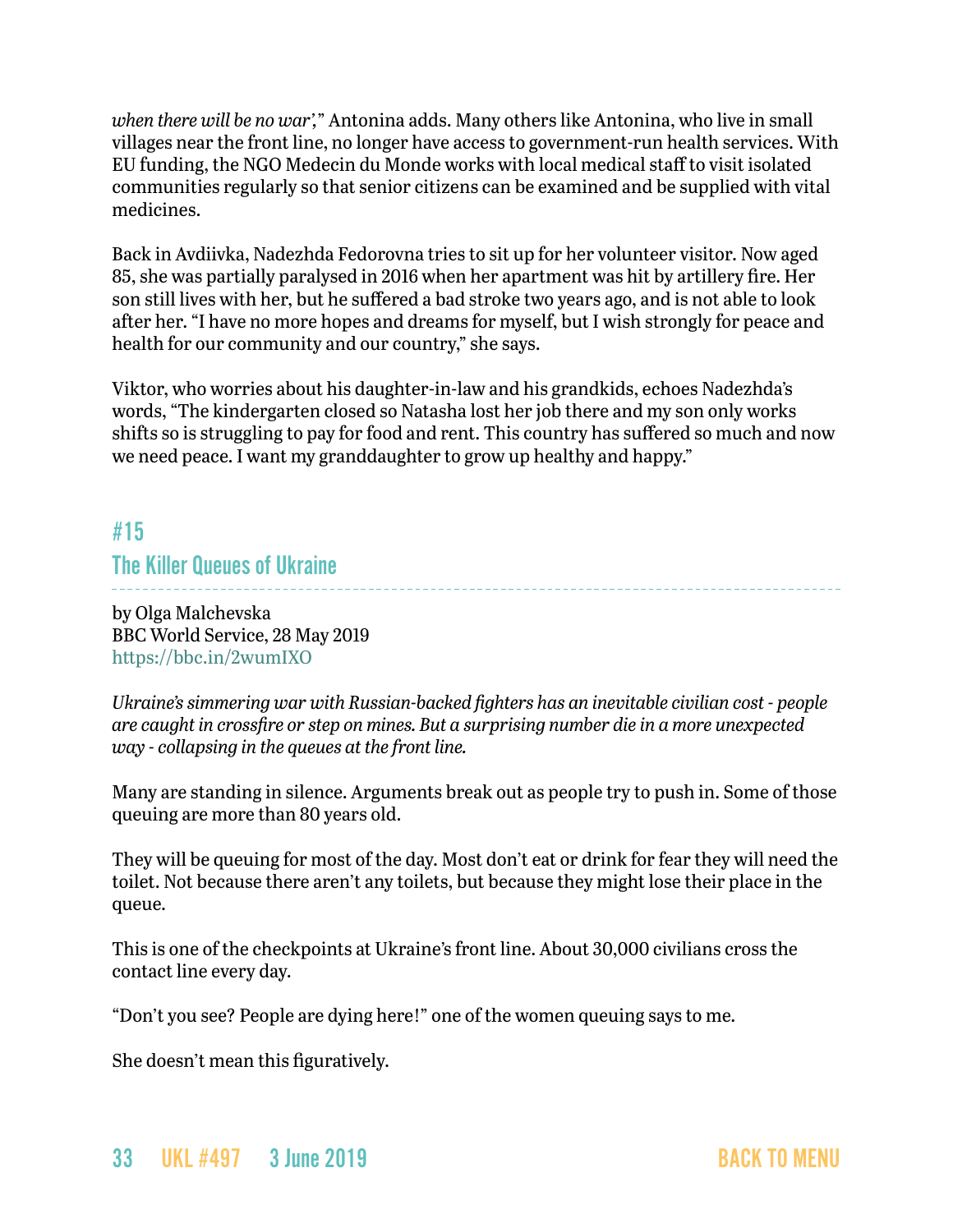*when there will be no war',*" Antonina adds. Many others like Antonina, who live in small villages near the front line, no longer have access to government-run health services. With EU funding, the NGO Medecin du Monde works with local medical staff to visit isolated communities regularly so that senior citizens can be examined and be supplied with vital medicines.

Back in Avdiivka, Nadezhda Fedorovna tries to sit up for her volunteer visitor. Now aged 85, she was partially paralysed in 2016 when her apartment was hit by artillery fire. Her son still lives with her, but he suffered a bad stroke two years ago, and is not able to look after her. "I have no more hopes and dreams for myself, but I wish strongly for peace and health for our community and our country," she says.

Viktor, who worries about his daughter-in-law and his grandkids, echoes Nadezhda's words, "The kindergarten closed so Natasha lost her job there and my son only works shifts so is struggling to pay for food and rent. This country has suffered so much and now we need peace. I want my granddaughter to grow up healthy and happy."

## #15
## The Killer Queues of Ukraine

by Olga Malchevska
BBC World Service, 28 May 2019
https://bbc.in/2wumIXO

*Ukraine's simmering war with Russian-backed fighters has an inevitable civilian cost - people are caught in crossfire or step on mines. But a surprising number die in a more unexpected way - collapsing in the queues at the front line.*

Many are standing in silence. Arguments break out as people try to push in. Some of those queuing are more than 80 years old.

They will be queuing for most of the day. Most don't eat or drink for fear they will need the toilet. Not because there aren't any toilets, but because they might lose their place in the queue.

This is one of the checkpoints at Ukraine's front line. About 30,000 civilians cross the contact line every day.

"Don't you see? People are dying here!" one of the women queuing says to me.

She doesn't mean this figuratively.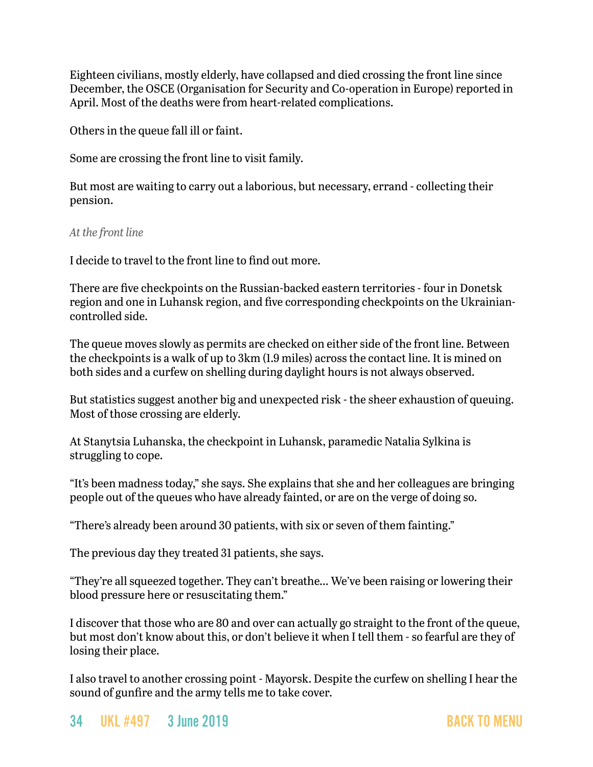Eighteen civilians, mostly elderly, have collapsed and died crossing the front line since December, the OSCE (Organisation for Security and Co-operation in Europe) reported in April. Most of the deaths were from heart-related complications.

Others in the queue fall ill or faint.

Some are crossing the front line to visit family.

But most are waiting to carry out a laborious, but necessary, errand - collecting their pension.

*At the front line*

I decide to travel to the front line to find out more.

There are five checkpoints on the Russian-backed eastern territories - four in Donetsk region and one in Luhansk region, and five corresponding checkpoints on the Ukrainian-controlled side.

The queue moves slowly as permits are checked on either side of the front line. Between the checkpoints is a walk of up to 3km (1.9 miles) across the contact line. It is mined on both sides and a curfew on shelling during daylight hours is not always observed.

But statistics suggest another big and unexpected risk - the sheer exhaustion of queuing. Most of those crossing are elderly.

At Stanytsia Luhanska, the checkpoint in Luhansk, paramedic Natalia Sylkina is struggling to cope.

"It's been madness today," she says. She explains that she and her colleagues are bringing people out of the queues who have already fainted, or are on the verge of doing so.

"There's already been around 30 patients, with six or seven of them fainting."

The previous day they treated 31 patients, she says.

"They're all squeezed together. They can't breathe... We've been raising or lowering their blood pressure here or resuscitating them."

I discover that those who are 80 and over can actually go straight to the front of the queue, but most don't know about this, or don't believe it when I tell them - so fearful are they of losing their place.

I also travel to another crossing point - Mayorsk. Despite the curfew on shelling I hear the sound of gunfire and the army tells me to take cover.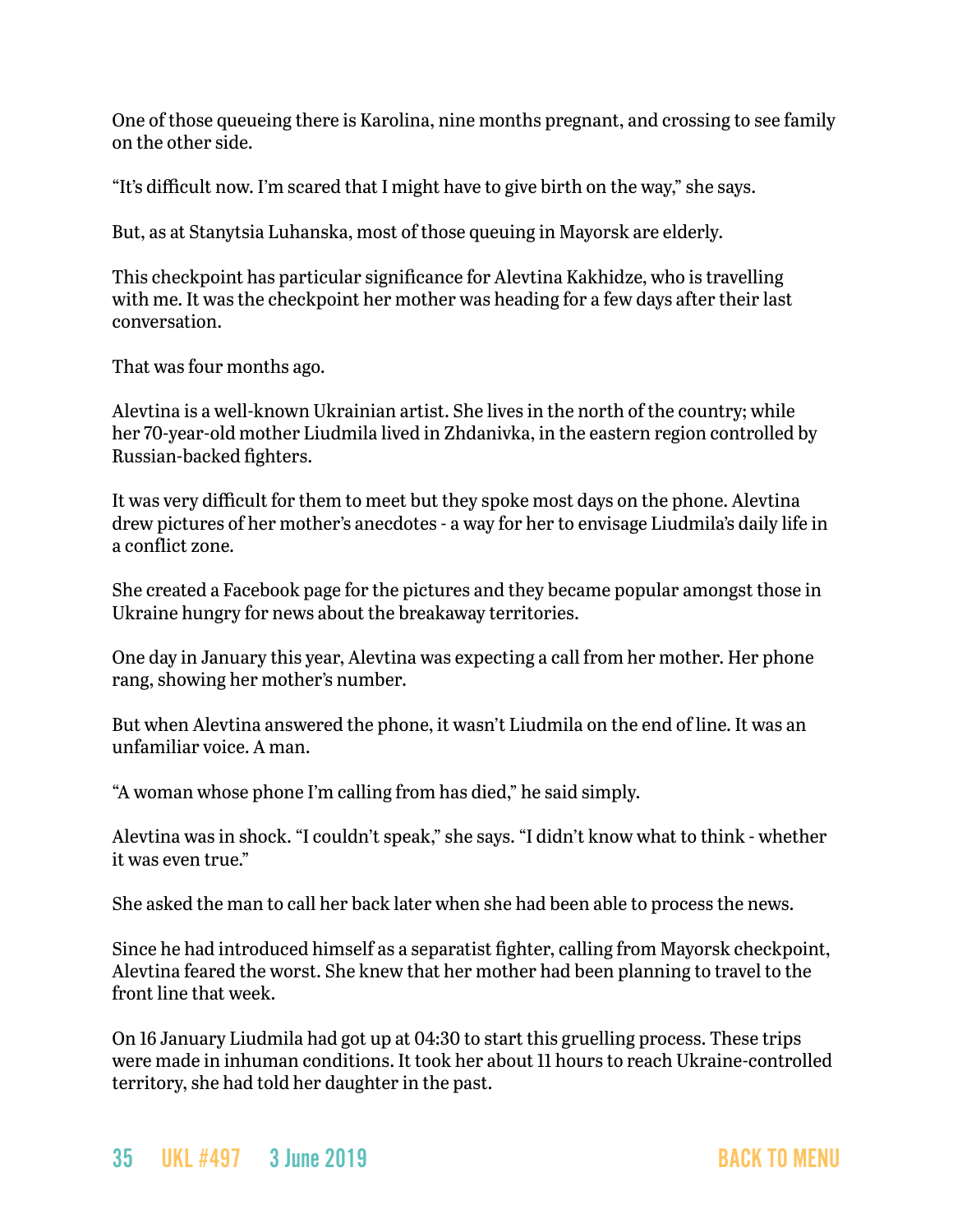One of those queueing there is Karolina, nine months pregnant, and crossing to see family on the other side.

“It’s difficult now. I’m scared that I might have to give birth on the way,” she says.

But, as at Stanytsia Luhanska, most of those queuing in Mayorsk are elderly.

This checkpoint has particular significance for Alevtina Kakhidze, who is travelling with me. It was the checkpoint her mother was heading for a few days after their last conversation.

That was four months ago.

Alevtina is a well-known Ukrainian artist. She lives in the north of the country; while her 70-year-old mother Liudmila lived in Zhdanivka, in the eastern region controlled by Russian-backed fighters.

It was very difficult for them to meet but they spoke most days on the phone. Alevtina drew pictures of her mother’s anecdotes - a way for her to envisage Liudmila’s daily life in a conflict zone.

She created a Facebook page for the pictures and they became popular amongst those in Ukraine hungry for news about the breakaway territories.

One day in January this year, Alevtina was expecting a call from her mother. Her phone rang, showing her mother’s number.

But when Alevtina answered the phone, it wasn’t Liudmila on the end of line. It was an unfamiliar voice. A man.

“A woman whose phone I’m calling from has died,” he said simply.

Alevtina was in shock. “I couldn’t speak,” she says. “I didn’t know what to think - whether it was even true.”

She asked the man to call her back later when she had been able to process the news.

Since he had introduced himself as a separatist fighter, calling from Mayorsk checkpoint, Alevtina feared the worst. She knew that her mother had been planning to travel to the front line that week.

On 16 January Liudmila had got up at 04:30 to start this gruelling process. These trips were made in inhuman conditions. It took her about 11 hours to reach Ukraine-controlled territory, she had told her daughter in the past.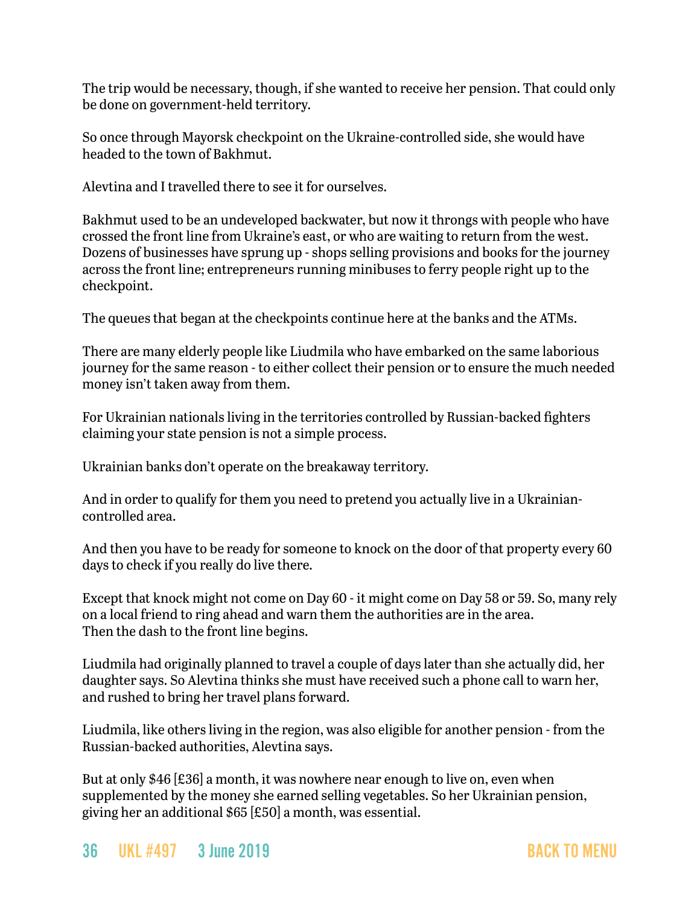The trip would be necessary, though, if she wanted to receive her pension. That could only be done on government-held territory.

So once through Mayorsk checkpoint on the Ukraine-controlled side, she would have headed to the town of Bakhmut.

Alevtina and I travelled there to see it for ourselves.

Bakhmut used to be an undeveloped backwater, but now it throngs with people who have crossed the front line from Ukraine's east, or who are waiting to return from the west. Dozens of businesses have sprung up - shops selling provisions and books for the journey across the front line; entrepreneurs running minibuses to ferry people right up to the checkpoint.

The queues that began at the checkpoints continue here at the banks and the ATMs.

There are many elderly people like Liudmila who have embarked on the same laborious journey for the same reason - to either collect their pension or to ensure the much needed money isn't taken away from them.

For Ukrainian nationals living in the territories controlled by Russian-backed fighters claiming your state pension is not a simple process.

Ukrainian banks don't operate on the breakaway territory.

And in order to qualify for them you need to pretend you actually live in a Ukrainian-controlled area.

And then you have to be ready for someone to knock on the door of that property every 60 days to check if you really do live there.

Except that knock might not come on Day 60 - it might come on Day 58 or 59. So, many rely on a local friend to ring ahead and warn them the authorities are in the area.
Then the dash to the front line begins.

Liudmila had originally planned to travel a couple of days later than she actually did, her daughter says. So Alevtina thinks she must have received such a phone call to warn her, and rushed to bring her travel plans forward.

Liudmila, like others living in the region, was also eligible for another pension - from the Russian-backed authorities, Alevtina says.

But at only $46 [£36] a month, it was nowhere near enough to live on, even when supplemented by the money she earned selling vegetables. So her Ukrainian pension, giving her an additional $65 [£50] a month, was essential.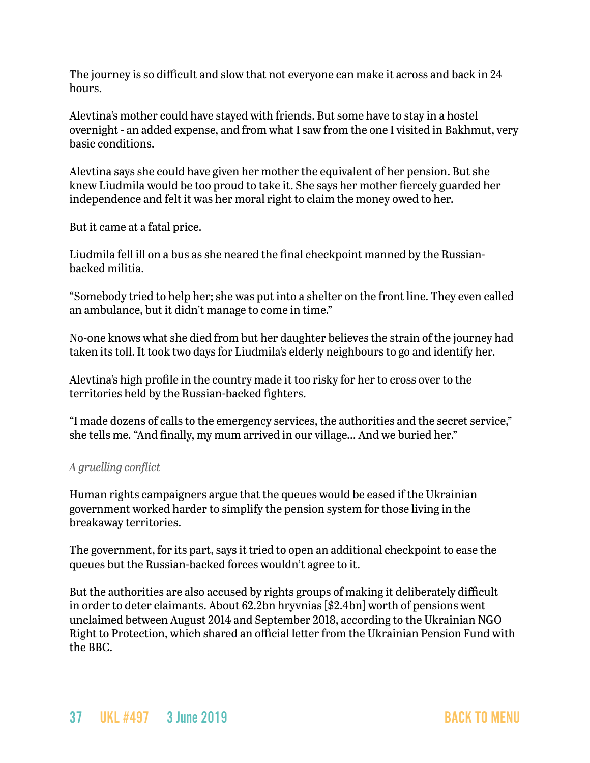The journey is so difficult and slow that not everyone can make it across and back in 24 hours.

Alevtina's mother could have stayed with friends. But some have to stay in a hostel overnight - an added expense, and from what I saw from the one I visited in Bakhmut, very basic conditions.

Alevtina says she could have given her mother the equivalent of her pension. But she knew Liudmila would be too proud to take it. She says her mother fiercely guarded her independence and felt it was her moral right to claim the money owed to her.

But it came at a fatal price.

Liudmila fell ill on a bus as she neared the final checkpoint manned by the Russian-backed militia.

"Somebody tried to help her; she was put into a shelter on the front line. They even called an ambulance, but it didn't manage to come in time."

No-one knows what she died from but her daughter believes the strain of the journey had taken its toll. It took two days for Liudmila's elderly neighbours to go and identify her.

Alevtina's high profile in the country made it too risky for her to cross over to the territories held by the Russian-backed fighters.

"I made dozens of calls to the emergency services, the authorities and the secret service," she tells me. "And finally, my mum arrived in our village... And we buried her."

*A gruelling conflict*

Human rights campaigners argue that the queues would be eased if the Ukrainian government worked harder to simplify the pension system for those living in the breakaway territories.

The government, for its part, says it tried to open an additional checkpoint to ease the queues but the Russian-backed forces wouldn't agree to it.

But the authorities are also accused by rights groups of making it deliberately difficult in order to deter claimants. About 62.2bn hryvnias [$2.4bn] worth of pensions went unclaimed between August 2014 and September 2018, according to the Ukrainian NGO Right to Protection, which shared an official letter from the Ukrainian Pension Fund with the BBC.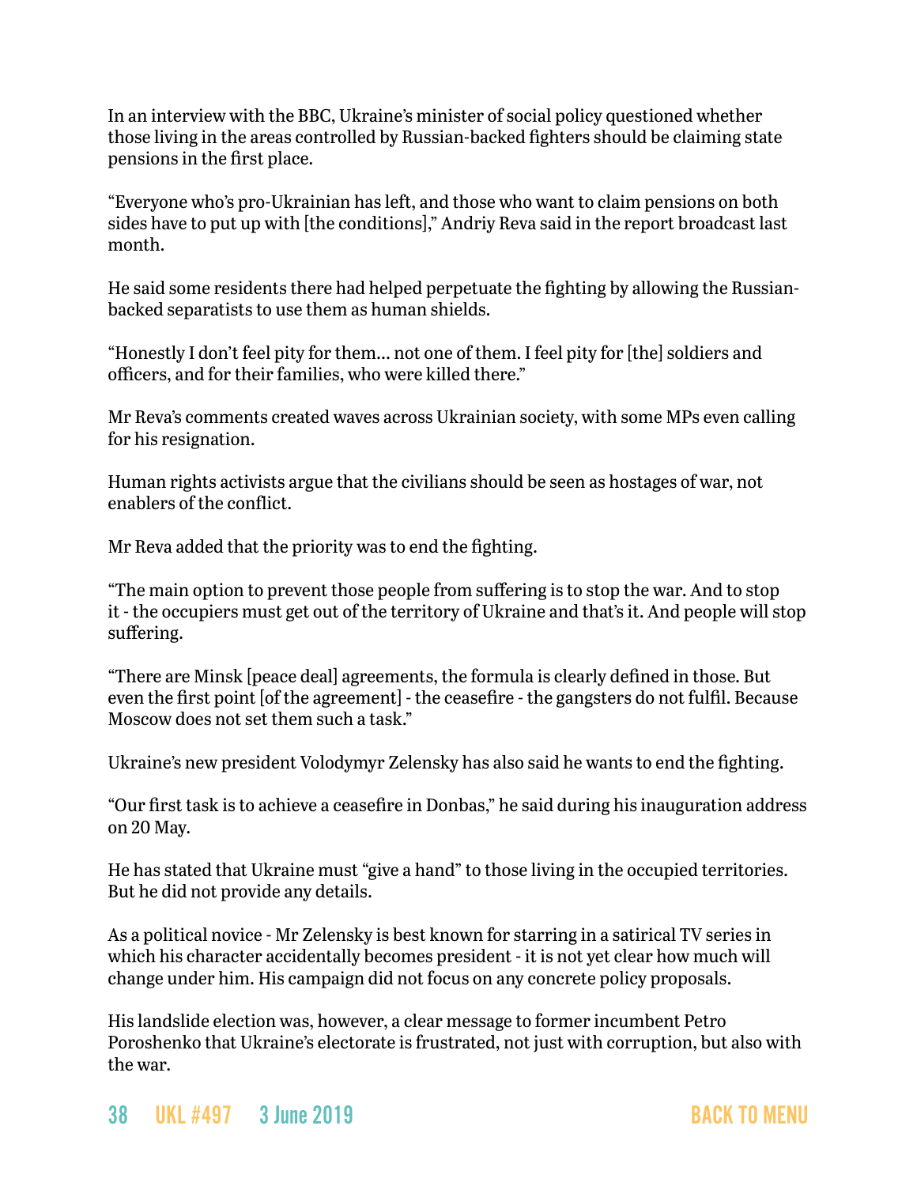In an interview with the BBC, Ukraine's minister of social policy questioned whether those living in the areas controlled by Russian-backed fighters should be claiming state pensions in the first place.

"Everyone who's pro-Ukrainian has left, and those who want to claim pensions on both sides have to put up with [the conditions]," Andriy Reva said in the report broadcast last month.

He said some residents there had helped perpetuate the fighting by allowing the Russian-backed separatists to use them as human shields.

"Honestly I don't feel pity for them... not one of them. I feel pity for [the] soldiers and officers, and for their families, who were killed there."

Mr Reva's comments created waves across Ukrainian society, with some MPs even calling for his resignation.

Human rights activists argue that the civilians should be seen as hostages of war, not enablers of the conflict.

Mr Reva added that the priority was to end the fighting.

"The main option to prevent those people from suffering is to stop the war. And to stop it - the occupiers must get out of the territory of Ukraine and that's it. And people will stop suffering.

"There are Minsk [peace deal] agreements, the formula is clearly defined in those. But even the first point [of the agreement] - the ceasefire - the gangsters do not fulfil. Because Moscow does not set them such a task."

Ukraine's new president Volodymyr Zelensky has also said he wants to end the fighting.

"Our first task is to achieve a ceasefire in Donbas," he said during his inauguration address on 20 May.

He has stated that Ukraine must "give a hand" to those living in the occupied territories. But he did not provide any details.

As a political novice - Mr Zelensky is best known for starring in a satirical TV series in which his character accidentally becomes president - it is not yet clear how much will change under him. His campaign did not focus on any concrete policy proposals.

His landslide election was, however, a clear message to former incumbent Petro Poroshenko that Ukraine's electorate is frustrated, not just with corruption, but also with the war.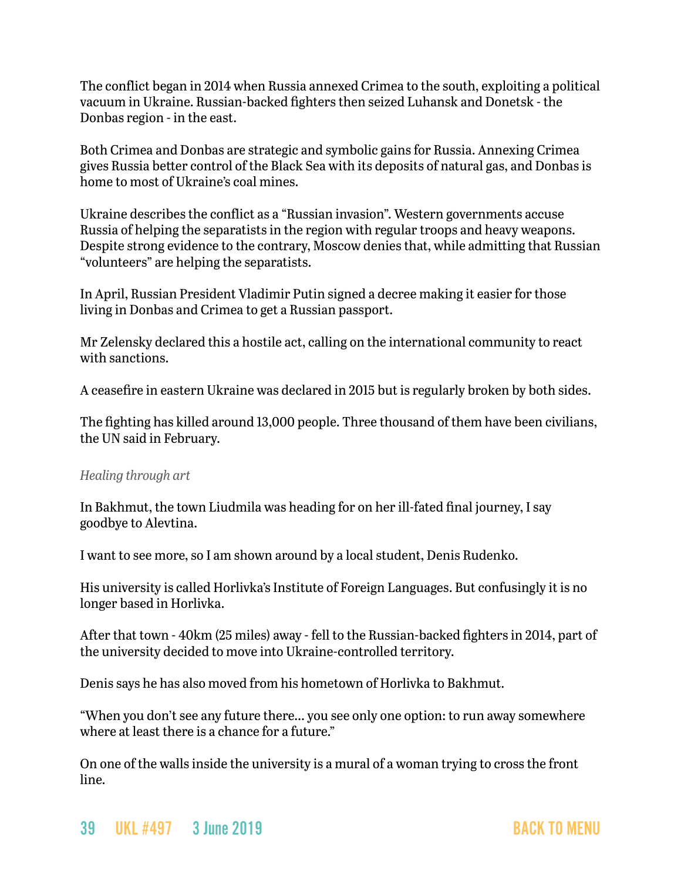The conflict began in 2014 when Russia annexed Crimea to the south, exploiting a political vacuum in Ukraine. Russian-backed fighters then seized Luhansk and Donetsk - the Donbas region - in the east.

Both Crimea and Donbas are strategic and symbolic gains for Russia. Annexing Crimea gives Russia better control of the Black Sea with its deposits of natural gas, and Donbas is home to most of Ukraine's coal mines.

Ukraine describes the conflict as a "Russian invasion". Western governments accuse Russia of helping the separatists in the region with regular troops and heavy weapons. Despite strong evidence to the contrary, Moscow denies that, while admitting that Russian "volunteers" are helping the separatists.

In April, Russian President Vladimir Putin signed a decree making it easier for those living in Donbas and Crimea to get a Russian passport.

Mr Zelensky declared this a hostile act, calling on the international community to react with sanctions.

A ceasefire in eastern Ukraine was declared in 2015 but is regularly broken by both sides.

The fighting has killed around 13,000 people. Three thousand of them have been civilians, the UN said in February.

*Healing through art*

In Bakhmut, the town Liudmila was heading for on her ill-fated final journey, I say goodbye to Alevtina.

I want to see more, so I am shown around by a local student, Denis Rudenko.

His university is called Horlivka's Institute of Foreign Languages. But confusingly it is no longer based in Horlivka.

After that town - 40km (25 miles) away - fell to the Russian-backed fighters in 2014, part of the university decided to move into Ukraine-controlled territory.

Denis says he has also moved from his hometown of Horlivka to Bakhmut.

"When you don't see any future there... you see only one option: to run away somewhere where at least there is a chance for a future."

On one of the walls inside the university is a mural of a woman trying to cross the front line.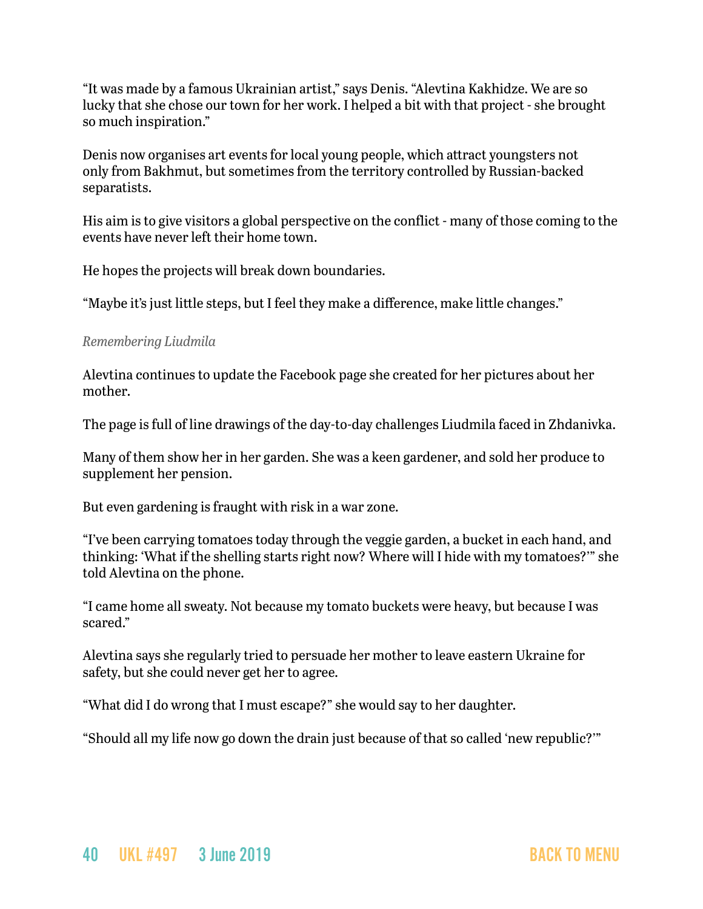"It was made by a famous Ukrainian artist," says Denis. "Alevtina Kakhidze. We are so lucky that she chose our town for her work. I helped a bit with that project - she brought so much inspiration."

Denis now organises art events for local young people, which attract youngsters not only from Bakhmut, but sometimes from the territory controlled by Russian-backed separatists.

His aim is to give visitors a global perspective on the conflict - many of those coming to the events have never left their home town.

He hopes the projects will break down boundaries.

"Maybe it's just little steps, but I feel they make a difference, make little changes."

*Remembering Liudmila*

Alevtina continues to update the Facebook page she created for her pictures about her mother.

The page is full of line drawings of the day-to-day challenges Liudmila faced in Zhdanivka.

Many of them show her in her garden. She was a keen gardener, and sold her produce to supplement her pension.

But even gardening is fraught with risk in a war zone.

"I've been carrying tomatoes today through the veggie garden, a bucket in each hand, and thinking: 'What if the shelling starts right now? Where will I hide with my tomatoes?'" she told Alevtina on the phone.

"I came home all sweaty. Not because my tomato buckets were heavy, but because I was scared."

Alevtina says she regularly tried to persuade her mother to leave eastern Ukraine for safety, but she could never get her to agree.

"What did I do wrong that I must escape?" she would say to her daughter.

"Should all my life now go down the drain just because of that so called 'new republic?'"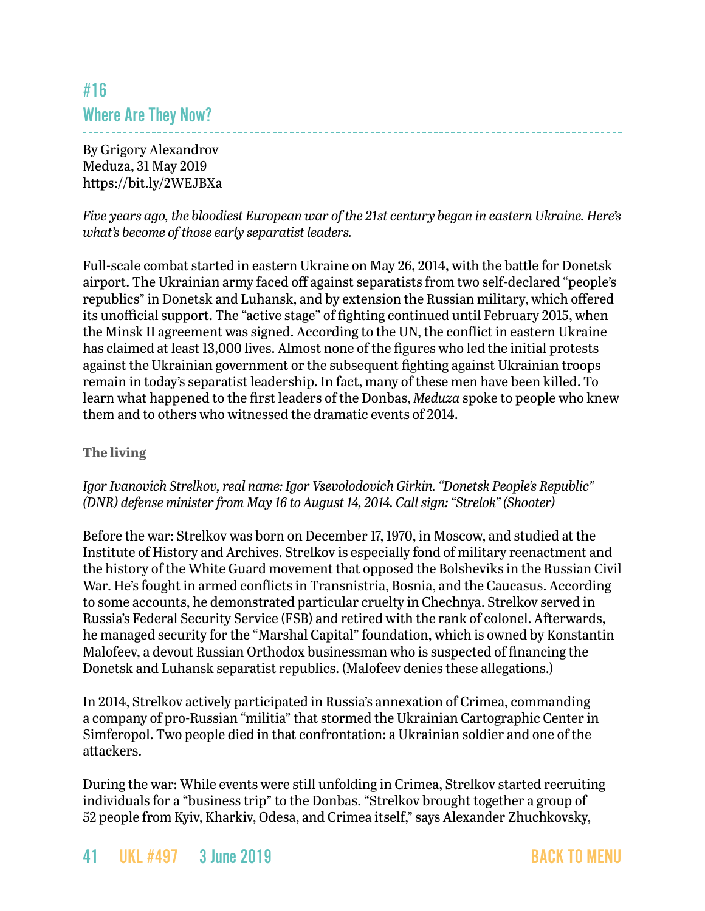## #16
## Where Are They Now?

By Grigory Alexandrov
Meduza, 31 May 2019
https://bit.ly/2WEJBXa

*Five years ago, the bloodiest European war of the 21st century began in eastern Ukraine. Here's what's become of those early separatist leaders.*

Full-scale combat started in eastern Ukraine on May 26, 2014, with the battle for Donetsk airport. The Ukrainian army faced off against separatists from two self-declared "people's republics" in Donetsk and Luhansk, and by extension the Russian military, which offered its unofficial support. The "active stage" of fighting continued until February 2015, when the Minsk II agreement was signed. According to the UN, the conflict in eastern Ukraine has claimed at least 13,000 lives. Almost none of the figures who led the initial protests against the Ukrainian government or the subsequent fighting against Ukrainian troops remain in today's separatist leadership. In fact, many of these men have been killed. To learn what happened to the first leaders of the Donbas, *Meduza* spoke to people who knew them and to others who witnessed the dramatic events of 2014.

**The living**

*Igor Ivanovich Strelkov, real name: Igor Vsevolodovich Girkin. "Donetsk People's Republic" (DNR) defense minister from May 16 to August 14, 2014. Call sign: "Strelok" (Shooter)*

Before the war: Strelkov was born on December 17, 1970, in Moscow, and studied at the Institute of History and Archives. Strelkov is especially fond of military reenactment and the history of the White Guard movement that opposed the Bolsheviks in the Russian Civil War. He's fought in armed conflicts in Transnistria, Bosnia, and the Caucasus. According to some accounts, he demonstrated particular cruelty in Chechnya. Strelkov served in Russia's Federal Security Service (FSB) and retired with the rank of colonel. Afterwards, he managed security for the "Marshal Capital" foundation, which is owned by Konstantin Malofeev, a devout Russian Orthodox businessman who is suspected of financing the Donetsk and Luhansk separatist republics. (Malofeev denies these allegations.)

In 2014, Strelkov actively participated in Russia's annexation of Crimea, commanding a company of pro-Russian "militia" that stormed the Ukrainian Cartographic Center in Simferopol. Two people died in that confrontation: a Ukrainian soldier and one of the attackers.

During the war: While events were still unfolding in Crimea, Strelkov started recruiting individuals for a "business trip" to the Donbas. "Strelkov brought together a group of 52 people from Kyiv, Kharkiv, Odesa, and Crimea itself," says Alexander Zhuchkovsky,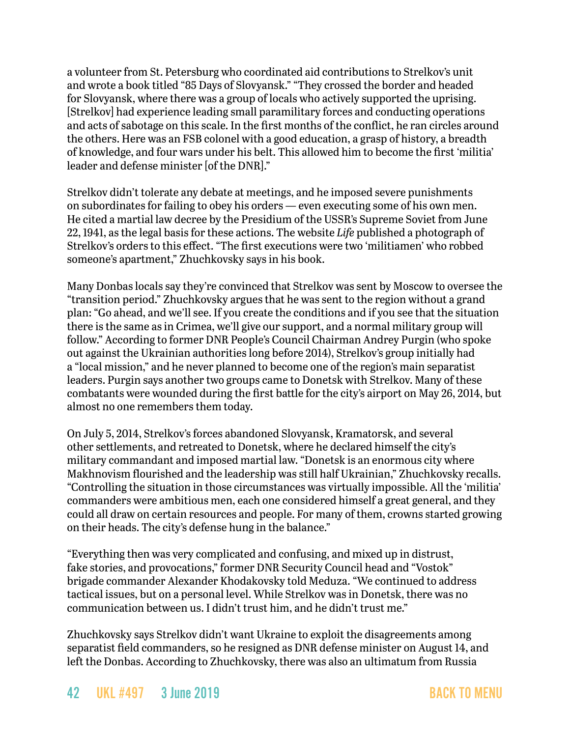a volunteer from St. Petersburg who coordinated aid contributions to Strelkov's unit and wrote a book titled "85 Days of Slovyansk." "They crossed the border and headed for Slovyansk, where there was a group of locals who actively supported the uprising. [Strelkov] had experience leading small paramilitary forces and conducting operations and acts of sabotage on this scale. In the first months of the conflict, he ran circles around the others. Here was an FSB colonel with a good education, a grasp of history, a breadth of knowledge, and four wars under his belt. This allowed him to become the first 'militia' leader and defense minister [of the DNR]."

Strelkov didn't tolerate any debate at meetings, and he imposed severe punishments on subordinates for failing to obey his orders — even executing some of his own men. He cited a martial law decree by the Presidium of the USSR's Supreme Soviet from June 22, 1941, as the legal basis for these actions. The website *Life* published a photograph of Strelkov's orders to this effect. "The first executions were two 'militiamen' who robbed someone's apartment," Zhuchkovsky says in his book.

Many Donbas locals say they're convinced that Strelkov was sent by Moscow to oversee the "transition period." Zhuchkovsky argues that he was sent to the region without a grand plan: "Go ahead, and we'll see. If you create the conditions and if you see that the situation there is the same as in Crimea, we'll give our support, and a normal military group will follow." According to former DNR People's Council Chairman Andrey Purgin (who spoke out against the Ukrainian authorities long before 2014), Strelkov's group initially had a "local mission," and he never planned to become one of the region's main separatist leaders. Purgin says another two groups came to Donetsk with Strelkov. Many of these combatants were wounded during the first battle for the city's airport on May 26, 2014, but almost no one remembers them today.

On July 5, 2014, Strelkov's forces abandoned Slovyansk, Kramatorsk, and several other settlements, and retreated to Donetsk, where he declared himself the city's military commandant and imposed martial law. "Donetsk is an enormous city where Makhnovism flourished and the leadership was still half Ukrainian," Zhuchkovsky recalls. "Controlling the situation in those circumstances was virtually impossible. All the 'militia' commanders were ambitious men, each one considered himself a great general, and they could all draw on certain resources and people. For many of them, crowns started growing on their heads. The city's defense hung in the balance."

"Everything then was very complicated and confusing, and mixed up in distrust, fake stories, and provocations," former DNR Security Council head and "Vostok" brigade commander Alexander Khodakovsky told Meduza. "We continued to address tactical issues, but on a personal level. While Strelkov was in Donetsk, there was no communication between us. I didn't trust him, and he didn't trust me."

Zhuchkovsky says Strelkov didn't want Ukraine to exploit the disagreements among separatist field commanders, so he resigned as DNR defense minister on August 14, and left the Donbas. According to Zhuchkovsky, there was also an ultimatum from Russia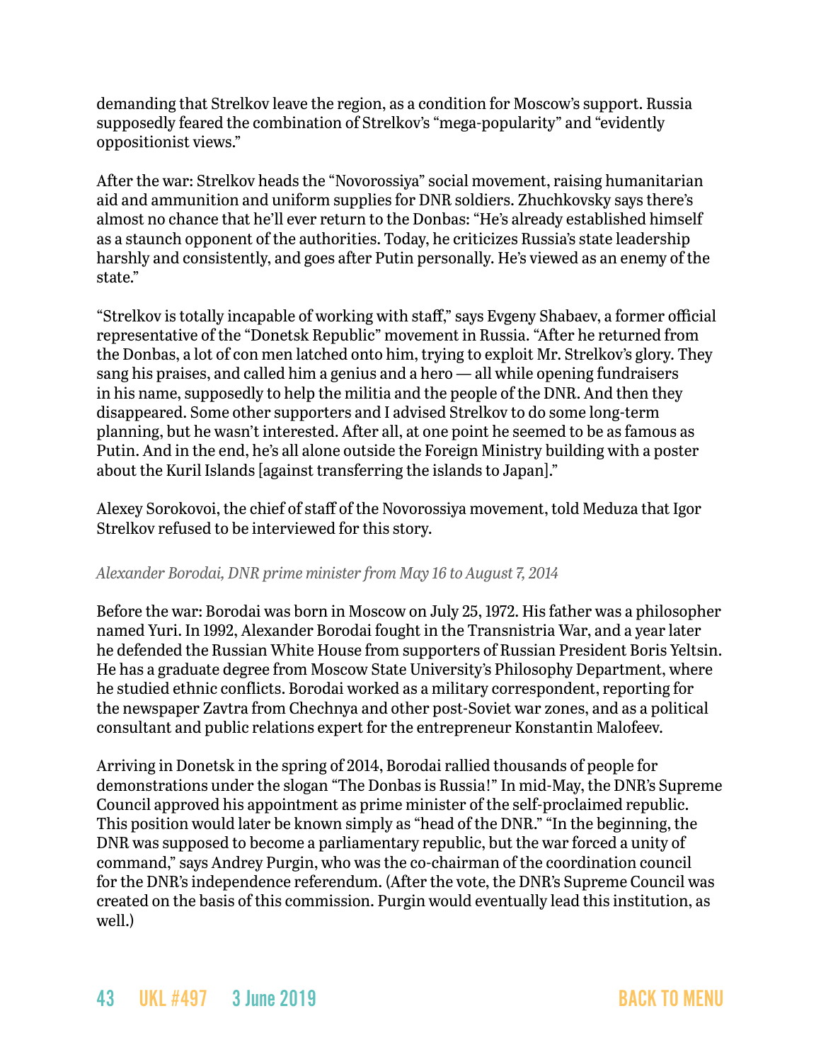demanding that Strelkov leave the region, as a condition for Moscow's support. Russia supposedly feared the combination of Strelkov's "mega-popularity" and "evidently oppositionist views."

After the war: Strelkov heads the "Novorossiya" social movement, raising humanitarian aid and ammunition and uniform supplies for DNR soldiers. Zhuchkovsky says there's almost no chance that he'll ever return to the Donbas: "He's already established himself as a staunch opponent of the authorities. Today, he criticizes Russia's state leadership harshly and consistently, and goes after Putin personally. He's viewed as an enemy of the state."

"Strelkov is totally incapable of working with staff," says Evgeny Shabaev, a former official representative of the "Donetsk Republic" movement in Russia. "After he returned from the Donbas, a lot of con men latched onto him, trying to exploit Mr. Strelkov's glory. They sang his praises, and called him a genius and a hero — all while opening fundraisers in his name, supposedly to help the militia and the people of the DNR. And then they disappeared. Some other supporters and I advised Strelkov to do some long-term planning, but he wasn't interested. After all, at one point he seemed to be as famous as Putin. And in the end, he's all alone outside the Foreign Ministry building with a poster about the Kuril Islands [against transferring the islands to Japan]."

Alexey Sorokovoi, the chief of staff of the Novorossiya movement, told Meduza that Igor Strelkov refused to be interviewed for this story.

*Alexander Borodai, DNR prime minister from May 16 to August 7, 2014*

Before the war: Borodai was born in Moscow on July 25, 1972. His father was a philosopher named Yuri. In 1992, Alexander Borodai fought in the Transnistria War, and a year later he defended the Russian White House from supporters of Russian President Boris Yeltsin. He has a graduate degree from Moscow State University's Philosophy Department, where he studied ethnic conflicts. Borodai worked as a military correspondent, reporting for the newspaper Zavtra from Chechnya and other post-Soviet war zones, and as a political consultant and public relations expert for the entrepreneur Konstantin Malofeev.

Arriving in Donetsk in the spring of 2014, Borodai rallied thousands of people for demonstrations under the slogan "The Donbas is Russia!" In mid-May, the DNR's Supreme Council approved his appointment as prime minister of the self-proclaimed republic. This position would later be known simply as "head of the DNR." "In the beginning, the DNR was supposed to become a parliamentary republic, but the war forced a unity of command," says Andrey Purgin, who was the co-chairman of the coordination council for the DNR's independence referendum. (After the vote, the DNR's Supreme Council was created on the basis of this commission. Purgin would eventually lead this institution, as well.)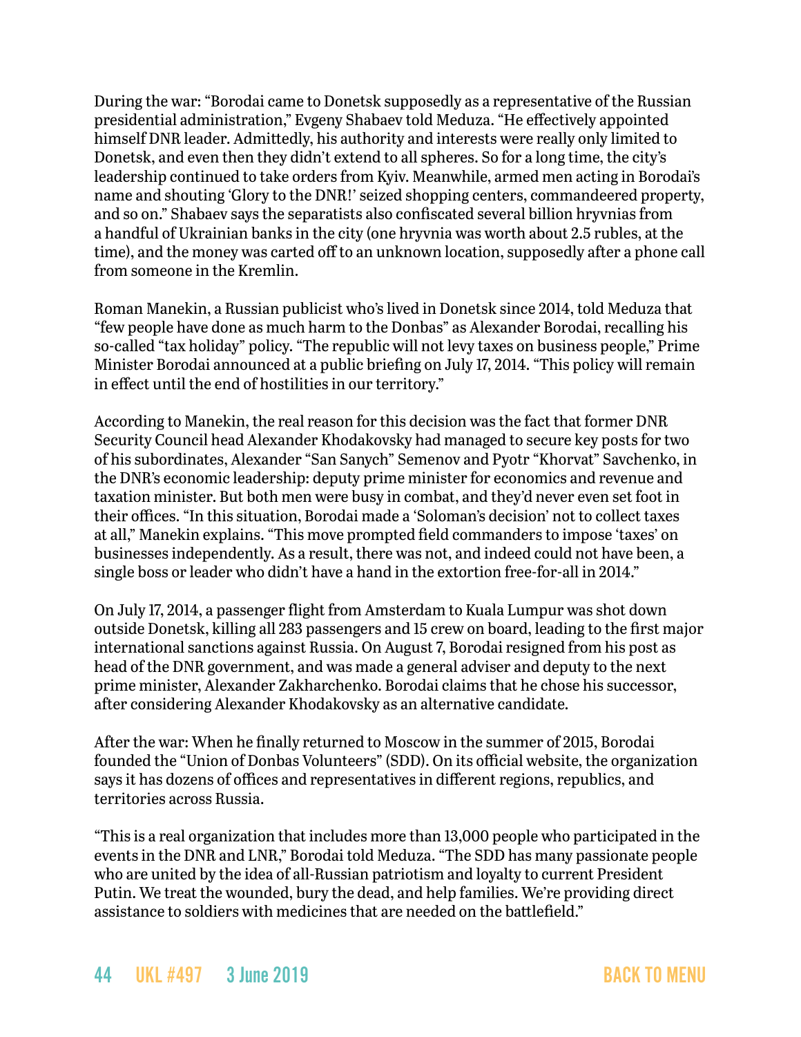During the war: "Borodai came to Donetsk supposedly as a representative of the Russian presidential administration," Evgeny Shabaev told Meduza. "He effectively appointed himself DNR leader. Admittedly, his authority and interests were really only limited to Donetsk, and even then they didn't extend to all spheres. So for a long time, the city's leadership continued to take orders from Kyiv. Meanwhile, armed men acting in Borodai's name and shouting 'Glory to the DNR!' seized shopping centers, commandeered property, and so on." Shabaev says the separatists also confiscated several billion hryvnias from a handful of Ukrainian banks in the city (one hryvnia was worth about 2.5 rubles, at the time), and the money was carted off to an unknown location, supposedly after a phone call from someone in the Kremlin.

Roman Manekin, a Russian publicist who's lived in Donetsk since 2014, told Meduza that "few people have done as much harm to the Donbas" as Alexander Borodai, recalling his so-called "tax holiday" policy. "The republic will not levy taxes on business people," Prime Minister Borodai announced at a public briefing on July 17, 2014. "This policy will remain in effect until the end of hostilities in our territory."

According to Manekin, the real reason for this decision was the fact that former DNR Security Council head Alexander Khodakovsky had managed to secure key posts for two of his subordinates, Alexander "San Sanych" Semenov and Pyotr "Khorvat" Savchenko, in the DNR's economic leadership: deputy prime minister for economics and revenue and taxation minister. But both men were busy in combat, and they'd never even set foot in their offices. "In this situation, Borodai made a 'Soloman's decision' not to collect taxes at all," Manekin explains. "This move prompted field commanders to impose 'taxes' on businesses independently. As a result, there was not, and indeed could not have been, a single boss or leader who didn't have a hand in the extortion free-for-all in 2014."

On July 17, 2014, a passenger flight from Amsterdam to Kuala Lumpur was shot down outside Donetsk, killing all 283 passengers and 15 crew on board, leading to the first major international sanctions against Russia. On August 7, Borodai resigned from his post as head of the DNR government, and was made a general adviser and deputy to the next prime minister, Alexander Zakharchenko. Borodai claims that he chose his successor, after considering Alexander Khodakovsky as an alternative candidate.

After the war: When he finally returned to Moscow in the summer of 2015, Borodai founded the "Union of Donbas Volunteers" (SDD). On its official website, the organization says it has dozens of offices and representatives in different regions, republics, and territories across Russia.

"This is a real organization that includes more than 13,000 people who participated in the events in the DNR and LNR," Borodai told Meduza. "The SDD has many passionate people who are united by the idea of all-Russian patriotism and loyalty to current President Putin. We treat the wounded, bury the dead, and help families. We're providing direct assistance to soldiers with medicines that are needed on the battlefield."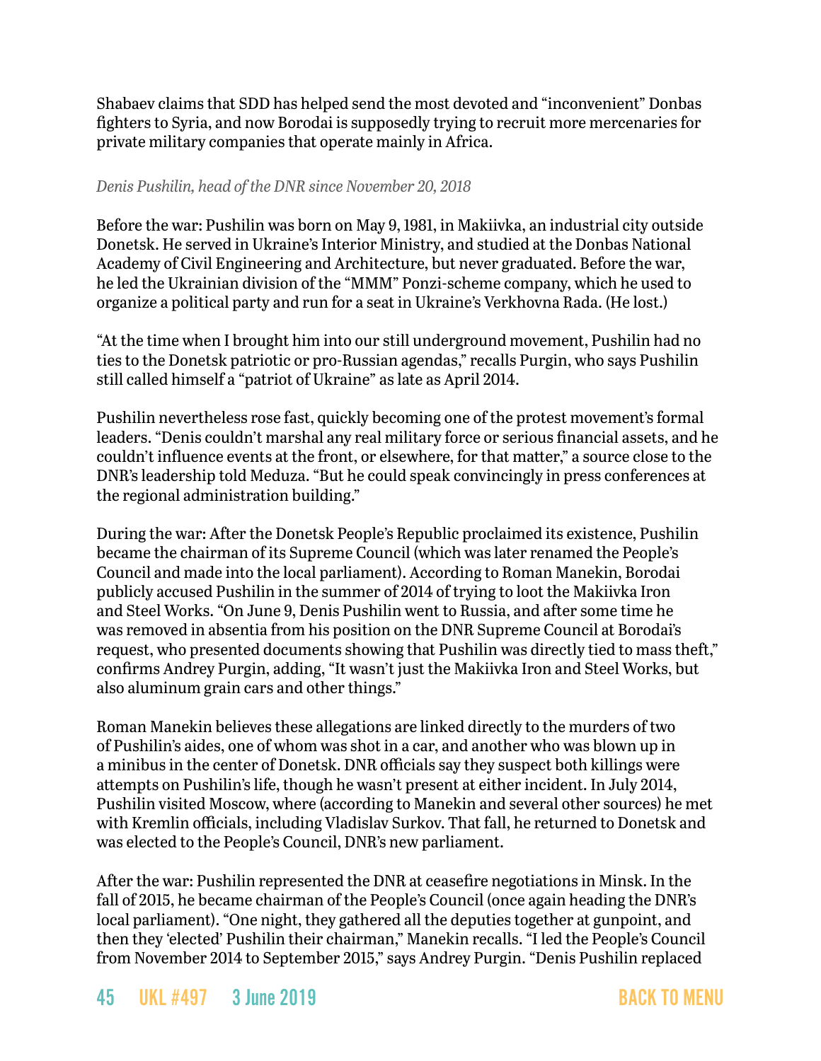Shabaev claims that SDD has helped send the most devoted and "inconvenient" Donbas fighters to Syria, and now Borodai is supposedly trying to recruit more mercenaries for private military companies that operate mainly in Africa.

*Denis Pushilin, head of the DNR since November 20, 2018*

Before the war: Pushilin was born on May 9, 1981, in Makiivka, an industrial city outside Donetsk. He served in Ukraine's Interior Ministry, and studied at the Donbas National Academy of Civil Engineering and Architecture, but never graduated. Before the war, he led the Ukrainian division of the "MMM" Ponzi-scheme company, which he used to organize a political party and run for a seat in Ukraine's Verkhovna Rada. (He lost.)

"At the time when I brought him into our still underground movement, Pushilin had no ties to the Donetsk patriotic or pro-Russian agendas," recalls Purgin, who says Pushilin still called himself a "patriot of Ukraine" as late as April 2014.

Pushilin nevertheless rose fast, quickly becoming one of the protest movement's formal leaders. "Denis couldn't marshal any real military force or serious financial assets, and he couldn't influence events at the front, or elsewhere, for that matter," a source close to the DNR's leadership told Meduza. "But he could speak convincingly in press conferences at the regional administration building."

During the war: After the Donetsk People's Republic proclaimed its existence, Pushilin became the chairman of its Supreme Council (which was later renamed the People's Council and made into the local parliament). According to Roman Manekin, Borodai publicly accused Pushilin in the summer of 2014 of trying to loot the Makiivka Iron and Steel Works. "On June 9, Denis Pushilin went to Russia, and after some time he was removed in absentia from his position on the DNR Supreme Council at Borodai's request, who presented documents showing that Pushilin was directly tied to mass theft," confirms Andrey Purgin, adding, "It wasn't just the Makiivka Iron and Steel Works, but also aluminum grain cars and other things."

Roman Manekin believes these allegations are linked directly to the murders of two of Pushilin's aides, one of whom was shot in a car, and another who was blown up in a minibus in the center of Donetsk. DNR officials say they suspect both killings were attempts on Pushilin's life, though he wasn't present at either incident. In July 2014, Pushilin visited Moscow, where (according to Manekin and several other sources) he met with Kremlin officials, including Vladislav Surkov. That fall, he returned to Donetsk and was elected to the People's Council, DNR's new parliament.

After the war: Pushilin represented the DNR at ceasefire negotiations in Minsk. In the fall of 2015, he became chairman of the People's Council (once again heading the DNR's local parliament). "One night, they gathered all the deputies together at gunpoint, and then they 'elected' Pushilin their chairman," Manekin recalls. "I led the People's Council from November 2014 to September 2015," says Andrey Purgin. "Denis Pushilin replaced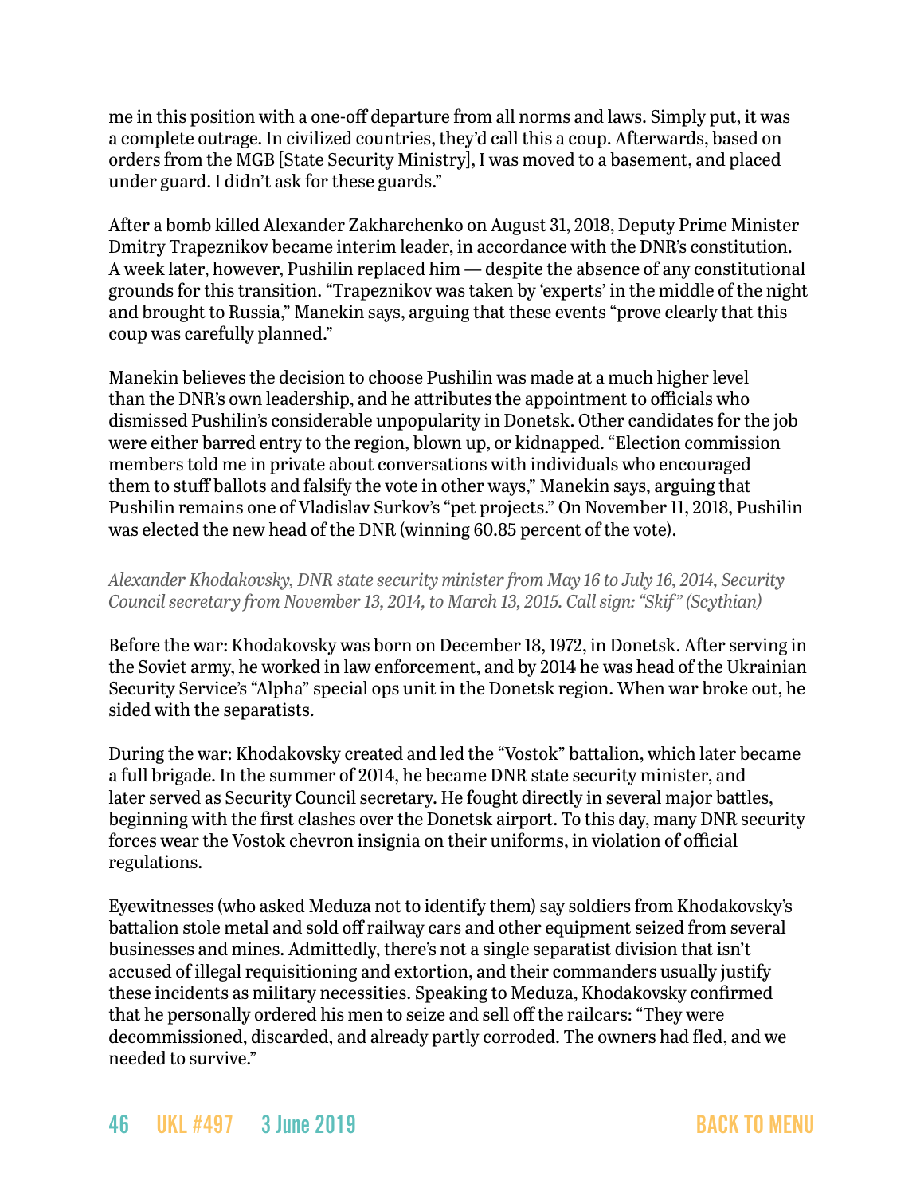me in this position with a one-off departure from all norms and laws. Simply put, it was a complete outrage. In civilized countries, they'd call this a coup. Afterwards, based on orders from the MGB [State Security Ministry], I was moved to a basement, and placed under guard. I didn't ask for these guards."

After a bomb killed Alexander Zakharchenko on August 31, 2018, Deputy Prime Minister Dmitry Trapeznikov became interim leader, in accordance with the DNR's constitution. A week later, however, Pushilin replaced him — despite the absence of any constitutional grounds for this transition. "Trapeznikov was taken by 'experts' in the middle of the night and brought to Russia," Manekin says, arguing that these events "prove clearly that this coup was carefully planned."

Manekin believes the decision to choose Pushilin was made at a much higher level than the DNR's own leadership, and he attributes the appointment to officials who dismissed Pushilin's considerable unpopularity in Donetsk. Other candidates for the job were either barred entry to the region, blown up, or kidnapped. "Election commission members told me in private about conversations with individuals who encouraged them to stuff ballots and falsify the vote in other ways," Manekin says, arguing that Pushilin remains one of Vladislav Surkov's "pet projects." On November 11, 2018, Pushilin was elected the new head of the DNR (winning 60.85 percent of the vote).

*Alexander Khodakovsky, DNR state security minister from May 16 to July 16, 2014, Security Council secretary from November 13, 2014, to March 13, 2015. Call sign: "Skif" (Scythian)*

Before the war: Khodakovsky was born on December 18, 1972, in Donetsk. After serving in the Soviet army, he worked in law enforcement, and by 2014 he was head of the Ukrainian Security Service's "Alpha" special ops unit in the Donetsk region. When war broke out, he sided with the separatists.

During the war: Khodakovsky created and led the "Vostok" battalion, which later became a full brigade. In the summer of 2014, he became DNR state security minister, and later served as Security Council secretary. He fought directly in several major battles, beginning with the first clashes over the Donetsk airport. To this day, many DNR security forces wear the Vostok chevron insignia on their uniforms, in violation of official regulations.

Eyewitnesses (who asked Meduza not to identify them) say soldiers from Khodakovsky's battalion stole metal and sold off railway cars and other equipment seized from several businesses and mines. Admittedly, there's not a single separatist division that isn't accused of illegal requisitioning and extortion, and their commanders usually justify these incidents as military necessities. Speaking to Meduza, Khodakovsky confirmed that he personally ordered his men to seize and sell off the railcars: "They were decommissioned, discarded, and already partly corroded. The owners had fled, and we needed to survive."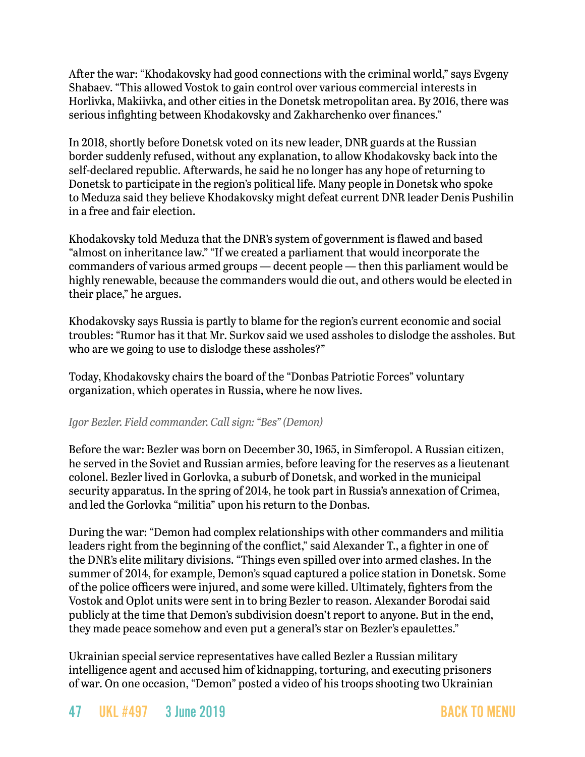After the war: “Khodakovsky had good connections with the criminal world,” says Evgeny Shabaev. “This allowed Vostok to gain control over various commercial interests in Horlivka, Makiivka, and other cities in the Donetsk metropolitan area. By 2016, there was serious infighting between Khodakovsky and Zakharchenko over finances.”

In 2018, shortly before Donetsk voted on its new leader, DNR guards at the Russian border suddenly refused, without any explanation, to allow Khodakovsky back into the self-declared republic. Afterwards, he said he no longer has any hope of returning to Donetsk to participate in the region’s political life. Many people in Donetsk who spoke to Meduza said they believe Khodakovsky might defeat current DNR leader Denis Pushilin in a free and fair election.

Khodakovsky told Meduza that the DNR’s system of government is flawed and based “almost on inheritance law.” “If we created a parliament that would incorporate the commanders of various armed groups — decent people — then this parliament would be highly renewable, because the commanders would die out, and others would be elected in their place,” he argues.

Khodakovsky says Russia is partly to blame for the region’s current economic and social troubles: “Rumor has it that Mr. Surkov said we used assholes to dislodge the assholes. But who are we going to use to dislodge these assholes?”

Today, Khodakovsky chairs the board of the “Donbas Patriotic Forces” voluntary organization, which operates in Russia, where he now lives.

*Igor Bezler. Field commander. Call sign: “Bes” (Demon)*

Before the war: Bezler was born on December 30, 1965, in Simferopol. A Russian citizen, he served in the Soviet and Russian armies, before leaving for the reserves as a lieutenant colonel. Bezler lived in Gorlovka, a suburb of Donetsk, and worked in the municipal security apparatus. In the spring of 2014, he took part in Russia’s annexation of Crimea, and led the Gorlovka “militia” upon his return to the Donbas.

During the war: “Demon had complex relationships with other commanders and militia leaders right from the beginning of the conflict,” said Alexander T., a fighter in one of the DNR’s elite military divisions. “Things even spilled over into armed clashes. In the summer of 2014, for example, Demon’s squad captured a police station in Donetsk. Some of the police officers were injured, and some were killed. Ultimately, fighters from the Vostok and Oplot units were sent in to bring Bezler to reason. Alexander Borodai said publicly at the time that Demon’s subdivision doesn’t report to anyone. But in the end, they made peace somehow and even put a general’s star on Bezler’s epaulettes.”

Ukrainian special service representatives have called Bezler a Russian military intelligence agent and accused him of kidnapping, torturing, and executing prisoners of war. On one occasion, “Demon” posted a video of his troops shooting two Ukrainian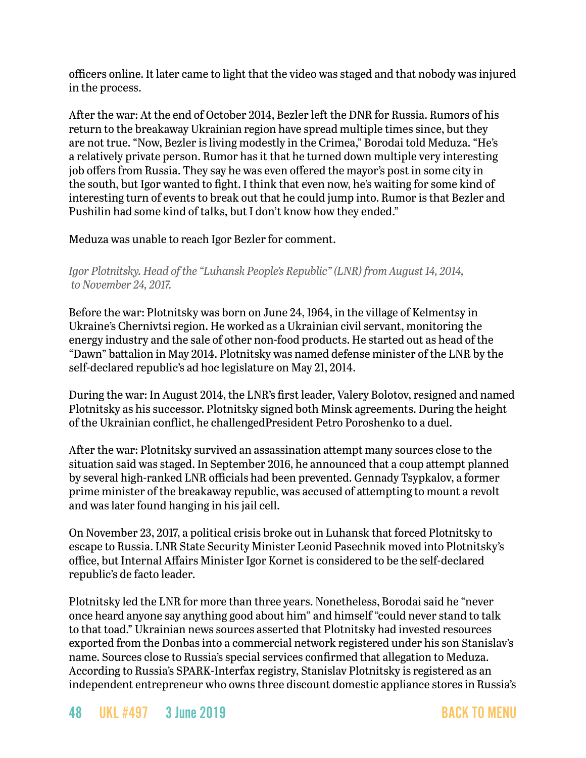officers online. It later came to light that the video was staged and that nobody was injured in the process.

After the war: At the end of October 2014, Bezler left the DNR for Russia. Rumors of his return to the breakaway Ukrainian region have spread multiple times since, but they are not true. "Now, Bezler is living modestly in the Crimea," Borodai told Meduza. "He's a relatively private person. Rumor has it that he turned down multiple very interesting job offers from Russia. They say he was even offered the mayor's post in some city in the south, but Igor wanted to fight. I think that even now, he's waiting for some kind of interesting turn of events to break out that he could jump into. Rumor is that Bezler and Pushilin had some kind of talks, but I don't know how they ended."

Meduza was unable to reach Igor Bezler for comment.

*Igor Plotnitsky. Head of the "Luhansk People's Republic" (LNR) from August 14, 2014, to November 24, 2017.*

Before the war: Plotnitsky was born on June 24, 1964, in the village of Kelmentsy in Ukraine's Chernivtsi region. He worked as a Ukrainian civil servant, monitoring the energy industry and the sale of other non-food products. He started out as head of the "Dawn" battalion in May 2014. Plotnitsky was named defense minister of the LNR by the self-declared republic's ad hoc legislature on May 21, 2014.

During the war: In August 2014, the LNR's first leader, Valery Bolotov, resigned and named Plotnitsky as his successor. Plotnitsky signed both Minsk agreements. During the height of the Ukrainian conflict, he challengedPresident Petro Poroshenko to a duel.

After the war: Plotnitsky survived an assassination attempt many sources close to the situation said was staged. In September 2016, he announced that a coup attempt planned by several high-ranked LNR officials had been prevented. Gennady Tsypkalov, a former prime minister of the breakaway republic, was accused of attempting to mount a revolt and was later found hanging in his jail cell.

On November 23, 2017, a political crisis broke out in Luhansk that forced Plotnitsky to escape to Russia. LNR State Security Minister Leonid Pasechnik moved into Plotnitsky's office, but Internal Affairs Minister Igor Kornet is considered to be the self-declared republic's de facto leader.

Plotnitsky led the LNR for more than three years. Nonetheless, Borodai said he "never once heard anyone say anything good about him" and himself "could never stand to talk to that toad." Ukrainian news sources asserted that Plotnitsky had invested resources exported from the Donbas into a commercial network registered under his son Stanislav's name. Sources close to Russia's special services confirmed that allegation to Meduza. According to Russia's SPARK-Interfax registry, Stanislav Plotnitsky is registered as an independent entrepreneur who owns three discount domestic appliance stores in Russia's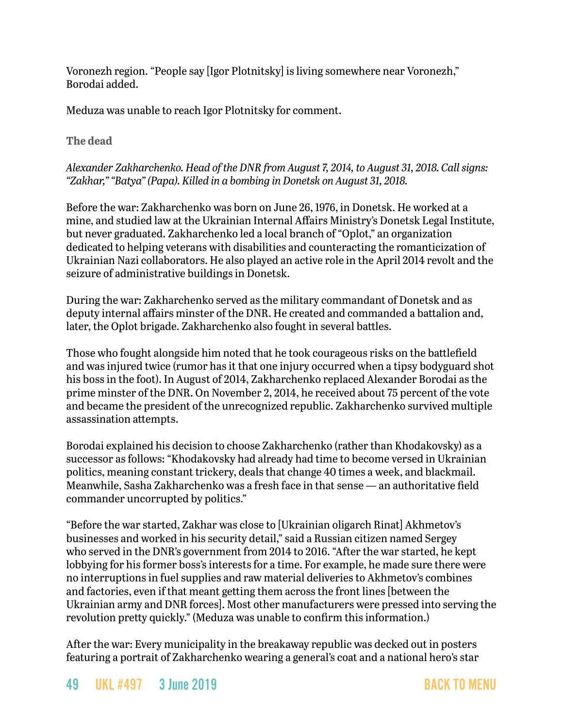Voronezh region. “People say [Igor Plotnitsky] is living somewhere near Voronezh,” Borodai added.

Meduza was unable to reach Igor Plotnitsky for comment.

**The dead**

*Alexander Zakharchenko. Head of the DNR from August 7, 2014, to August 31, 2018. Call signs: “Zakhar,” “Batya” (Papa). Killed in a bombing in Donetsk on August 31, 2018.*

Before the war: Zakharchenko was born on June 26, 1976, in Donetsk. He worked at a mine, and studied law at the Ukrainian Internal Affairs Ministry’s Donetsk Legal Institute, but never graduated. Zakharchenko led a local branch of “Oplot,” an organization dedicated to helping veterans with disabilities and counteracting the romanticization of Ukrainian Nazi collaborators. He also played an active role in the April 2014 revolt and the seizure of administrative buildings in Donetsk.

During the war: Zakharchenko served as the military commandant of Donetsk and as deputy internal affairs minster of the DNR. He created and commanded a battalion and, later, the Oplot brigade. Zakharchenko also fought in several battles.

Those who fought alongside him noted that he took courageous risks on the battlefield and was injured twice (rumor has it that one injury occurred when a tipsy bodyguard shot his boss in the foot). In August of 2014, Zakharchenko replaced Alexander Borodai as the prime minster of the DNR. On November 2, 2014, he received about 75 percent of the vote and became the president of the unrecognized republic. Zakharchenko survived multiple assassination attempts.

Borodai explained his decision to choose Zakharchenko (rather than Khodakovsky) as a successor as follows: “Khodakovsky had already had time to become versed in Ukrainian politics, meaning constant trickery, deals that change 40 times a week, and blackmail. Meanwhile, Sasha Zakharchenko was a fresh face in that sense — an authoritative field commander uncorrupted by politics.”

“Before the war started, Zakhar was close to [Ukrainian oligarch Rinat] Akhmetov’s businesses and worked in his security detail,” said a Russian citizen named Sergey who served in the DNR’s government from 2014 to 2016. “After the war started, he kept lobbying for his former boss’s interests for a time. For example, he made sure there were no interruptions in fuel supplies and raw material deliveries to Akhmetov’s combines and factories, even if that meant getting them across the front lines [between the Ukrainian army and DNR forces]. Most other manufacturers were pressed into serving the revolution pretty quickly.” (Meduza was unable to confirm this information.)

After the war: Every municipality in the breakaway republic was decked out in posters featuring a portrait of Zakharchenko wearing a general’s coat and a national hero’s star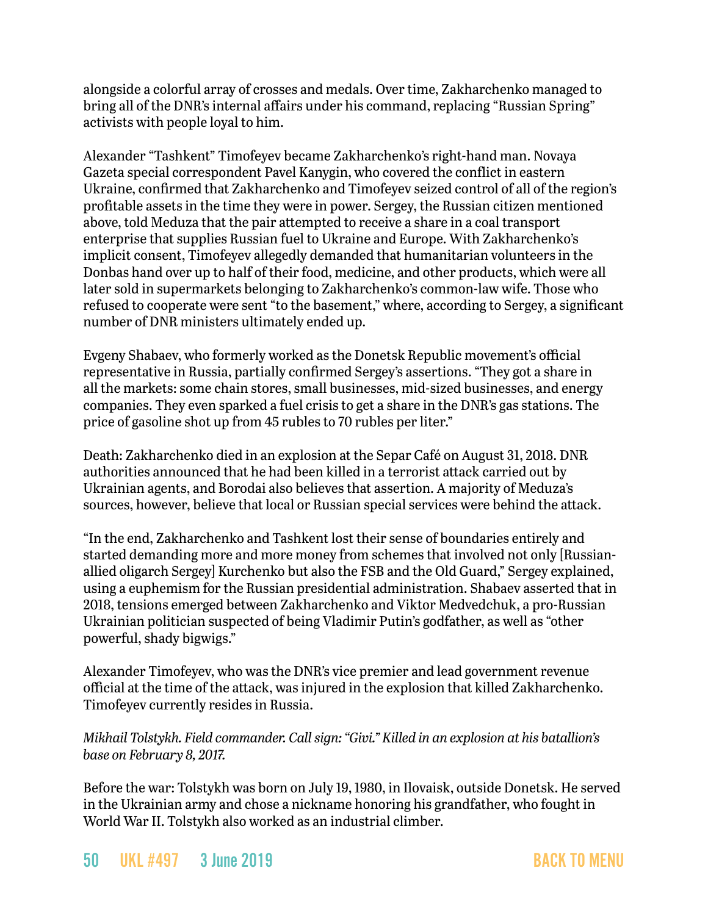alongside a colorful array of crosses and medals. Over time, Zakharchenko managed to bring all of the DNR's internal affairs under his command, replacing "Russian Spring" activists with people loyal to him.

Alexander "Tashkent" Timofeyev became Zakharchenko's right-hand man. Novaya Gazeta special correspondent Pavel Kanygin, who covered the conflict in eastern Ukraine, confirmed that Zakharchenko and Timofeyev seized control of all of the region's profitable assets in the time they were in power. Sergey, the Russian citizen mentioned above, told Meduza that the pair attempted to receive a share in a coal transport enterprise that supplies Russian fuel to Ukraine and Europe. With Zakharchenko's implicit consent, Timofeyev allegedly demanded that humanitarian volunteers in the Donbas hand over up to half of their food, medicine, and other products, which were all later sold in supermarkets belonging to Zakharchenko's common-law wife. Those who refused to cooperate were sent "to the basement," where, according to Sergey, a significant number of DNR ministers ultimately ended up.

Evgeny Shabaev, who formerly worked as the Donetsk Republic movement's official representative in Russia, partially confirmed Sergey's assertions. "They got a share in all the markets: some chain stores, small businesses, mid-sized businesses, and energy companies. They even sparked a fuel crisis to get a share in the DNR's gas stations. The price of gasoline shot up from 45 rubles to 70 rubles per liter."

Death: Zakharchenko died in an explosion at the Separ Café on August 31, 2018. DNR authorities announced that he had been killed in a terrorist attack carried out by Ukrainian agents, and Borodai also believes that assertion. A majority of Meduza's sources, however, believe that local or Russian special services were behind the attack.

"In the end, Zakharchenko and Tashkent lost their sense of boundaries entirely and started demanding more and more money from schemes that involved not only [Russian-allied oligarch Sergey] Kurchenko but also the FSB and the Old Guard," Sergey explained, using a euphemism for the Russian presidential administration. Shabaev asserted that in 2018, tensions emerged between Zakharchenko and Viktor Medvedchuk, a pro-Russian Ukrainian politician suspected of being Vladimir Putin's godfather, as well as "other powerful, shady bigwigs."

Alexander Timofeyev, who was the DNR's vice premier and lead government revenue official at the time of the attack, was injured in the explosion that killed Zakharchenko. Timofeyev currently resides in Russia.

*Mikhail Tolstykh. Field commander. Call sign: "Givi." Killed in an explosion at his batallion's base on February 8, 2017.*

Before the war: Tolstykh was born on July 19, 1980, in Ilovaisk, outside Donetsk. He served in the Ukrainian army and chose a nickname honoring his grandfather, who fought in World War II. Tolstykh also worked as an industrial climber.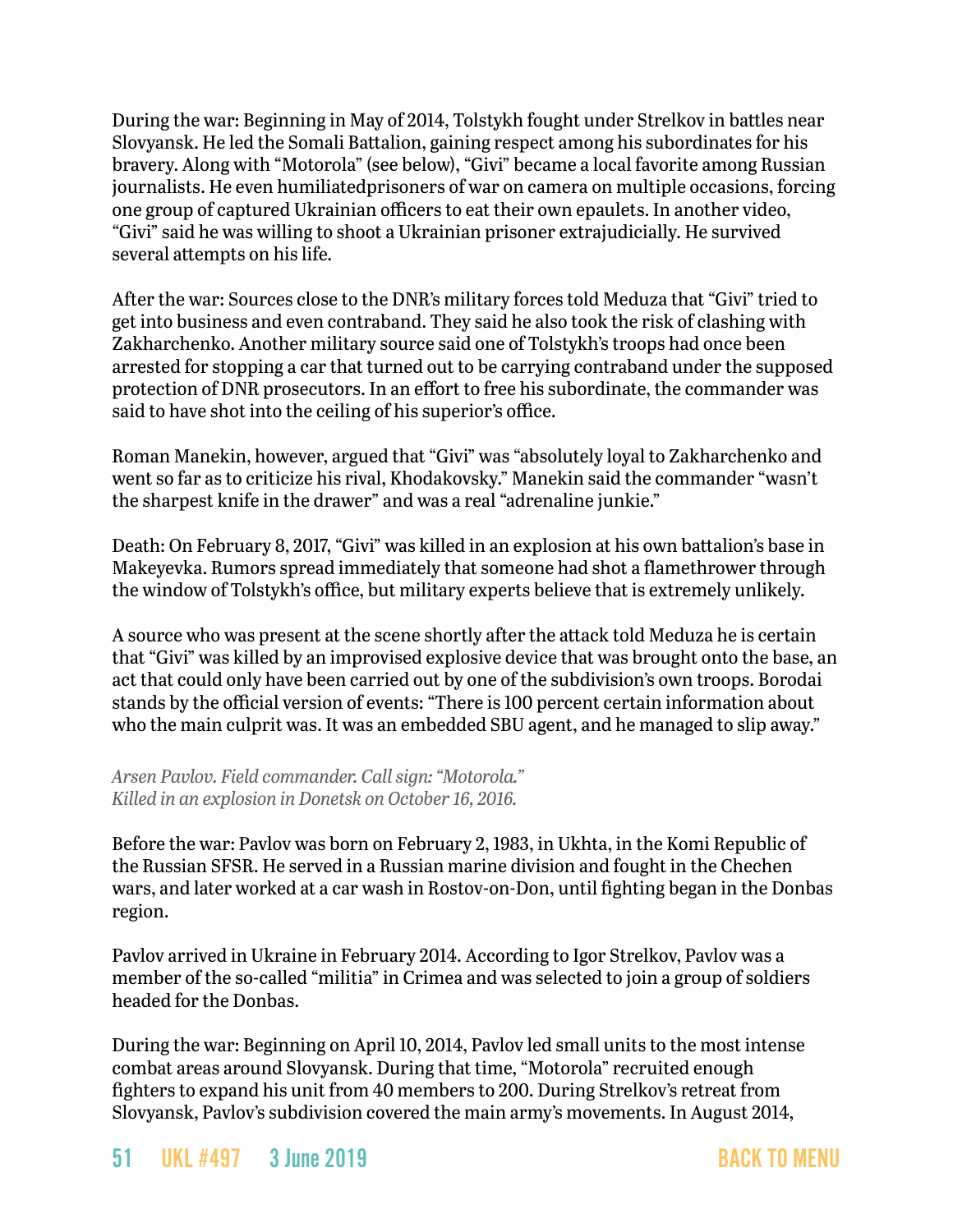During the war: Beginning in May of 2014, Tolstykh fought under Strelkov in battles near Slovyansk. He led the Somali Battalion, gaining respect among his subordinates for his bravery. Along with "Motorola" (see below), "Givi" became a local favorite among Russian journalists. He even humiliatedprisoners of war on camera on multiple occasions, forcing one group of captured Ukrainian officers to eat their own epaulets. In another video, "Givi" said he was willing to shoot a Ukrainian prisoner extrajudicially. He survived several attempts on his life.

After the war: Sources close to the DNR's military forces told Meduza that "Givi" tried to get into business and even contraband. They said he also took the risk of clashing with Zakharchenko. Another military source said one of Tolstykh's troops had once been arrested for stopping a car that turned out to be carrying contraband under the supposed protection of DNR prosecutors. In an effort to free his subordinate, the commander was said to have shot into the ceiling of his superior's office.

Roman Manekin, however, argued that "Givi" was "absolutely loyal to Zakharchenko and went so far as to criticize his rival, Khodakovsky." Manekin said the commander "wasn't the sharpest knife in the drawer" and was a real "adrenaline junkie."

Death: On February 8, 2017, "Givi" was killed in an explosion at his own battalion's base in Makeyevka. Rumors spread immediately that someone had shot a flamethrower through the window of Tolstykh's office, but military experts believe that is extremely unlikely.

A source who was present at the scene shortly after the attack told Meduza he is certain that "Givi" was killed by an improvised explosive device that was brought onto the base, an act that could only have been carried out by one of the subdivision's own troops. Borodai stands by the official version of events: "There is 100 percent certain information about who the main culprit was. It was an embedded SBU agent, and he managed to slip away."

*Arsen Pavlov. Field commander. Call sign: "Motorola."*
*Killed in an explosion in Donetsk on October 16, 2016.*

Before the war: Pavlov was born on February 2, 1983, in Ukhta, in the Komi Republic of the Russian SFSR. He served in a Russian marine division and fought in the Chechen wars, and later worked at a car wash in Rostov-on-Don, until fighting began in the Donbas region.

Pavlov arrived in Ukraine in February 2014. According to Igor Strelkov, Pavlov was a member of the so-called "militia" in Crimea and was selected to join a group of soldiers headed for the Donbas.

During the war: Beginning on April 10, 2014, Pavlov led small units to the most intense combat areas around Slovyansk. During that time, "Motorola" recruited enough fighters to expand his unit from 40 members to 200. During Strelkov's retreat from Slovyansk, Pavlov's subdivision covered the main army's movements. In August 2014,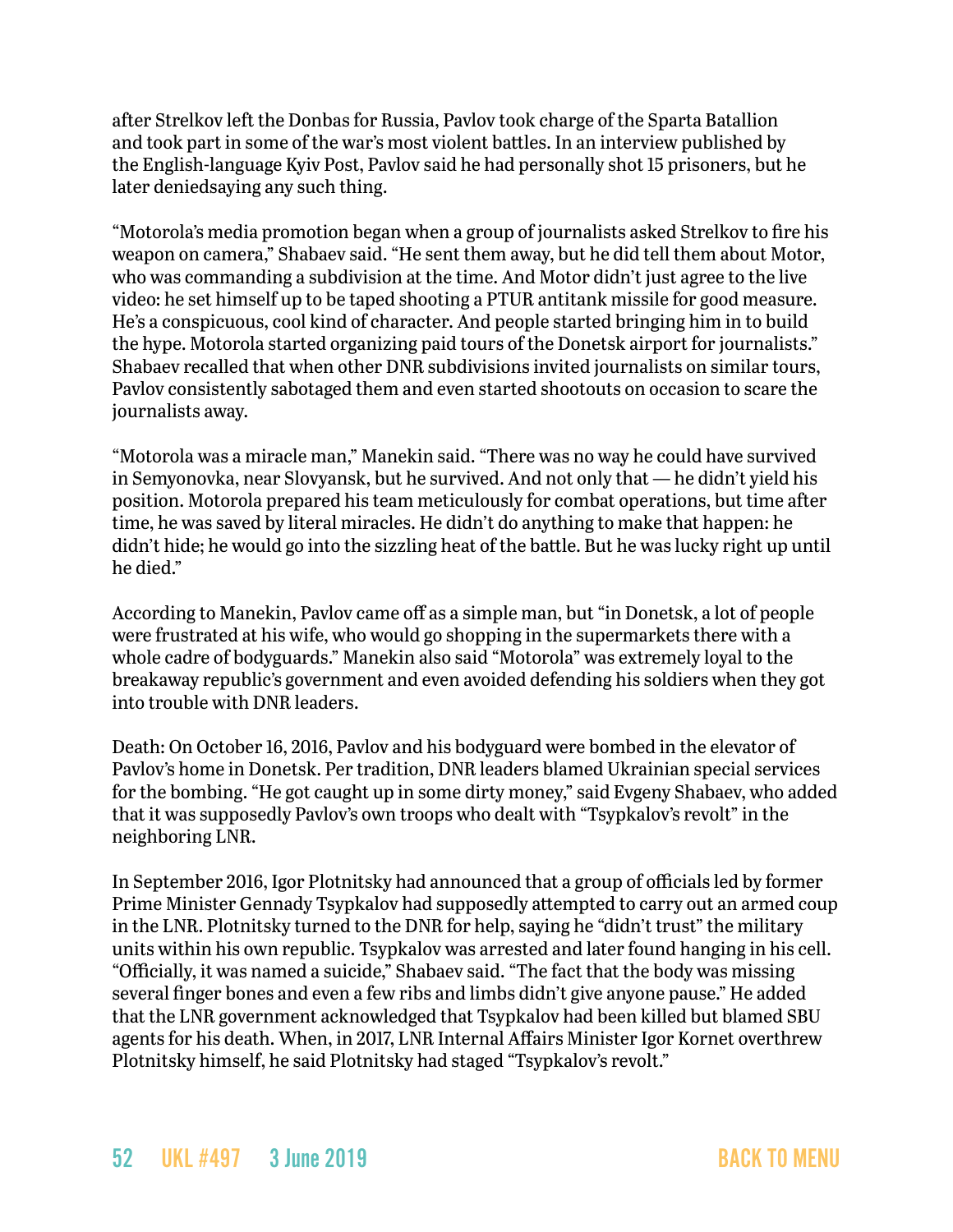after Strelkov left the Donbas for Russia, Pavlov took charge of the Sparta Batallion and took part in some of the war's most violent battles. In an interview published by the English-language Kyiv Post, Pavlov said he had personally shot 15 prisoners, but he later deniedsaying any such thing.

"Motorola's media promotion began when a group of journalists asked Strelkov to fire his weapon on camera," Shabaev said. "He sent them away, but he did tell them about Motor, who was commanding a subdivision at the time. And Motor didn't just agree to the live video: he set himself up to be taped shooting a PTUR antitank missile for good measure. He's a conspicuous, cool kind of character. And people started bringing him in to build the hype. Motorola started organizing paid tours of the Donetsk airport for journalists." Shabaev recalled that when other DNR subdivisions invited journalists on similar tours, Pavlov consistently sabotaged them and even started shootouts on occasion to scare the journalists away.

"Motorola was a miracle man," Manekin said. "There was no way he could have survived in Semyonovka, near Slovyansk, but he survived. And not only that — he didn't yield his position. Motorola prepared his team meticulously for combat operations, but time after time, he was saved by literal miracles. He didn't do anything to make that happen: he didn't hide; he would go into the sizzling heat of the battle. But he was lucky right up until he died."

According to Manekin, Pavlov came off as a simple man, but "in Donetsk, a lot of people were frustrated at his wife, who would go shopping in the supermarkets there with a whole cadre of bodyguards." Manekin also said "Motorola" was extremely loyal to the breakaway republic's government and even avoided defending his soldiers when they got into trouble with DNR leaders.

Death: On October 16, 2016, Pavlov and his bodyguard were bombed in the elevator of Pavlov's home in Donetsk. Per tradition, DNR leaders blamed Ukrainian special services for the bombing. "He got caught up in some dirty money," said Evgeny Shabaev, who added that it was supposedly Pavlov's own troops who dealt with "Tsypkalov's revolt" in the neighboring LNR.

In September 2016, Igor Plotnitsky had announced that a group of officials led by former Prime Minister Gennady Tsypkalov had supposedly attempted to carry out an armed coup in the LNR. Plotnitsky turned to the DNR for help, saying he "didn't trust" the military units within his own republic. Tsypkalov was arrested and later found hanging in his cell. "Officially, it was named a suicide," Shabaev said. "The fact that the body was missing several finger bones and even a few ribs and limbs didn't give anyone pause." He added that the LNR government acknowledged that Tsypkalov had been killed but blamed SBU agents for his death. When, in 2017, LNR Internal Affairs Minister Igor Kornet overthrew Plotnitsky himself, he said Plotnitsky had staged "Tsypkalov's revolt."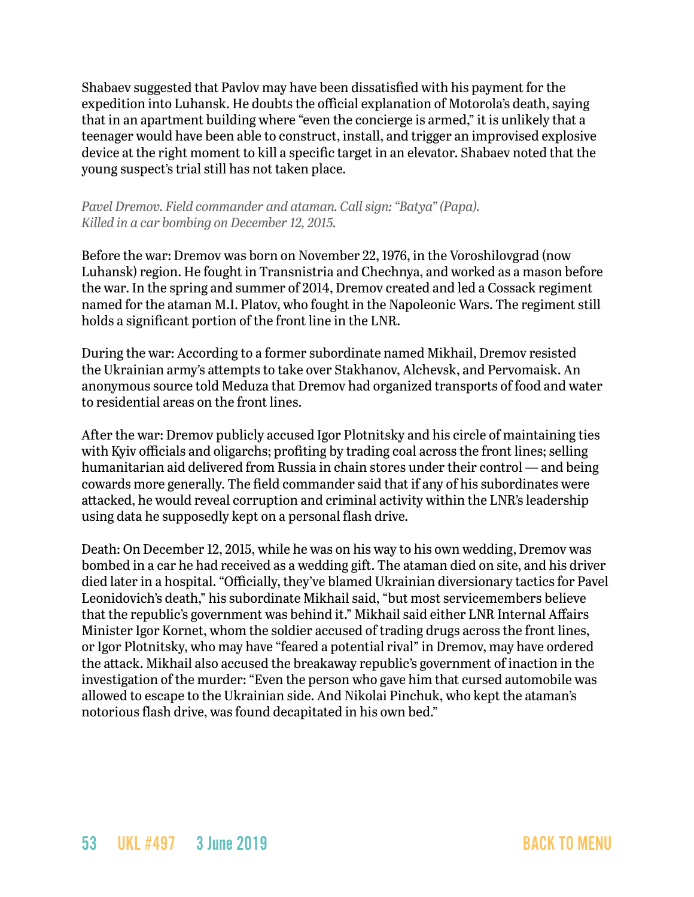Shabaev suggested that Pavlov may have been dissatisfied with his payment for the expedition into Luhansk. He doubts the official explanation of Motorola's death, saying that in an apartment building where "even the concierge is armed," it is unlikely that a teenager would have been able to construct, install, and trigger an improvised explosive device at the right moment to kill a specific target in an elevator. Shabaev noted that the young suspect's trial still has not taken place.

*Pavel Dremov. Field commander and ataman. Call sign: "Batya" (Papa). Killed in a car bombing on December 12, 2015.*

Before the war: Dremov was born on November 22, 1976, in the Voroshilovgrad (now Luhansk) region. He fought in Transnistria and Chechnya, and worked as a mason before the war. In the spring and summer of 2014, Dremov created and led a Cossack regiment named for the ataman M.I. Platov, who fought in the Napoleonic Wars. The regiment still holds a significant portion of the front line in the LNR.

During the war: According to a former subordinate named Mikhail, Dremov resisted the Ukrainian army's attempts to take over Stakhanov, Alchevsk, and Pervomaisk. An anonymous source told Meduza that Dremov had organized transports of food and water to residential areas on the front lines.

After the war: Dremov publicly accused Igor Plotnitsky and his circle of maintaining ties with Kyiv officials and oligarchs; profiting by trading coal across the front lines; selling humanitarian aid delivered from Russia in chain stores under their control — and being cowards more generally. The field commander said that if any of his subordinates were attacked, he would reveal corruption and criminal activity within the LNR's leadership using data he supposedly kept on a personal flash drive.

Death: On December 12, 2015, while he was on his way to his own wedding, Dremov was bombed in a car he had received as a wedding gift. The ataman died on site, and his driver died later in a hospital. "Officially, they've blamed Ukrainian diversionary tactics for Pavel Leonidovich's death," his subordinate Mikhail said, "but most servicemembers believe that the republic's government was behind it." Mikhail said either LNR Internal Affairs Minister Igor Kornet, whom the soldier accused of trading drugs across the front lines, or Igor Plotnitsky, who may have "feared a potential rival" in Dremov, may have ordered the attack. Mikhail also accused the breakaway republic's government of inaction in the investigation of the murder: "Even the person who gave him that cursed automobile was allowed to escape to the Ukrainian side. And Nikolai Pinchuk, who kept the ataman's notorious flash drive, was found decapitated in his own bed."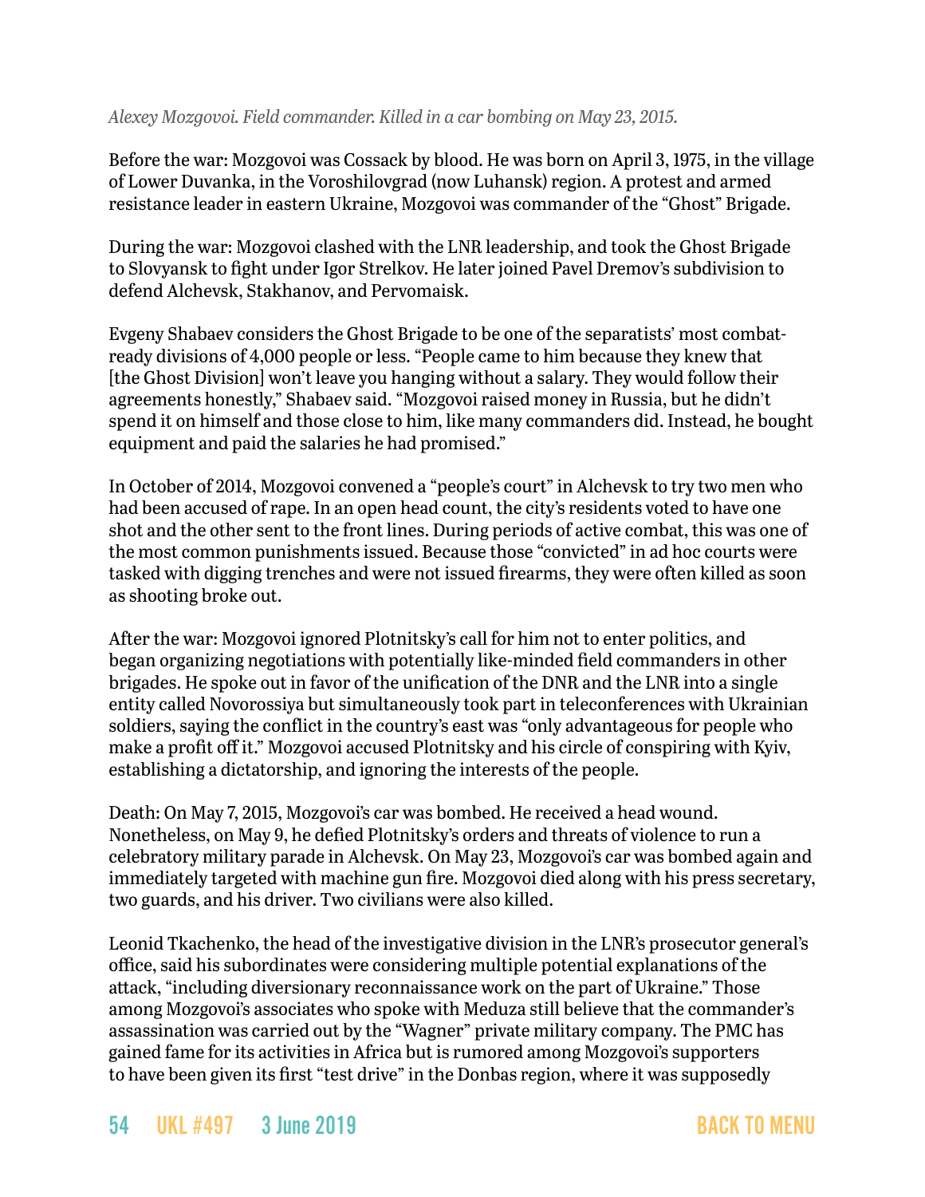*Alexey Mozgovoi. Field commander. Killed in a car bombing on May 23, 2015.*

Before the war: Mozgovoi was Cossack by blood. He was born on April 3, 1975, in the village of Lower Duvanka, in the Voroshilovgrad (now Luhansk) region. A protest and armed resistance leader in eastern Ukraine, Mozgovoi was commander of the "Ghost" Brigade.

During the war: Mozgovoi clashed with the LNR leadership, and took the Ghost Brigade to Slovyansk to fight under Igor Strelkov. He later joined Pavel Dremov's subdivision to defend Alchevsk, Stakhanov, and Pervomaisk.

Evgeny Shabaev considers the Ghost Brigade to be one of the separatists' most combat-ready divisions of 4,000 people or less. "People came to him because they knew that [the Ghost Division] won't leave you hanging without a salary. They would follow their agreements honestly," Shabaev said. "Mozgovoi raised money in Russia, but he didn't spend it on himself and those close to him, like many commanders did. Instead, he bought equipment and paid the salaries he had promised."

In October of 2014, Mozgovoi convened a "people's court" in Alchevsk to try two men who had been accused of rape. In an open head count, the city's residents voted to have one shot and the other sent to the front lines. During periods of active combat, this was one of the most common punishments issued. Because those "convicted" in ad hoc courts were tasked with digging trenches and were not issued firearms, they were often killed as soon as shooting broke out.

After the war: Mozgovoi ignored Plotnitsky's call for him not to enter politics, and began organizing negotiations with potentially like-minded field commanders in other brigades. He spoke out in favor of the unification of the DNR and the LNR into a single entity called Novorossiya but simultaneously took part in teleconferences with Ukrainian soldiers, saying the conflict in the country's east was "only advantageous for people who make a profit off it." Mozgovoi accused Plotnitsky and his circle of conspiring with Kyiv, establishing a dictatorship, and ignoring the interests of the people.

Death: On May 7, 2015, Mozgovoi's car was bombed. He received a head wound. Nonetheless, on May 9, he defied Plotnitsky's orders and threats of violence to run a celebratory military parade in Alchevsk. On May 23, Mozgovoi's car was bombed again and immediately targeted with machine gun fire. Mozgovoi died along with his press secretary, two guards, and his driver. Two civilians were also killed.

Leonid Tkachenko, the head of the investigative division in the LNR's prosecutor general's office, said his subordinates were considering multiple potential explanations of the attack, "including diversionary reconnaissance work on the part of Ukraine." Those among Mozgovoi's associates who spoke with Meduza still believe that the commander's assassination was carried out by the "Wagner" private military company. The PMC has gained fame for its activities in Africa but is rumored among Mozgovoi's supporters to have been given its first "test drive" in the Donbas region, where it was supposedly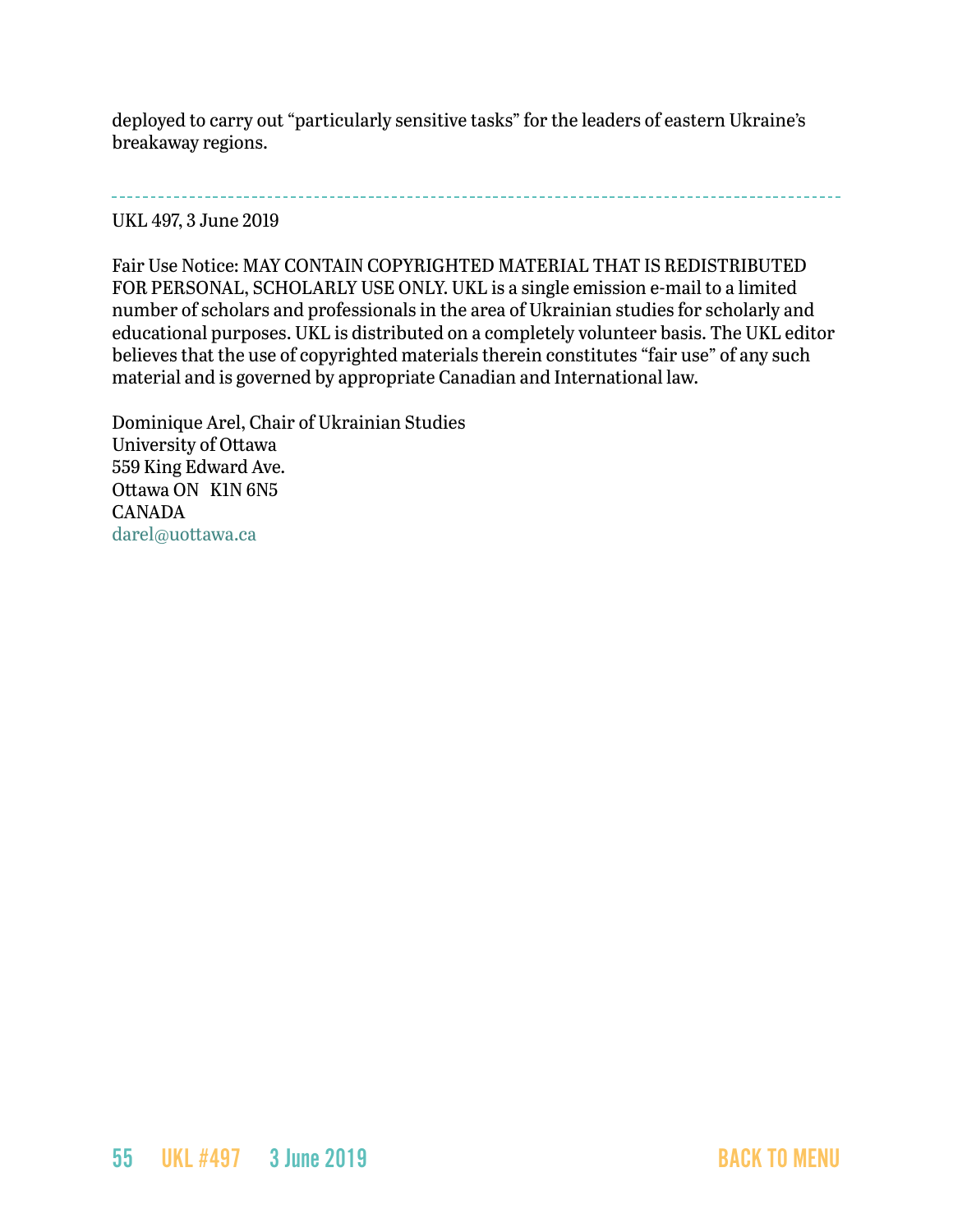deployed to carry out "particularly sensitive tasks" for the leaders of eastern Ukraine's breakaway regions.

---

UKL 497, 3 June 2019

Fair Use Notice: MAY CONTAIN COPYRIGHTED MATERIAL THAT IS REDISTRIBUTED FOR PERSONAL, SCHOLARLY USE ONLY. UKL is a single emission e-mail to a limited number of scholars and professionals in the area of Ukrainian studies for scholarly and educational purposes. UKL is distributed on a completely volunteer basis. The UKL editor believes that the use of copyrighted materials therein constitutes "fair use" of any such material and is governed by appropriate Canadian and International law.

Dominique Arel, Chair of Ukrainian Studies
University of Ottawa
559 King Edward Ave.
Ottawa ON K1N 6N5
CANADA
darel@uottawa.ca